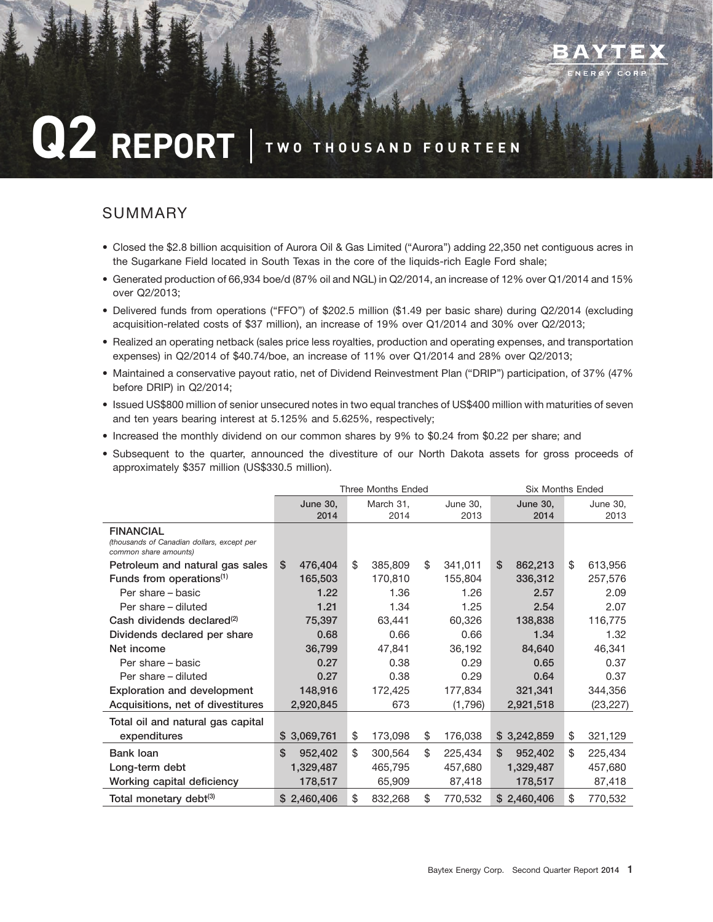# Q2 REPORT | TWO THOUSAND FOURTEEN

BAYTEX ENERGY CORP

## SUMMARY

- Closed the $2.8 billion acquisition of Aurora Oil & Gas Limited ("Aurora") adding 22,350 net contiguous acres in the Sugarkane Field located in South Texas in the core of the liquids-rich Eagle Ford shale;
- Generated production of 66,934 boe/d (87% oil and NGL) in Q2/2014, an increase of 12% over Q1/2014 and 15% over Q2/2013;
- Delivered funds from operations ("FFO") of $202.5 million ($1.49 per basic share) during Q2/2014 (excluding acquisition-related costs of $37 million), an increase of 19% over Q1/2014 and 30% over Q2/2013;
- Realized an operating netback (sales price less royalties, production and operating expenses, and transportation expenses) in Q2/2014 of $40.74/boe, an increase of 11% over Q1/2014 and 28% over Q2/2013;
- Maintained a conservative payout ratio, net of Dividend Reinvestment Plan ("DRIP") participation, of 37% (47% before DRIP) in Q2/2014;
- Issued US$800 million of senior unsecured notes in two equal tranches of US$400 million with maturities of seven and ten years bearing interest at 5.125% and 5.625%, respectively;
- Increased the monthly dividend on our common shares by 9% to $0.24 from $0.22 per share; and
- Subsequent to the quarter, announced the divestiture of our North Dakota assets for gross proceeds of approximately $357 million (US$330.5 million).

| | Three Months Ended | | | Six Months Ended | |
|---|---|---|---|---|---|
| | June 30, 2014 | March 31, 2014 | June 30, 2013 | June 30, 2014 | June 30, 2013 |
| **FINANCIAL** *(thousands of Canadian dollars, except per common share amounts)* | | | | | |
| Petroleum and natural gas sales | $ 476,404 | $ 385,809 | $ 341,011 | $ 862,213 | $ 613,956 |
| Funds from operations[(1)] | 165,503 | 170,810 | 155,804 | 336,312 | 257,576 |
| Per share – basic | 1.22 | 1.36 | 1.26 | 2.57 | 2.09 |
| Per share – diluted | 1.21 | 1.34 | 1.25 | 2.54 | 2.07 |
| Cash dividends declared[(2)] | 75,397 | 63,441 | 60,326 | 138,838 | 116,775 |
| Dividends declared per share | 0.68 | 0.66 | 0.66 | 1.34 | 1.32 |
| Net income | 36,799 | 47,841 | 36,192 | 84,640 | 46,341 |
| Per share – basic | 0.27 | 0.38 | 0.29 | 0.65 | 0.37 |
| Per share – diluted | 0.27 | 0.38 | 0.29 | 0.64 | 0.37 |
| Exploration and development | 148,916 | 172,425 | 177,834 | 321,341 | 344,356 |
| Acquisitions, net of divestitures | 2,920,845 | 673 | (1,796) | 2,921,518 | (23,227) |
| Total oil and natural gas capital expenditures | $ 3,069,761 | $ 173,098 | $ 176,038 | $ 3,242,859 | $ 321,129 |
| Bank loan | $ 952,402 | $ 300,564 | $ 225,434 | $ 952,402 | $ 225,434 |
| Long-term debt | 1,329,487 | 465,795 | 457,680 | 1,329,487 | 457,680 |
| Working capital deficiency | 178,517 | 65,909 | 87,418 | 178,517 | 87,418 |
| Total monetary debt[(3)] | $ 2,460,406 | $ 832,268 | $ 770,532 | $ 2,460,406 | $ 770,532 |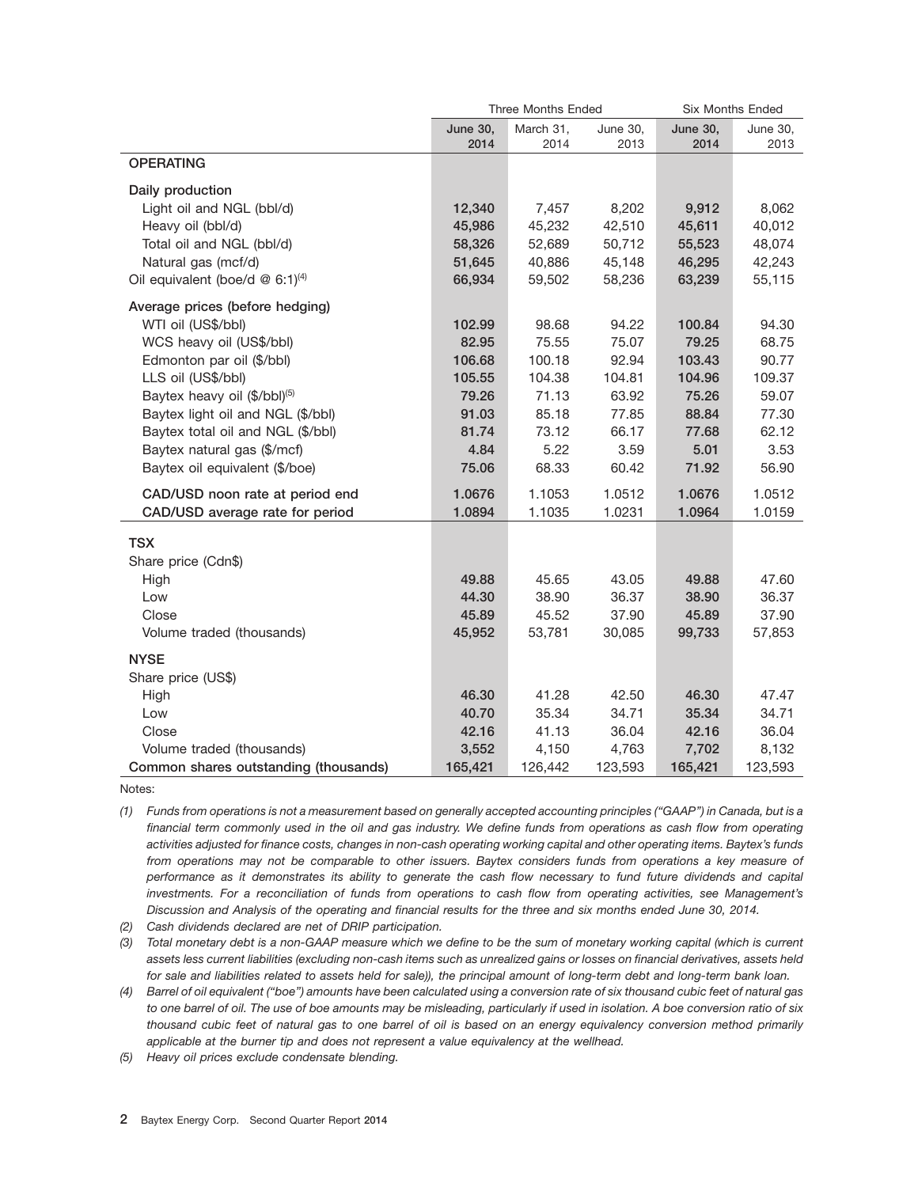| | Three Months Ended | | | Six Months Ended | |
|---|---|---|---|---|---|
| | **June 30, 2014** | March 31, 2014 | June 30, 2013 | **June 30, 2014** | June 30, 2013 |
| **OPERATING** | | | | | |
| Daily production | | | | | |
| Light oil and NGL (bbl/d) | **12,340** | 7,457 | 8,202 | **9,912** | 8,062 |
| Heavy oil (bbl/d) | **45,986** | 45,232 | 42,510 | **45,611** | 40,012 |
| Total oil and NGL (bbl/d) | **58,326** | 52,689 | 50,712 | **55,523** | 48,074 |
| Natural gas (mcf/d) | **51,645** | 40,886 | 45,148 | **46,295** | 42,243 |
| Oil equivalent (boe/d @ 6:1)[(4)] | **66,934** | 59,502 | 58,236 | **63,239** | 55,115 |
| Average prices (before hedging) | | | | | |
| WTI oil (US$/bbl) | **102.99** | 98.68 | 94.22 | **100.84** | 94.30 |
| WCS heavy oil (US$/bbl) | **82.95** | 75.55 | 75.07 | **79.25** | 68.75 |
| Edmonton par oil ($/bbl) | **106.68** | 100.18 | 92.94 | **103.43** | 90.77 |
| LLS oil (US$/bbl) | **105.55** | 104.38 | 104.81 | **104.96** | 109.37 |
| Baytex heavy oil ($/bbl)[(5)] | **79.26** | 71.13 | 63.92 | **75.26** | 59.07 |
| Baytex light oil and NGL ($/bbl) | **91.03** | 85.18 | 77.85 | **88.84** | 77.30 |
| Baytex total oil and NGL ($/bbl) | **81.74** | 73.12 | 66.17 | **77.68** | 62.12 |
| Baytex natural gas ($/mcf) | **4.84** | 5.22 | 3.59 | **5.01** | 3.53 |
| Baytex oil equivalent ($/boe) | **75.06** | 68.33 | 60.42 | **71.92** | 56.90 |
| **CAD/USD noon rate at period end** | **1.0676** | 1.1053 | 1.0512 | **1.0676** | 1.0512 |
| **CAD/USD average rate for period** | **1.0894** | 1.1035 | 1.0231 | **1.0964** | 1.0159 |
| **TSX** | | | | | |
| Share price (Cdn$) | | | | | |
| High | **49.88** | 45.65 | 43.05 | **49.88** | 47.60 |
| Low | **44.30** | 38.90 | 36.37 | **38.90** | 36.37 |
| Close | **45.89** | 45.52 | 37.90 | **45.89** | 37.90 |
| Volume traded (thousands) | **45,952** | 53,781 | 30,085 | **99,733** | 57,853 |
| **NYSE** | | | | | |
| Share price (US$) | | | | | |
| High | **46.30** | 41.28 | 42.50 | **46.30** | 47.47 |
| Low | **40.70** | 35.34 | 34.71 | **35.34** | 34.71 |
| Close | **42.16** | 41.13 | 36.04 | **42.16** | 36.04 |
| Volume traded (thousands) | **3,552** | 4,150 | 4,763 | **7,702** | 8,132 |
| **Common shares outstanding (thousands)** | **165,421** | 126,442 | 123,593 | **165,421** | 123,593 |

Notes:

*(1) Funds from operations is not a measurement based on generally accepted accounting principles ("GAAP") in Canada, but is a financial term commonly used in the oil and gas industry. We define funds from operations as cash flow from operating activities adjusted for finance costs, changes in non-cash operating working capital and other operating items. Baytex's funds from operations may not be comparable to other issuers. Baytex considers funds from operations a key measure of performance as it demonstrates its ability to generate the cash flow necessary to fund future dividends and capital investments. For a reconciliation of funds from operations to cash flow from operating activities, see Management's Discussion and Analysis of the operating and financial results for the three and six months ended June 30, 2014.*

*(2) Cash dividends declared are net of DRIP participation.*

*(3) Total monetary debt is a non-GAAP measure which we define to be the sum of monetary working capital (which is current assets less current liabilities (excluding non-cash items such as unrealized gains or losses on financial derivatives, assets held for sale and liabilities related to assets held for sale)), the principal amount of long-term debt and long-term bank loan.*

*(4) Barrel of oil equivalent ("boe") amounts have been calculated using a conversion rate of six thousand cubic feet of natural gas to one barrel of oil. The use of boe amounts may be misleading, particularly if used in isolation. A boe conversion ratio of six thousand cubic feet of natural gas to one barrel of oil is based on an energy equivalency conversion method primarily applicable at the burner tip and does not represent a value equivalency at the wellhead.*

*(5) Heavy oil prices exclude condensate blending.*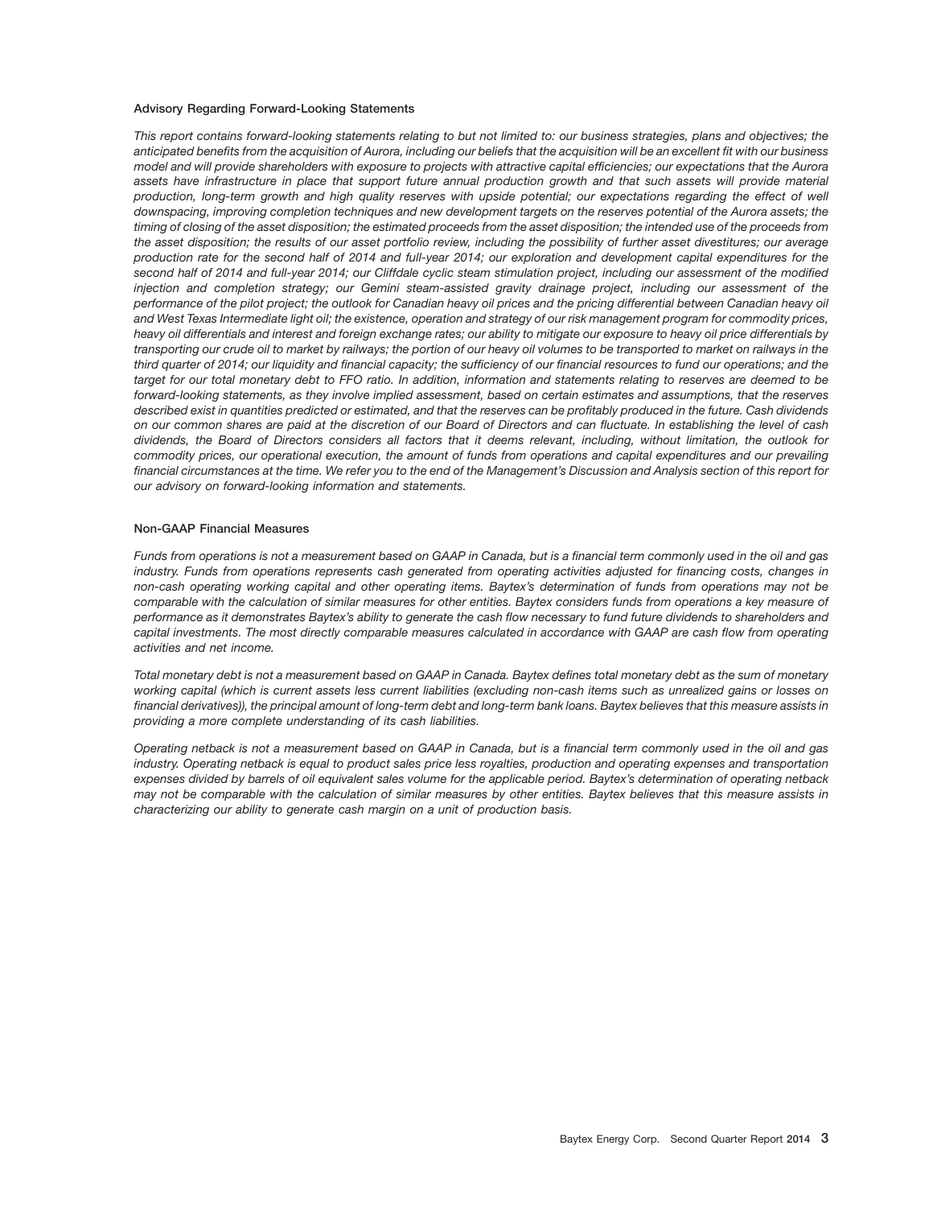### Advisory Regarding Forward-Looking Statements

*This report contains forward-looking statements relating to but not limited to: our business strategies, plans and objectives; the anticipated benefits from the acquisition of Aurora, including our beliefs that the acquisition will be an excellent fit with our business model and will provide shareholders with exposure to projects with attractive capital efficiencies; our expectations that the Aurora assets have infrastructure in place that support future annual production growth and that such assets will provide material production, long-term growth and high quality reserves with upside potential; our expectations regarding the effect of well downspacing, improving completion techniques and new development targets on the reserves potential of the Aurora assets; the timing of closing of the asset disposition; the estimated proceeds from the asset disposition; the intended use of the proceeds from the asset disposition; the results of our asset portfolio review, including the possibility of further asset divestitures; our average production rate for the second half of 2014 and full-year 2014; our exploration and development capital expenditures for the second half of 2014 and full-year 2014; our Cliffdale cyclic steam stimulation project, including our assessment of the modified injection and completion strategy; our Gemini steam-assisted gravity drainage project, including our assessment of the performance of the pilot project; the outlook for Canadian heavy oil prices and the pricing differential between Canadian heavy oil and West Texas Intermediate light oil; the existence, operation and strategy of our risk management program for commodity prices, heavy oil differentials and interest and foreign exchange rates; our ability to mitigate our exposure to heavy oil price differentials by transporting our crude oil to market by railways; the portion of our heavy oil volumes to be transported to market on railways in the third quarter of 2014; our liquidity and financial capacity; the sufficiency of our financial resources to fund our operations; and the target for our total monetary debt to FFO ratio. In addition, information and statements relating to reserves are deemed to be forward-looking statements, as they involve implied assessment, based on certain estimates and assumptions, that the reserves described exist in quantities predicted or estimated, and that the reserves can be profitably produced in the future. Cash dividends on our common shares are paid at the discretion of our Board of Directors and can fluctuate. In establishing the level of cash dividends, the Board of Directors considers all factors that it deems relevant, including, without limitation, the outlook for commodity prices, our operational execution, the amount of funds from operations and capital expenditures and our prevailing financial circumstances at the time. We refer you to the end of the Management's Discussion and Analysis section of this report for our advisory on forward-looking information and statements.*

### Non-GAAP Financial Measures

*Funds from operations is not a measurement based on GAAP in Canada, but is a financial term commonly used in the oil and gas industry. Funds from operations represents cash generated from operating activities adjusted for financing costs, changes in non-cash operating working capital and other operating items. Baytex's determination of funds from operations may not be comparable with the calculation of similar measures for other entities. Baytex considers funds from operations a key measure of performance as it demonstrates Baytex's ability to generate the cash flow necessary to fund future dividends to shareholders and capital investments. The most directly comparable measures calculated in accordance with GAAP are cash flow from operating activities and net income.*

*Total monetary debt is not a measurement based on GAAP in Canada. Baytex defines total monetary debt as the sum of monetary working capital (which is current assets less current liabilities (excluding non-cash items such as unrealized gains or losses on financial derivatives)), the principal amount of long-term debt and long-term bank loans. Baytex believes that this measure assists in providing a more complete understanding of its cash liabilities.*

*Operating netback is not a measurement based on GAAP in Canada, but is a financial term commonly used in the oil and gas industry. Operating netback is equal to product sales price less royalties, production and operating expenses and transportation expenses divided by barrels of oil equivalent sales volume for the applicable period. Baytex's determination of operating netback may not be comparable with the calculation of similar measures by other entities. Baytex believes that this measure assists in characterizing our ability to generate cash margin on a unit of production basis.*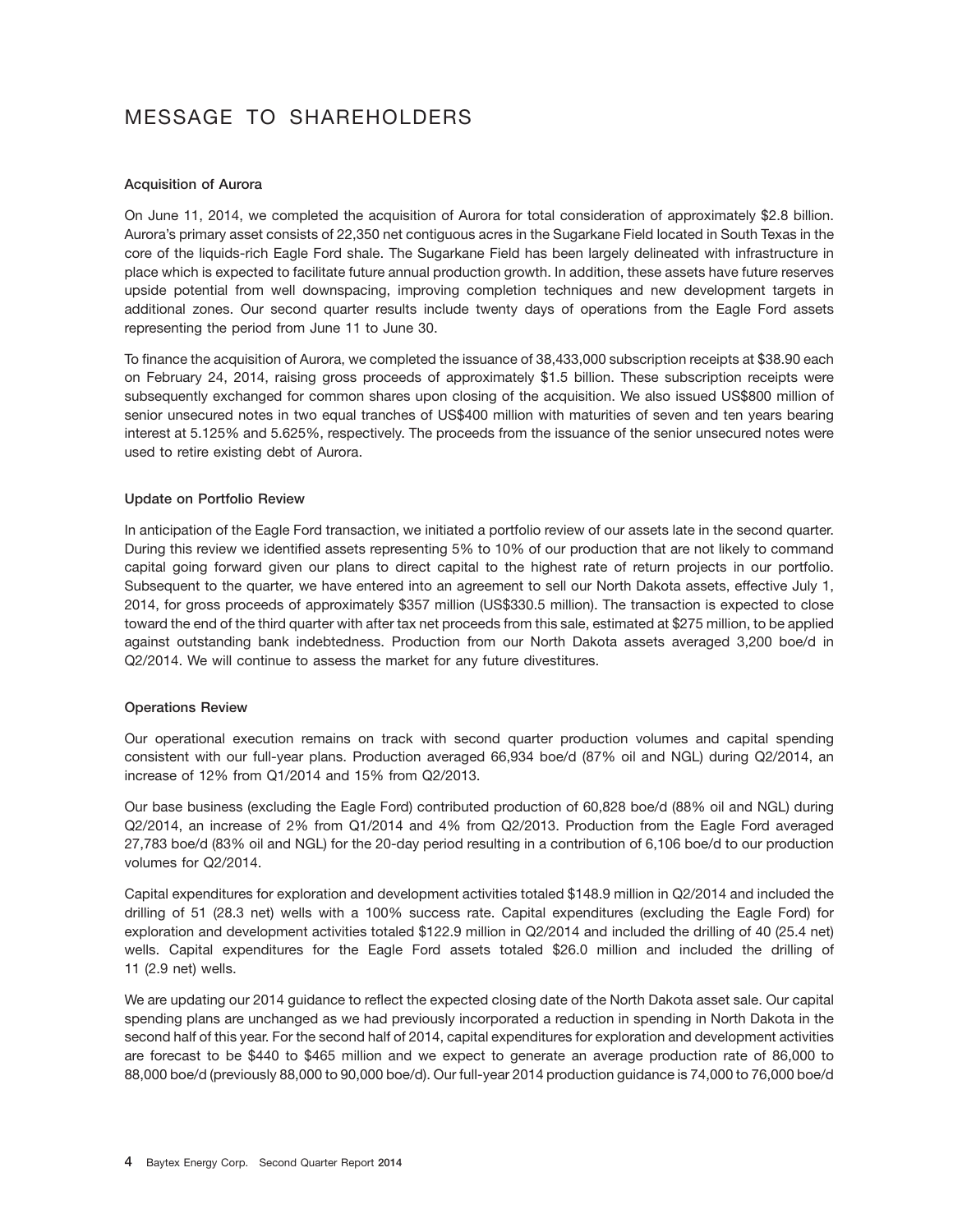# MESSAGE TO SHAREHOLDERS

**Acquisition of Aurora**

On June 11, 2014, we completed the acquisition of Aurora for total consideration of approximately $2.8 billion. Aurora's primary asset consists of 22,350 net contiguous acres in the Sugarkane Field located in South Texas in the core of the liquids-rich Eagle Ford shale. The Sugarkane Field has been largely delineated with infrastructure in place which is expected to facilitate future annual production growth. In addition, these assets have future reserves upside potential from well downspacing, improving completion techniques and new development targets in additional zones. Our second quarter results include twenty days of operations from the Eagle Ford assets representing the period from June 11 to June 30.

To finance the acquisition of Aurora, we completed the issuance of 38,433,000 subscription receipts at $38.90 each on February 24, 2014, raising gross proceeds of approximately $1.5 billion. These subscription receipts were subsequently exchanged for common shares upon closing of the acquisition. We also issued US$800 million of senior unsecured notes in two equal tranches of US$400 million with maturities of seven and ten years bearing interest at 5.125% and 5.625%, respectively. The proceeds from the issuance of the senior unsecured notes were used to retire existing debt of Aurora.

**Update on Portfolio Review**

In anticipation of the Eagle Ford transaction, we initiated a portfolio review of our assets late in the second quarter. During this review we identified assets representing 5% to 10% of our production that are not likely to command capital going forward given our plans to direct capital to the highest rate of return projects in our portfolio. Subsequent to the quarter, we have entered into an agreement to sell our North Dakota assets, effective July 1, 2014, for gross proceeds of approximately $357 million (US$330.5 million). The transaction is expected to close toward the end of the third quarter with after tax net proceeds from this sale, estimated at $275 million, to be applied against outstanding bank indebtedness. Production from our North Dakota assets averaged 3,200 boe/d in Q2/2014. We will continue to assess the market for any future divestitures.

**Operations Review**

Our operational execution remains on track with second quarter production volumes and capital spending consistent with our full-year plans. Production averaged 66,934 boe/d (87% oil and NGL) during Q2/2014, an increase of 12% from Q1/2014 and 15% from Q2/2013.

Our base business (excluding the Eagle Ford) contributed production of 60,828 boe/d (88% oil and NGL) during Q2/2014, an increase of 2% from Q1/2014 and 4% from Q2/2013. Production from the Eagle Ford averaged 27,783 boe/d (83% oil and NGL) for the 20-day period resulting in a contribution of 6,106 boe/d to our production volumes for Q2/2014.

Capital expenditures for exploration and development activities totaled $148.9 million in Q2/2014 and included the drilling of 51 (28.3 net) wells with a 100% success rate. Capital expenditures (excluding the Eagle Ford) for exploration and development activities totaled $122.9 million in Q2/2014 and included the drilling of 40 (25.4 net) wells. Capital expenditures for the Eagle Ford assets totaled $26.0 million and included the drilling of 11 (2.9 net) wells.

We are updating our 2014 guidance to reflect the expected closing date of the North Dakota asset sale. Our capital spending plans are unchanged as we had previously incorporated a reduction in spending in North Dakota in the second half of this year. For the second half of 2014, capital expenditures for exploration and development activities are forecast to be $440 to $465 million and we expect to generate an average production rate of 86,000 to 88,000 boe/d (previously 88,000 to 90,000 boe/d). Our full-year 2014 production guidance is 74,000 to 76,000 boe/d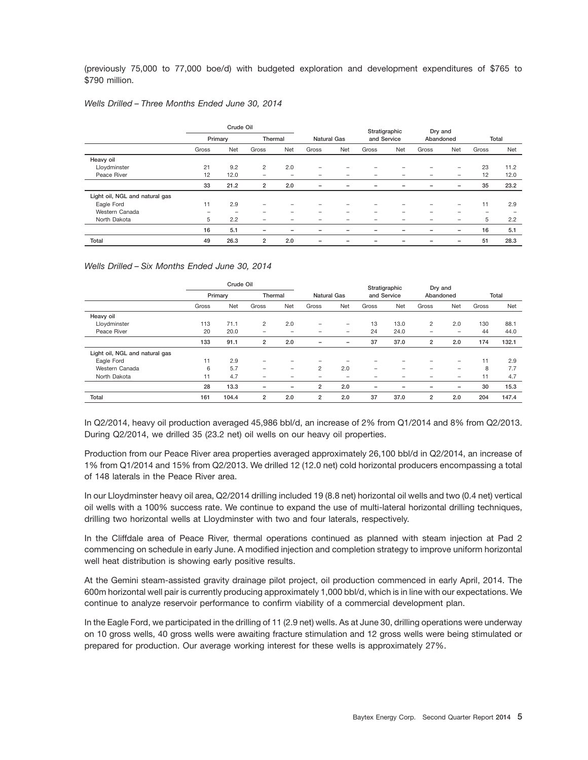(previously 75,000 to 77,000 boe/d) with budgeted exploration and development expenditures of $765 to $790 million.

*Wells Drilled – Three Months Ended June 30, 2014*

| | Crude Oil | | | | Natural Gas | | Stratigraphic and Service | | Dry and Abandoned | | Total | |
|---|---|---|---|---|---|---|---|---|---|---|---|---|
| | Primary | | Thermal | | | | | | | | | |
| | Gross | Net | Gross | Net | Gross | Net | Gross | Net | Gross | Net | Gross | Net |
| **Heavy oil** | | | | | | | | | | | | |
| Lloydminster | 21 | 9.2 | 2 | 2.0 | – | – | – | – | – | – | 23 | 11.2 |
| Peace River | 12 | 12.0 | – | – | – | – | – | – | – | – | 12 | 12.0 |
| | 33 | 21.2 | 2 | 2.0 | – | – | – | – | – | – | 35 | 23.2 |
| **Light oil, NGL and natural gas** | | | | | | | | | | | | |
| Eagle Ford | 11 | 2.9 | – | – | – | – | – | – | – | – | 11 | 2.9 |
| Western Canada | – | – | – | – | – | – | – | – | – | – | – | – |
| North Dakota | 5 | 2.2 | – | – | – | – | – | – | – | – | 5 | 2.2 |
| | 16 | 5.1 | – | – | – | – | – | – | – | – | 16 | 5.1 |
| **Total** | 49 | 26.3 | 2 | 2.0 | – | – | – | – | – | – | 51 | 28.3 |

*Wells Drilled – Six Months Ended June 30, 2014*

| | Crude Oil | | | | Natural Gas | | Stratigraphic and Service | | Dry and Abandoned | | Total | |
|---|---|---|---|---|---|---|---|---|---|---|---|---|
| | Primary | | Thermal | | | | | | | | | |
| | Gross | Net | Gross | Net | Gross | Net | Gross | Net | Gross | Net | Gross | Net |
| **Heavy oil** | | | | | | | | | | | | |
| Lloydminster | 113 | 71.1 | 2 | 2.0 | – | – | 13 | 13.0 | 2 | 2.0 | 130 | 88.1 |
| Peace River | 20 | 20.0 | – | – | – | – | 24 | 24.0 | – | – | 44 | 44.0 |
| | 133 | 91.1 | 2 | 2.0 | – | – | 37 | 37.0 | 2 | 2.0 | 174 | 132.1 |
| **Light oil, NGL and natural gas** | | | | | | | | | | | | |
| Eagle Ford | 11 | 2.9 | – | – | – | – | – | – | – | – | 11 | 2.9 |
| Western Canada | 6 | 5.7 | – | – | 2 | 2.0 | – | – | – | – | 8 | 7.7 |
| North Dakota | 11 | 4.7 | – | – | – | – | – | – | – | – | 11 | 4.7 |
| | 28 | 13.3 | – | – | 2 | 2.0 | – | – | – | – | 30 | 15.3 |
| **Total** | 161 | 104.4 | 2 | 2.0 | 2 | 2.0 | 37 | 37.0 | 2 | 2.0 | 204 | 147.4 |

In Q2/2014, heavy oil production averaged 45,986 bbl/d, an increase of 2% from Q1/2014 and 8% from Q2/2013. During Q2/2014, we drilled 35 (23.2 net) oil wells on our heavy oil properties.

Production from our Peace River area properties averaged approximately 26,100 bbl/d in Q2/2014, an increase of 1% from Q1/2014 and 15% from Q2/2013. We drilled 12 (12.0 net) cold horizontal producers encompassing a total of 148 laterals in the Peace River area.

In our Lloydminster heavy oil area, Q2/2014 drilling included 19 (8.8 net) horizontal oil wells and two (0.4 net) vertical oil wells with a 100% success rate. We continue to expand the use of multi-lateral horizontal drilling techniques, drilling two horizontal wells at Lloydminster with two and four laterals, respectively.

In the Cliffdale area of Peace River, thermal operations continued as planned with steam injection at Pad 2 commencing on schedule in early June. A modified injection and completion strategy to improve uniform horizontal well heat distribution is showing early positive results.

At the Gemini steam-assisted gravity drainage pilot project, oil production commenced in early April, 2014. The 600m horizontal well pair is currently producing approximately 1,000 bbl/d, which is in line with our expectations. We continue to analyze reservoir performance to confirm viability of a commercial development plan.

In the Eagle Ford, we participated in the drilling of 11 (2.9 net) wells. As at June 30, drilling operations were underway on 10 gross wells, 40 gross wells were awaiting fracture stimulation and 12 gross wells were being stimulated or prepared for production. Our average working interest for these wells is approximately 27%.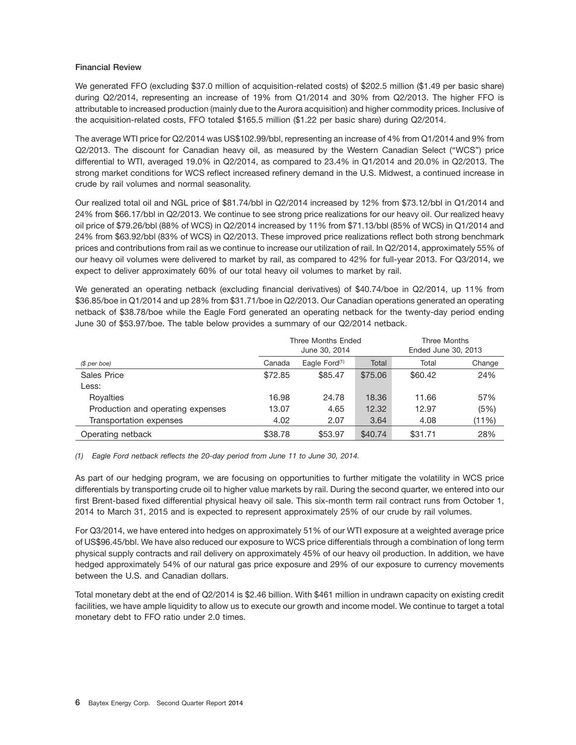### Financial Review

We generated FFO (excluding $37.0 million of acquisition-related costs) of $202.5 million ($1.49 per basic share) during Q2/2014, representing an increase of 19% from Q1/2014 and 30% from Q2/2013. The higher FFO is attributable to increased production (mainly due to the Aurora acquisition) and higher commodity prices. Inclusive of the acquisition-related costs, FFO totaled $165.5 million ($1.22 per basic share) during Q2/2014.

The average WTI price for Q2/2014 was US$102.99/bbl, representing an increase of 4% from Q1/2014 and 9% from Q2/2013. The discount for Canadian heavy oil, as measured by the Western Canadian Select ("WCS") price differential to WTI, averaged 19.0% in Q2/2014, as compared to 23.4% in Q1/2014 and 20.0% in Q2/2013. The strong market conditions for WCS reflect increased refinery demand in the U.S. Midwest, a continued increase in crude by rail volumes and normal seasonality.

Our realized total oil and NGL price of $81.74/bbl in Q2/2014 increased by 12% from $73.12/bbl in Q1/2014 and 24% from $66.17/bbl in Q2/2013. We continue to see strong price realizations for our heavy oil. Our realized heavy oil price of $79.26/bbl (88% of WCS) in Q2/2014 increased by 11% from $71.13/bbl (85% of WCS) in Q1/2014 and 24% from $63.92/bbl (83% of WCS) in Q2/2013. These improved price realizations reflect both strong benchmark prices and contributions from rail as we continue to increase our utilization of rail. In Q2/2014, approximately 55% of our heavy oil volumes were delivered to market by rail, as compared to 42% for full-year 2013. For Q3/2014, we expect to deliver approximately 60% of our total heavy oil volumes to market by rail.

We generated an operating netback (excluding financial derivatives) of $40.74/boe in Q2/2014, up 11% from $36.85/boe in Q1/2014 and up 28% from $31.71/boe in Q2/2013. Our Canadian operations generated an operating netback of $38.78/boe while the Eagle Ford generated an operating netback for the twenty-day period ending June 30 of $53.97/boe. The table below provides a summary of our Q2/2014 netback.

| | Three Months Ended June 30, 2014 | | | Three Months Ended June 30, 2013 | |
|---|---|---|---|---|---|
| *($ per boe)* | Canada | Eagle Ford[(1)] | Total | Total | Change |
| Sales Price | $72.85 | $85.47 | $75.06 | $60.42 | 24% |
| Less: | | | | | |
| Royalties | 16.98 | 24.78 | 18.36 | 11.66 | 57% |
| Production and operating expenses | 13.07 | 4.65 | 12.32 | 12.97 | (5%) |
| Transportation expenses | 4.02 | 2.07 | 3.64 | 4.08 | (11%) |
| Operating netback | $38.78 | $53.97 | $40.74 | $31.71 | 28% |

*(1) Eagle Ford netback reflects the 20-day period from June 11 to June 30, 2014.*

As part of our hedging program, we are focusing on opportunities to further mitigate the volatility in WCS price differentials by transporting crude oil to higher value markets by rail. During the second quarter, we entered into our first Brent-based fixed differential physical heavy oil sale. This six-month term rail contract runs from October 1, 2014 to March 31, 2015 and is expected to represent approximately 25% of our crude by rail volumes.

For Q3/2014, we have entered into hedges on approximately 51% of our WTI exposure at a weighted average price of US$96.45/bbl. We have also reduced our exposure to WCS price differentials through a combination of long term physical supply contracts and rail delivery on approximately 45% of our heavy oil production. In addition, we have hedged approximately 54% of our natural gas price exposure and 29% of our exposure to currency movements between the U.S. and Canadian dollars.

Total monetary debt at the end of Q2/2014 is $2.46 billion. With $461 million in undrawn capacity on existing credit facilities, we have ample liquidity to allow us to execute our growth and income model. We continue to target a total monetary debt to FFO ratio under 2.0 times.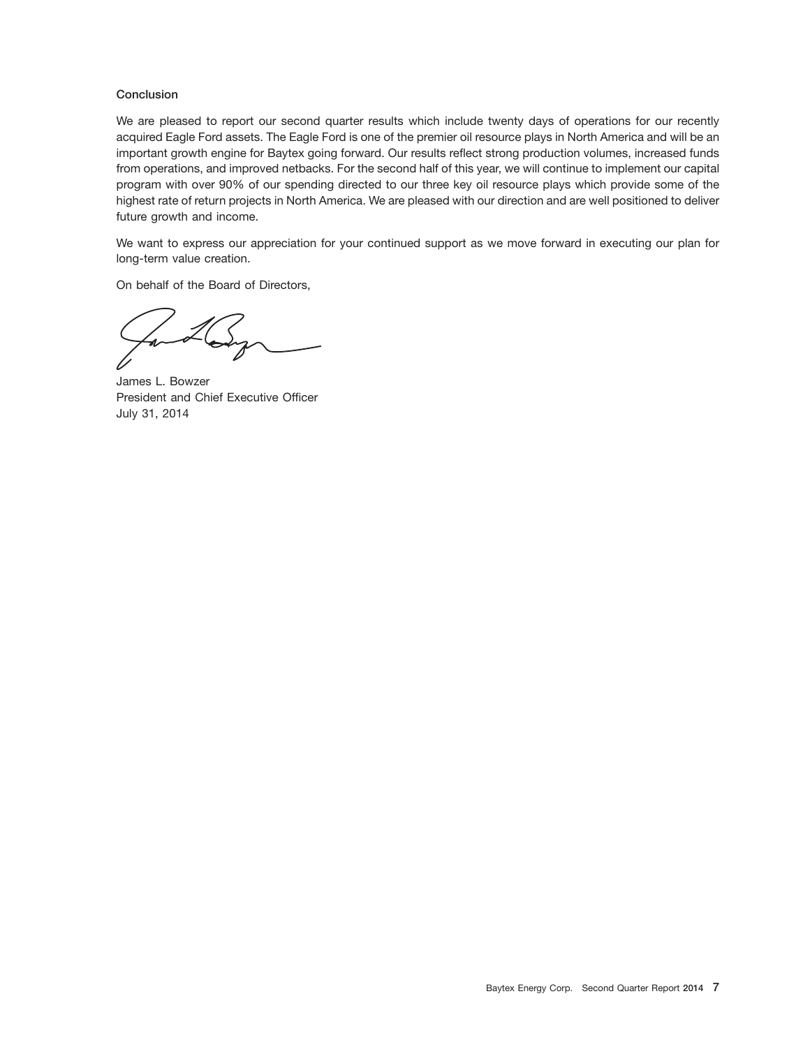### Conclusion

We are pleased to report our second quarter results which include twenty days of operations for our recently acquired Eagle Ford assets. The Eagle Ford is one of the premier oil resource plays in North America and will be an important growth engine for Baytex going forward. Our results reflect strong production volumes, increased funds from operations, and improved netbacks. For the second half of this year, we will continue to implement our capital program with over 90% of our spending directed to our three key oil resource plays which provide some of the highest rate of return projects in North America. We are pleased with our direction and are well positioned to deliver future growth and income.

We want to express our appreciation for your continued support as we move forward in executing our plan for long-term value creation.

On behalf of the Board of Directors,

James L. Bowzer
President and Chief Executive Officer
July 31, 2014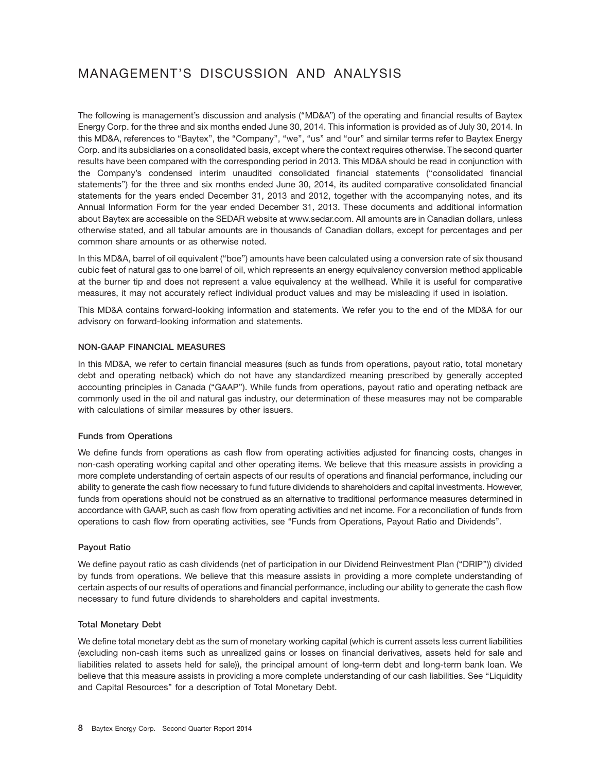# MANAGEMENT'S DISCUSSION AND ANALYSIS

The following is management's discussion and analysis ("MD&A") of the operating and financial results of Baytex Energy Corp. for the three and six months ended June 30, 2014. This information is provided as of July 30, 2014. In this MD&A, references to "Baytex", the "Company", "we", "us" and "our" and similar terms refer to Baytex Energy Corp. and its subsidiaries on a consolidated basis, except where the context requires otherwise. The second quarter results have been compared with the corresponding period in 2013. This MD&A should be read in conjunction with the Company's condensed interim unaudited consolidated financial statements ("consolidated financial statements") for the three and six months ended June 30, 2014, its audited comparative consolidated financial statements for the years ended December 31, 2013 and 2012, together with the accompanying notes, and its Annual Information Form for the year ended December 31, 2013. These documents and additional information about Baytex are accessible on the SEDAR website at www.sedar.com. All amounts are in Canadian dollars, unless otherwise stated, and all tabular amounts are in thousands of Canadian dollars, except for percentages and per common share amounts or as otherwise noted.

In this MD&A, barrel of oil equivalent ("boe") amounts have been calculated using a conversion rate of six thousand cubic feet of natural gas to one barrel of oil, which represents an energy equivalency conversion method applicable at the burner tip and does not represent a value equivalency at the wellhead. While it is useful for comparative measures, it may not accurately reflect individual product values and may be misleading if used in isolation.

This MD&A contains forward-looking information and statements. We refer you to the end of the MD&A for our advisory on forward-looking information and statements.

## NON-GAAP FINANCIAL MEASURES

In this MD&A, we refer to certain financial measures (such as funds from operations, payout ratio, total monetary debt and operating netback) which do not have any standardized meaning prescribed by generally accepted accounting principles in Canada ("GAAP"). While funds from operations, payout ratio and operating netback are commonly used in the oil and natural gas industry, our determination of these measures may not be comparable with calculations of similar measures by other issuers.

### Funds from Operations

We define funds from operations as cash flow from operating activities adjusted for financing costs, changes in non-cash operating working capital and other operating items. We believe that this measure assists in providing a more complete understanding of certain aspects of our results of operations and financial performance, including our ability to generate the cash flow necessary to fund future dividends to shareholders and capital investments. However, funds from operations should not be construed as an alternative to traditional performance measures determined in accordance with GAAP, such as cash flow from operating activities and net income. For a reconciliation of funds from operations to cash flow from operating activities, see "Funds from Operations, Payout Ratio and Dividends".

### Payout Ratio

We define payout ratio as cash dividends (net of participation in our Dividend Reinvestment Plan ("DRIP")) divided by funds from operations. We believe that this measure assists in providing a more complete understanding of certain aspects of our results of operations and financial performance, including our ability to generate the cash flow necessary to fund future dividends to shareholders and capital investments.

### Total Monetary Debt

We define total monetary debt as the sum of monetary working capital (which is current assets less current liabilities (excluding non-cash items such as unrealized gains or losses on financial derivatives, assets held for sale and liabilities related to assets held for sale)), the principal amount of long-term debt and long-term bank loan. We believe that this measure assists in providing a more complete understanding of our cash liabilities. See "Liquidity and Capital Resources" for a description of Total Monetary Debt.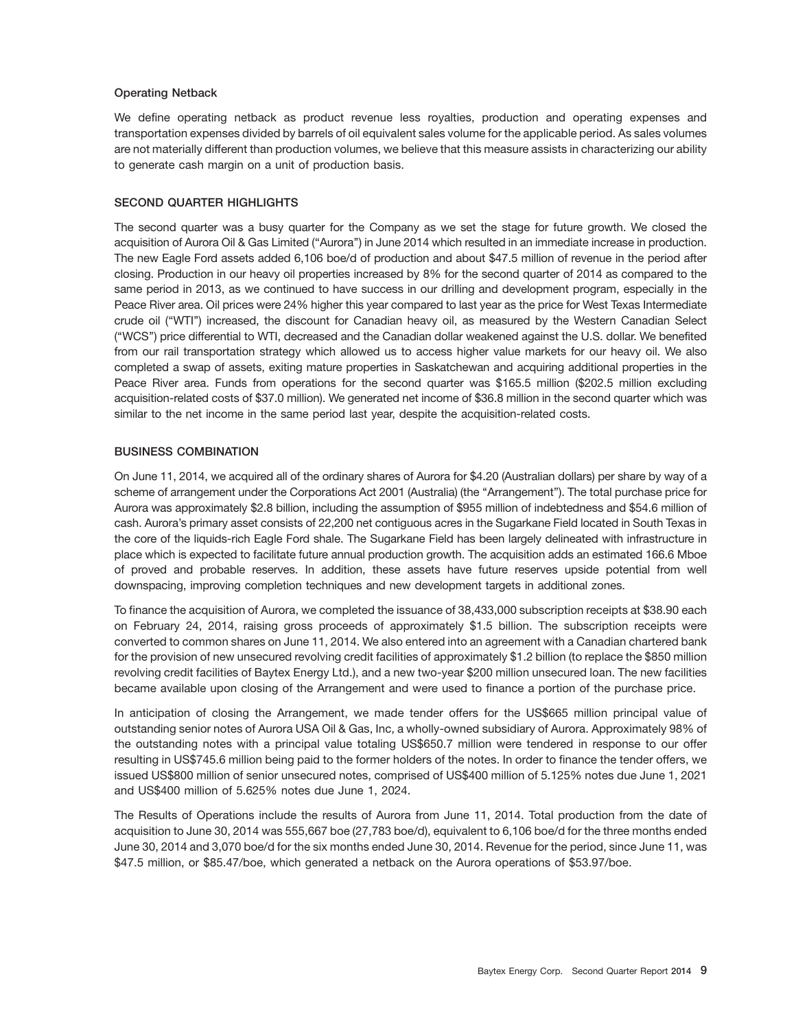### Operating Netback

We define operating netback as product revenue less royalties, production and operating expenses and transportation expenses divided by barrels of oil equivalent sales volume for the applicable period. As sales volumes are not materially different than production volumes, we believe that this measure assists in characterizing our ability to generate cash margin on a unit of production basis.

## SECOND QUARTER HIGHLIGHTS

The second quarter was a busy quarter for the Company as we set the stage for future growth. We closed the acquisition of Aurora Oil & Gas Limited ("Aurora") in June 2014 which resulted in an immediate increase in production. The new Eagle Ford assets added 6,106 boe/d of production and about $47.5 million of revenue in the period after closing. Production in our heavy oil properties increased by 8% for the second quarter of 2014 as compared to the same period in 2013, as we continued to have success in our drilling and development program, especially in the Peace River area. Oil prices were 24% higher this year compared to last year as the price for West Texas Intermediate crude oil ("WTI") increased, the discount for Canadian heavy oil, as measured by the Western Canadian Select ("WCS") price differential to WTI, decreased and the Canadian dollar weakened against the U.S. dollar. We benefited from our rail transportation strategy which allowed us to access higher value markets for our heavy oil. We also completed a swap of assets, exiting mature properties in Saskatchewan and acquiring additional properties in the Peace River area. Funds from operations for the second quarter was $165.5 million ($202.5 million excluding acquisition-related costs of $37.0 million). We generated net income of $36.8 million in the second quarter which was similar to the net income in the same period last year, despite the acquisition-related costs.

## BUSINESS COMBINATION

On June 11, 2014, we acquired all of the ordinary shares of Aurora for $4.20 (Australian dollars) per share by way of a scheme of arrangement under the Corporations Act 2001 (Australia) (the "Arrangement"). The total purchase price for Aurora was approximately $2.8 billion, including the assumption of $955 million of indebtedness and $54.6 million of cash. Aurora's primary asset consists of 22,200 net contiguous acres in the Sugarkane Field located in South Texas in the core of the liquids-rich Eagle Ford shale. The Sugarkane Field has been largely delineated with infrastructure in place which is expected to facilitate future annual production growth. The acquisition adds an estimated 166.6 Mboe of proved and probable reserves. In addition, these assets have future reserves upside potential from well downspacing, improving completion techniques and new development targets in additional zones.

To finance the acquisition of Aurora, we completed the issuance of 38,433,000 subscription receipts at $38.90 each on February 24, 2014, raising gross proceeds of approximately $1.5 billion. The subscription receipts were converted to common shares on June 11, 2014. We also entered into an agreement with a Canadian chartered bank for the provision of new unsecured revolving credit facilities of approximately $1.2 billion (to replace the $850 million revolving credit facilities of Baytex Energy Ltd.), and a new two-year $200 million unsecured loan. The new facilities became available upon closing of the Arrangement and were used to finance a portion of the purchase price.

In anticipation of closing the Arrangement, we made tender offers for the US$665 million principal value of outstanding senior notes of Aurora USA Oil & Gas, Inc, a wholly-owned subsidiary of Aurora. Approximately 98% of the outstanding notes with a principal value totaling US$650.7 million were tendered in response to our offer resulting in US$745.6 million being paid to the former holders of the notes. In order to finance the tender offers, we issued US$800 million of senior unsecured notes, comprised of US$400 million of 5.125% notes due June 1, 2021 and US$400 million of 5.625% notes due June 1, 2024.

The Results of Operations include the results of Aurora from June 11, 2014. Total production from the date of acquisition to June 30, 2014 was 555,667 boe (27,783 boe/d), equivalent to 6,106 boe/d for the three months ended June 30, 2014 and 3,070 boe/d for the six months ended June 30, 2014. Revenue for the period, since June 11, was $47.5 million, or $85.47/boe, which generated a netback on the Aurora operations of $53.97/boe.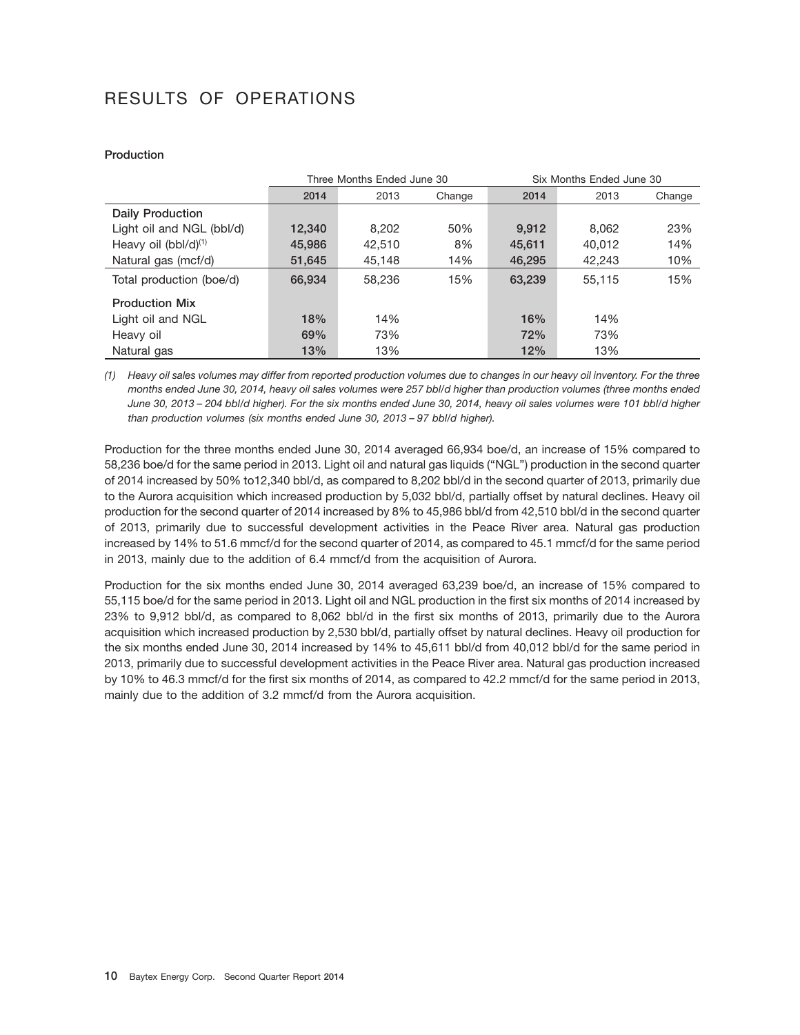# RESULTS OF OPERATIONS

**Production**

| | Three Months Ended June 30 | | | Six Months Ended June 30 | | |
|---|---|---|---|---|---|---|
| | **2014** | 2013 | Change | **2014** | 2013 | Change |
| **Daily Production** | | | | | | |
| Light oil and NGL (bbl/d) | **12,340** | 8,202 | 50% | **9,912** | 8,062 | 23% |
| Heavy oil (bbl/d)[(1)] | **45,986** | 42,510 | 8% | **45,611** | 40,012 | 14% |
| Natural gas (mcf/d) | **51,645** | 45,148 | 14% | **46,295** | 42,243 | 10% |
| Total production (boe/d) | **66,934** | 58,236 | 15% | **63,239** | 55,115 | 15% |
| **Production Mix** | | | | | | |
| Light oil and NGL | **18%** | 14% | | **16%** | 14% | |
| Heavy oil | **69%** | 73% | | **72%** | 73% | |
| Natural gas | **13%** | 13% | | **12%** | 13% | |

*(1) Heavy oil sales volumes may differ from reported production volumes due to changes in our heavy oil inventory. For the three months ended June 30, 2014, heavy oil sales volumes were 257 bbl/d higher than production volumes (three months ended June 30, 2013 – 204 bbl/d higher). For the six months ended June 30, 2014, heavy oil sales volumes were 101 bbl/d higher than production volumes (six months ended June 30, 2013 – 97 bbl/d higher).*

Production for the three months ended June 30, 2014 averaged 66,934 boe/d, an increase of 15% compared to 58,236 boe/d for the same period in 2013. Light oil and natural gas liquids ("NGL") production in the second quarter of 2014 increased by 50% to12,340 bbl/d, as compared to 8,202 bbl/d in the second quarter of 2013, primarily due to the Aurora acquisition which increased production by 5,032 bbl/d, partially offset by natural declines. Heavy oil production for the second quarter of 2014 increased by 8% to 45,986 bbl/d from 42,510 bbl/d in the second quarter of 2013, primarily due to successful development activities in the Peace River area. Natural gas production increased by 14% to 51.6 mmcf/d for the second quarter of 2014, as compared to 45.1 mmcf/d for the same period in 2013, mainly due to the addition of 6.4 mmcf/d from the acquisition of Aurora.

Production for the six months ended June 30, 2014 averaged 63,239 boe/d, an increase of 15% compared to 55,115 boe/d for the same period in 2013. Light oil and NGL production in the first six months of 2014 increased by 23% to 9,912 bbl/d, as compared to 8,062 bbl/d in the first six months of 2013, primarily due to the Aurora acquisition which increased production by 2,530 bbl/d, partially offset by natural declines. Heavy oil production for the six months ended June 30, 2014 increased by 14% to 45,611 bbl/d from 40,012 bbl/d for the same period in 2013, primarily due to successful development activities in the Peace River area. Natural gas production increased by 10% to 46.3 mmcf/d for the first six months of 2014, as compared to 42.2 mmcf/d for the same period in 2013, mainly due to the addition of 3.2 mmcf/d from the Aurora acquisition.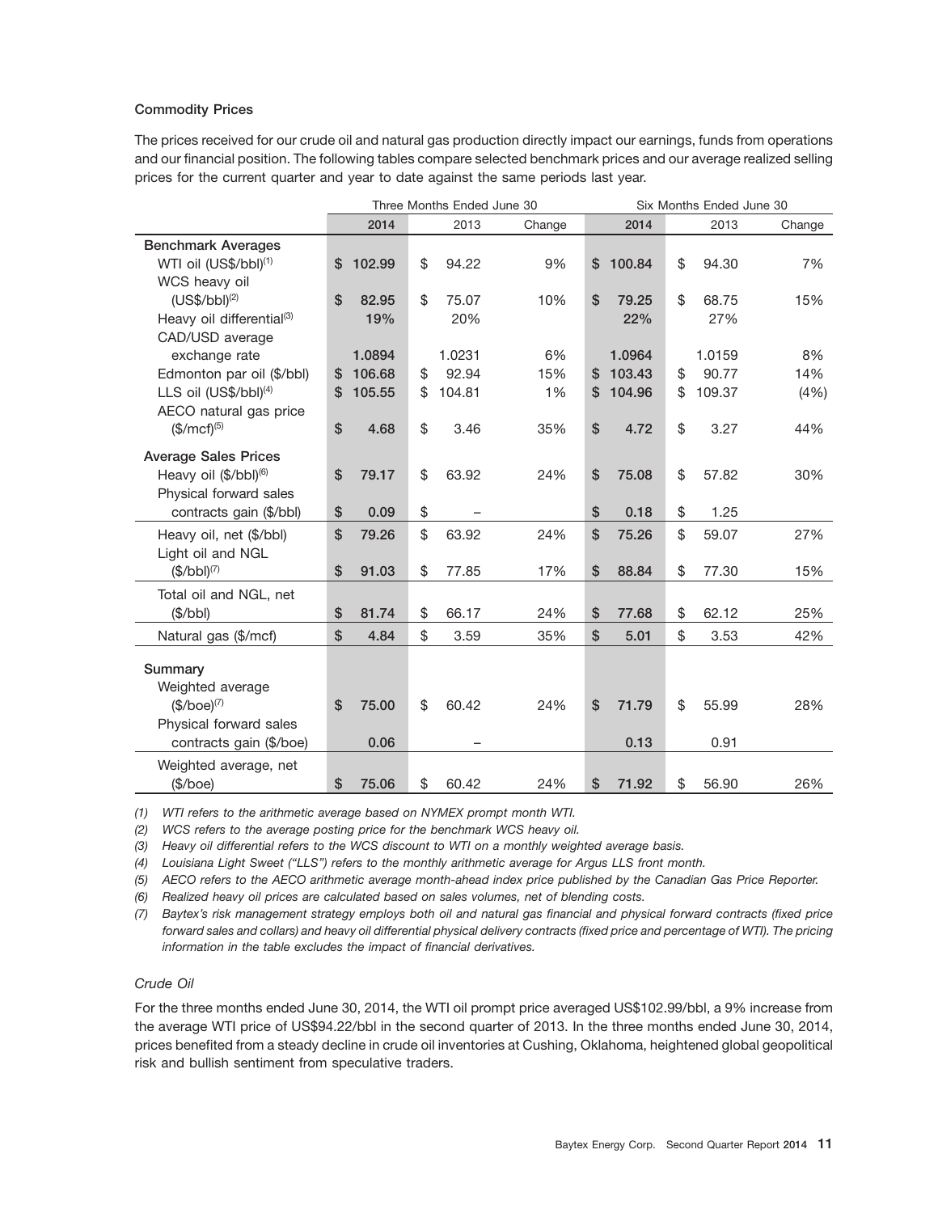### Commodity Prices

The prices received for our crude oil and natural gas production directly impact our earnings, funds from operations and our financial position. The following tables compare selected benchmark prices and our average realized selling prices for the current quarter and year to date against the same periods last year.

| | Three Months Ended June 30 | | | Six Months Ended June 30 | | |
|---|---|---|---|---|---|---|
| | **2014** | 2013 | Change | **2014** | 2013 | Change |
| **Benchmark Averages** | | | | | | |
| WTI oil (US$/bbl)[1] | **$ 102.99** | $ 94.22 | 9% | **$ 100.84** | $ 94.30 | 7% |
| WCS heavy oil (US$/bbl)[2] | **$ 82.95** | $ 75.07 | 10% | **$ 79.25** | $ 68.75 | 15% |
| Heavy oil differential[3] | **19%** | 20% | | **22%** | 27% | |
| CAD/USD average exchange rate | **1.0894** | 1.0231 | 6% | **1.0964** | 1.0159 | 8% |
| Edmonton par oil ($/bbl) | **$ 106.68** | $ 92.94 | 15% | **$ 103.43** | $ 90.77 | 14% |
| LLS oil (US$/bbl)[4] | **$ 105.55** | $ 104.81 | 1% | **$ 104.96** | $ 109.37 | (4%) |
| AECO natural gas price ($/mcf)[5] | **$ 4.68** | $ 3.46 | 35% | **$ 4.72** | $ 3.27 | 44% |
| **Average Sales Prices** | | | | | | |
| Heavy oil ($/bbl)[6] | **$ 79.17** | $ 63.92 | 24% | **$ 75.08** | $ 57.82 | 30% |
| Physical forward sales contracts gain ($/bbl) | **$ 0.09** | $ – | | **$ 0.18** | $ 1.25 | |
| Heavy oil, net ($/bbl) | **$ 79.26** | $ 63.92 | 24% | **$ 75.26** | $ 59.07 | 27% |
| Light oil and NGL ($/bbl)[7] | **$ 91.03** | $ 77.85 | 17% | **$ 88.84** | $ 77.30 | 15% |
| Total oil and NGL, net ($/bbl) | **$ 81.74** | $ 66.17 | 24% | **$ 77.68** | $ 62.12 | 25% |
| Natural gas ($/mcf) | **$ 4.84** | $ 3.59 | 35% | **$ 5.01** | $ 3.53 | 42% |
| **Summary** | | | | | | |
| Weighted average ($/boe)[7] | **$ 75.00** | $ 60.42 | 24% | **$ 71.79** | $ 55.99 | 28% |
| Physical forward sales contracts gain ($/boe) | **0.06** | – | | **0.13** | 0.91 | |
| Weighted average, net ($/boe) | **$ 75.06** | $ 60.42 | 24% | **$ 71.92** | $ 56.90 | 26% |

*(1) WTI refers to the arithmetic average based on NYMEX prompt month WTI.*

*(2) WCS refers to the average posting price for the benchmark WCS heavy oil.*

*(3) Heavy oil differential refers to the WCS discount to WTI on a monthly weighted average basis.*

*(4) Louisiana Light Sweet ("LLS") refers to the monthly arithmetic average for Argus LLS front month.*

*(5) AECO refers to the AECO arithmetic average month-ahead index price published by the Canadian Gas Price Reporter.*

*(6) Realized heavy oil prices are calculated based on sales volumes, net of blending costs.*

*(7) Baytex's risk management strategy employs both oil and natural gas financial and physical forward contracts (fixed price forward sales and collars) and heavy oil differential physical delivery contracts (fixed price and percentage of WTI). The pricing information in the table excludes the impact of financial derivatives.*

*Crude Oil*

For the three months ended June 30, 2014, the WTI oil prompt price averaged US$102.99/bbl, a 9% increase from the average WTI price of US$94.22/bbl in the second quarter of 2013. In the three months ended June 30, 2014, prices benefited from a steady decline in crude oil inventories at Cushing, Oklahoma, heightened global geopolitical risk and bullish sentiment from speculative traders.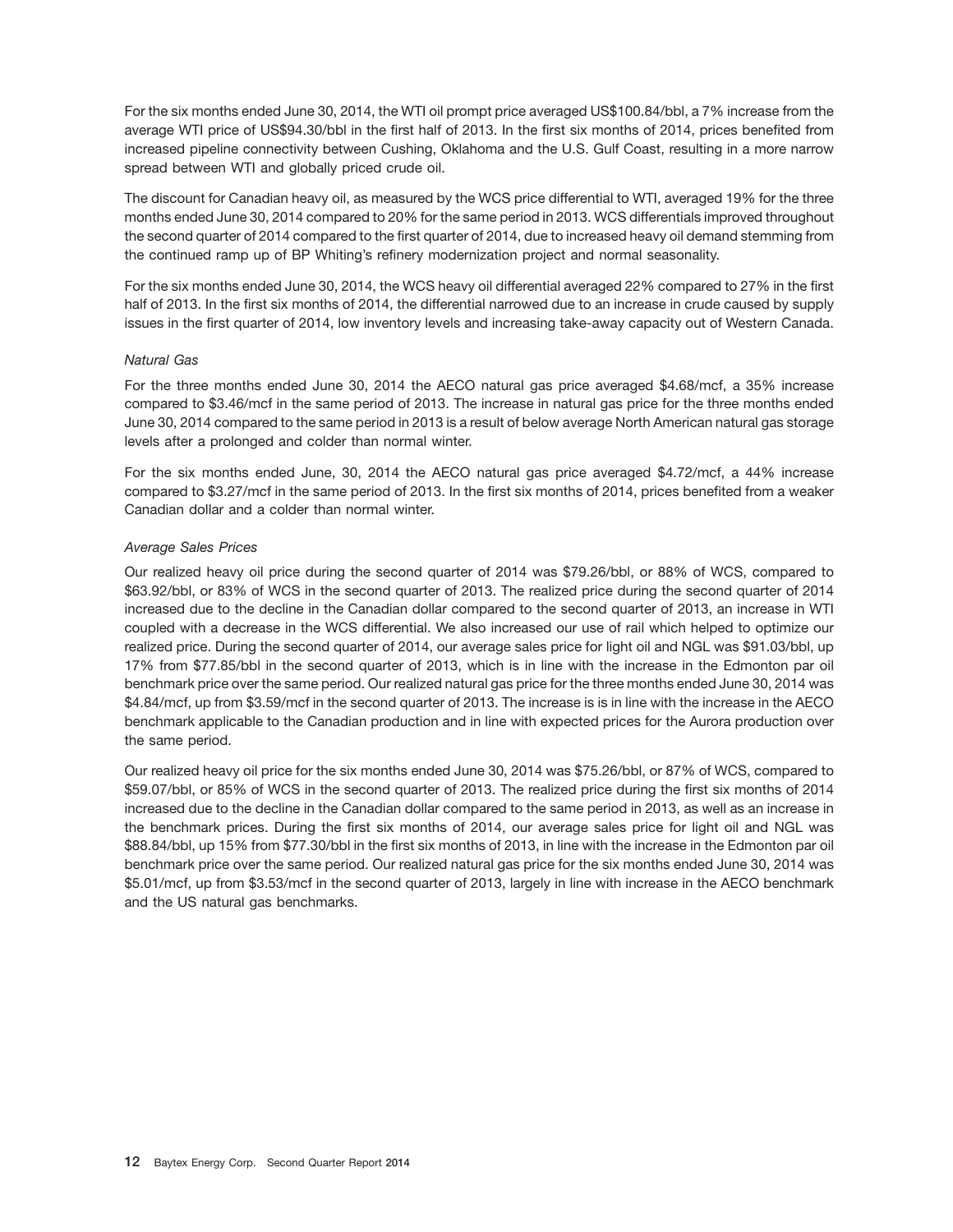For the six months ended June 30, 2014, the WTI oil prompt price averaged US$100.84/bbl, a 7% increase from the average WTI price of US$94.30/bbl in the first half of 2013. In the first six months of 2014, prices benefited from increased pipeline connectivity between Cushing, Oklahoma and the U.S. Gulf Coast, resulting in a more narrow spread between WTI and globally priced crude oil.

The discount for Canadian heavy oil, as measured by the WCS price differential to WTI, averaged 19% for the three months ended June 30, 2014 compared to 20% for the same period in 2013. WCS differentials improved throughout the second quarter of 2014 compared to the first quarter of 2014, due to increased heavy oil demand stemming from the continued ramp up of BP Whiting's refinery modernization project and normal seasonality.

For the six months ended June 30, 2014, the WCS heavy oil differential averaged 22% compared to 27% in the first half of 2013. In the first six months of 2014, the differential narrowed due to an increase in crude caused by supply issues in the first quarter of 2014, low inventory levels and increasing take-away capacity out of Western Canada.

*Natural Gas*

For the three months ended June 30, 2014 the AECO natural gas price averaged $4.68/mcf, a 35% increase compared to $3.46/mcf in the same period of 2013. The increase in natural gas price for the three months ended June 30, 2014 compared to the same period in 2013 is a result of below average North American natural gas storage levels after a prolonged and colder than normal winter.

For the six months ended June, 30, 2014 the AECO natural gas price averaged $4.72/mcf, a 44% increase compared to $3.27/mcf in the same period of 2013. In the first six months of 2014, prices benefited from a weaker Canadian dollar and a colder than normal winter.

*Average Sales Prices*

Our realized heavy oil price during the second quarter of 2014 was $79.26/bbl, or 88% of WCS, compared to $63.92/bbl, or 83% of WCS in the second quarter of 2013. The realized price during the second quarter of 2014 increased due to the decline in the Canadian dollar compared to the second quarter of 2013, an increase in WTI coupled with a decrease in the WCS differential. We also increased our use of rail which helped to optimize our realized price. During the second quarter of 2014, our average sales price for light oil and NGL was $91.03/bbl, up 17% from $77.85/bbl in the second quarter of 2013, which is in line with the increase in the Edmonton par oil benchmark price over the same period. Our realized natural gas price for the three months ended June 30, 2014 was $4.84/mcf, up from $3.59/mcf in the second quarter of 2013. The increase is is in line with the increase in the AECO benchmark applicable to the Canadian production and in line with expected prices for the Aurora production over the same period.

Our realized heavy oil price for the six months ended June 30, 2014 was $75.26/bbl, or 87% of WCS, compared to $59.07/bbl, or 85% of WCS in the second quarter of 2013. The realized price during the first six months of 2014 increased due to the decline in the Canadian dollar compared to the same period in 2013, as well as an increase in the benchmark prices. During the first six months of 2014, our average sales price for light oil and NGL was $88.84/bbl, up 15% from $77.30/bbl in the first six months of 2013, in line with the increase in the Edmonton par oil benchmark price over the same period. Our realized natural gas price for the six months ended June 30, 2014 was $5.01/mcf, up from $3.53/mcf in the second quarter of 2013, largely in line with increase in the AECO benchmark and the US natural gas benchmarks.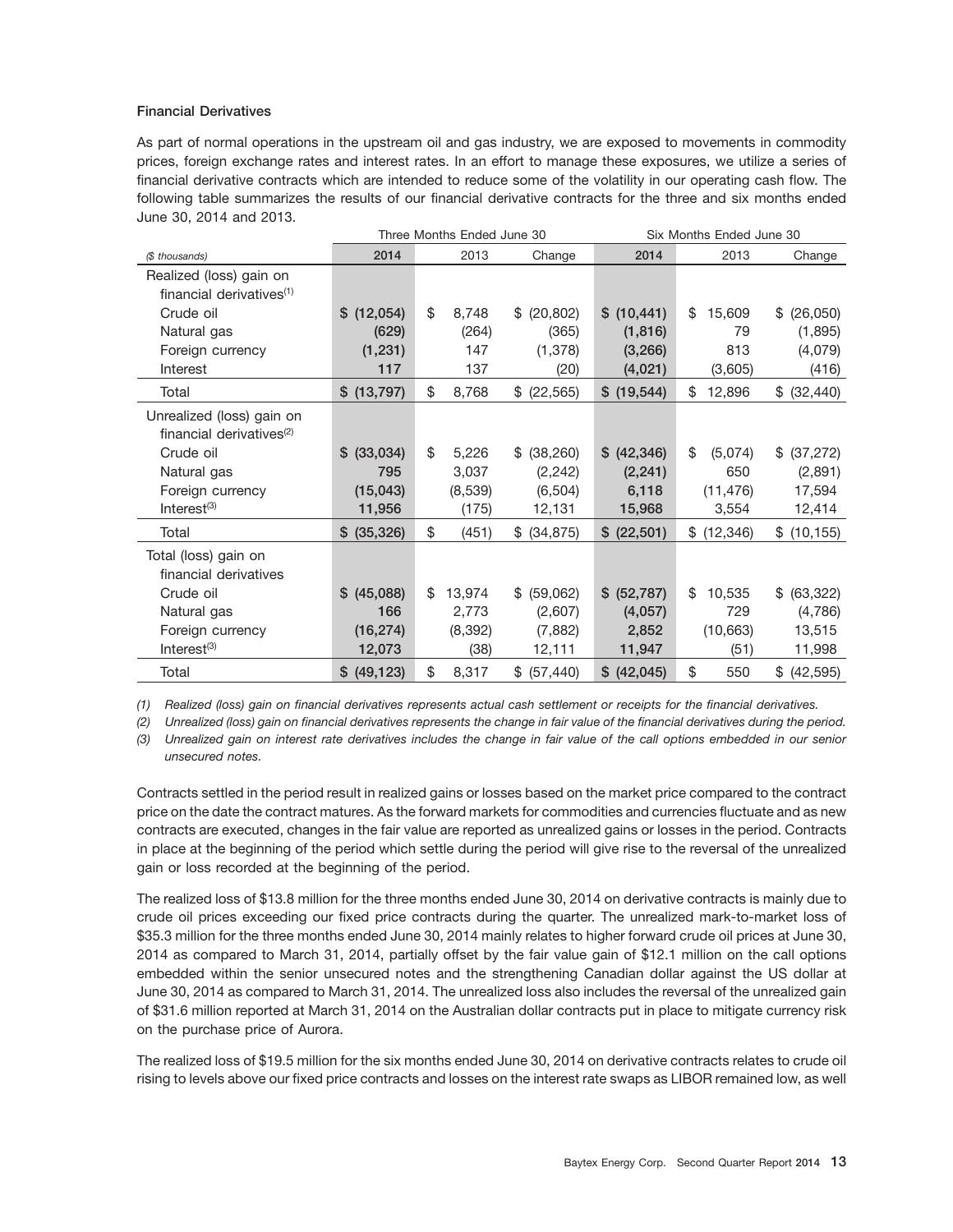### Financial Derivatives

As part of normal operations in the upstream oil and gas industry, we are exposed to movements in commodity prices, foreign exchange rates and interest rates. In an effort to manage these exposures, we utilize a series of financial derivative contracts which are intended to reduce some of the volatility in our operating cash flow. The following table summarizes the results of our financial derivative contracts for the three and six months ended June 30, 2014 and 2013.

| | Three Months Ended June 30 | | | Six Months Ended June 30 | | |
|---|---|---|---|---|---|---|
| *($ thousands)* | **2014** | 2013 | Change | **2014** | 2013 | Change |
| Realized (loss) gain on financial derivatives[(1)] | | | | | | |
| Crude oil | **$ (12,054)** | $ 8,748 | $ (20,802) | **$ (10,441)** | $ 15,609 | $ (26,050) |
| Natural gas | **(629)** | (264) | (365) | **(1,816)** | 79 | (1,895) |
| Foreign currency | **(1,231)** | 147 | (1,378) | **(3,266)** | 813 | (4,079) |
| Interest | **117** | 137 | (20) | **(4,021)** | (3,605) | (416) |
| Total | **$ (13,797)** | $ 8,768 | $ (22,565) | **$ (19,544)** | $ 12,896 | $ (32,440) |
| Unrealized (loss) gain on financial derivatives[(2)] | | | | | | |
| Crude oil | **$ (33,034)** | $ 5,226 | $ (38,260) | **$ (42,346)** | $ (5,074) | $ (37,272) |
| Natural gas | **795** | 3,037 | (2,242) | **(2,241)** | 650 | (2,891) |
| Foreign currency | **(15,043)** | (8,539) | (6,504) | **6,118** | (11,476) | 17,594 |
| Interest[(3)] | **11,956** | (175) | 12,131 | **15,968** | 3,554 | 12,414 |
| Total | **$ (35,326)** | $ (451) | $ (34,875) | **$ (22,501)** | $ (12,346) | $ (10,155) |
| Total (loss) gain on financial derivatives | | | | | | |
| Crude oil | **$ (45,088)** | $ 13,974 | $ (59,062) | **$ (52,787)** | $ 10,535 | $ (63,322) |
| Natural gas | **166** | 2,773 | (2,607) | **(4,057)** | 729 | (4,786) |
| Foreign currency | **(16,274)** | (8,392) | (7,882) | **2,852** | (10,663) | 13,515 |
| Interest[(3)] | **12,073** | (38) | 12,111 | **11,947** | (51) | 11,998 |
| Total | **$ (49,123)** | $ 8,317 | $ (57,440) | **$ (42,045)** | $ 550 | $ (42,595) |

*(1) Realized (loss) gain on financial derivatives represents actual cash settlement or receipts for the financial derivatives.*

*(2) Unrealized (loss) gain on financial derivatives represents the change in fair value of the financial derivatives during the period.*

*(3) Unrealized gain on interest rate derivatives includes the change in fair value of the call options embedded in our senior unsecured notes.*

Contracts settled in the period result in realized gains or losses based on the market price compared to the contract price on the date the contract matures. As the forward markets for commodities and currencies fluctuate and as new contracts are executed, changes in the fair value are reported as unrealized gains or losses in the period. Contracts in place at the beginning of the period which settle during the period will give rise to the reversal of the unrealized gain or loss recorded at the beginning of the period.

The realized loss of $13.8 million for the three months ended June 30, 2014 on derivative contracts is mainly due to crude oil prices exceeding our fixed price contracts during the quarter. The unrealized mark-to-market loss of $35.3 million for the three months ended June 30, 2014 mainly relates to higher forward crude oil prices at June 30, 2014 as compared to March 31, 2014, partially offset by the fair value gain of $12.1 million on the call options embedded within the senior unsecured notes and the strengthening Canadian dollar against the US dollar at June 30, 2014 as compared to March 31, 2014. The unrealized loss also includes the reversal of the unrealized gain of $31.6 million reported at March 31, 2014 on the Australian dollar contracts put in place to mitigate currency risk on the purchase price of Aurora.

The realized loss of $19.5 million for the six months ended June 30, 2014 on derivative contracts relates to crude oil rising to levels above our fixed price contracts and losses on the interest rate swaps as LIBOR remained low, as well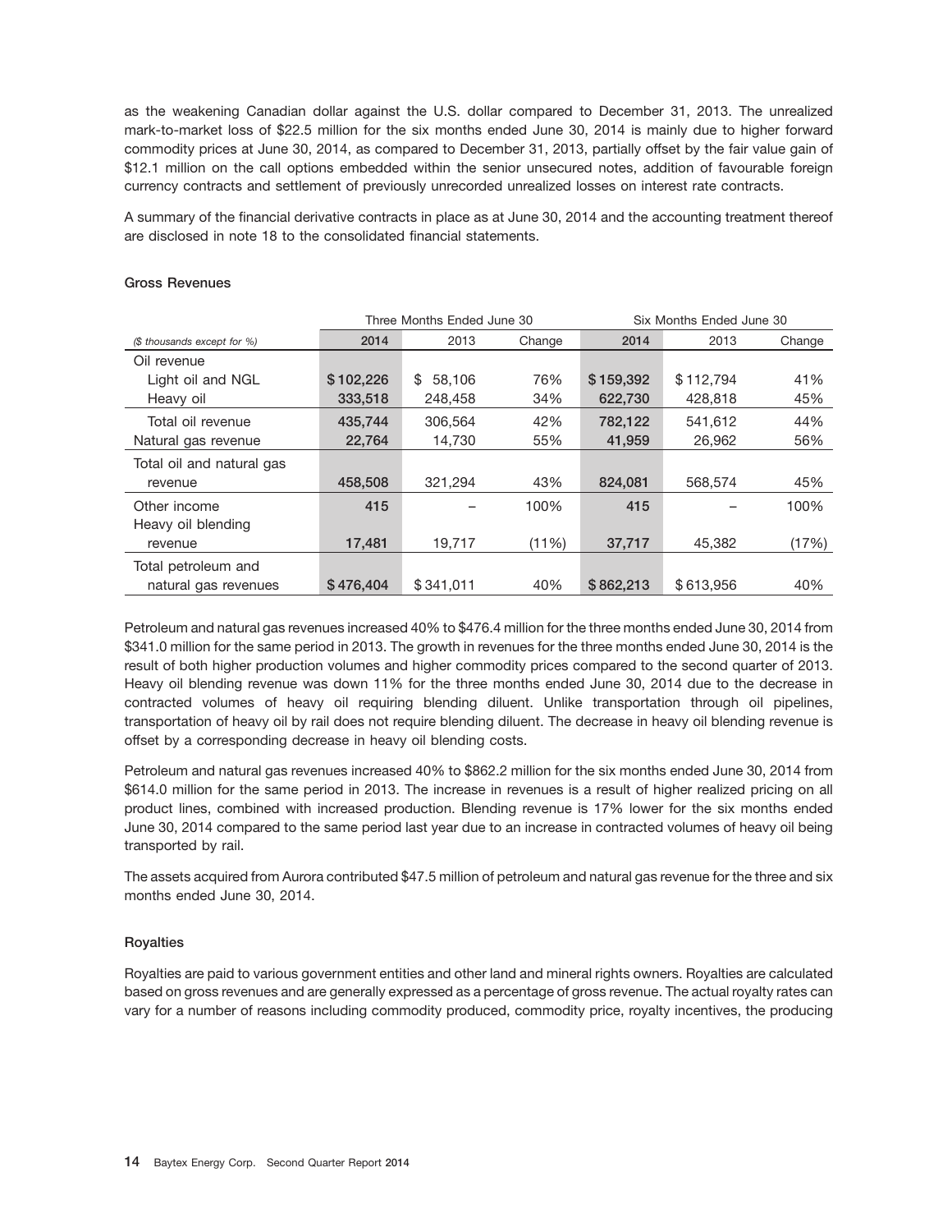as the weakening Canadian dollar against the U.S. dollar compared to December 31, 2013. The unrealized mark-to-market loss of $22.5 million for the six months ended June 30, 2014 is mainly due to higher forward commodity prices at June 30, 2014, as compared to December 31, 2013, partially offset by the fair value gain of $12.1 million on the call options embedded within the senior unsecured notes, addition of favourable foreign currency contracts and settlement of previously unrecorded unrealized losses on interest rate contracts.

A summary of the financial derivative contracts in place as at June 30, 2014 and the accounting treatment thereof are disclosed in note 18 to the consolidated financial statements.

### Gross Revenues

| | Three Months Ended June 30 | | | Six Months Ended June 30 | | |
|---|---|---|---|---|---|---|
| *($ thousands except for %)* | **2014** | 2013 | Change | **2014** | 2013 | Change |
| Oil revenue | | | | | | |
| Light oil and NGL | **$102,226** | $ 58,106 | 76% | **$159,392** | $112,794 | 41% |
| Heavy oil | **333,518** | 248,458 | 34% | **622,730** | 428,818 | 45% |
| Total oil revenue | **435,744** | 306,564 | 42% | **782,122** | 541,612 | 44% |
| Natural gas revenue | **22,764** | 14,730 | 55% | **41,959** | 26,962 | 56% |
| Total oil and natural gas revenue | **458,508** | 321,294 | 43% | **824,081** | 568,574 | 45% |
| Other income | **415** | – | 100% | **415** | – | 100% |
| Heavy oil blending revenue | **17,481** | 19,717 | (11%) | **37,717** | 45,382 | (17%) |
| Total petroleum and natural gas revenues | **$476,404** | $341,011 | 40% | **$862,213** | $613,956 | 40% |

Petroleum and natural gas revenues increased 40% to $476.4 million for the three months ended June 30, 2014 from $341.0 million for the same period in 2013. The growth in revenues for the three months ended June 30, 2014 is the result of both higher production volumes and higher commodity prices compared to the second quarter of 2013. Heavy oil blending revenue was down 11% for the three months ended June 30, 2014 due to the decrease in contracted volumes of heavy oil requiring blending diluent. Unlike transportation through oil pipelines, transportation of heavy oil by rail does not require blending diluent. The decrease in heavy oil blending revenue is offset by a corresponding decrease in heavy oil blending costs.

Petroleum and natural gas revenues increased 40% to $862.2 million for the six months ended June 30, 2014 from $614.0 million for the same period in 2013. The increase in revenues is a result of higher realized pricing on all product lines, combined with increased production. Blending revenue is 17% lower for the six months ended June 30, 2014 compared to the same period last year due to an increase in contracted volumes of heavy oil being transported by rail.

The assets acquired from Aurora contributed $47.5 million of petroleum and natural gas revenue for the three and six months ended June 30, 2014.

### Royalties

Royalties are paid to various government entities and other land and mineral rights owners. Royalties are calculated based on gross revenues and are generally expressed as a percentage of gross revenue. The actual royalty rates can vary for a number of reasons including commodity produced, commodity price, royalty incentives, the producing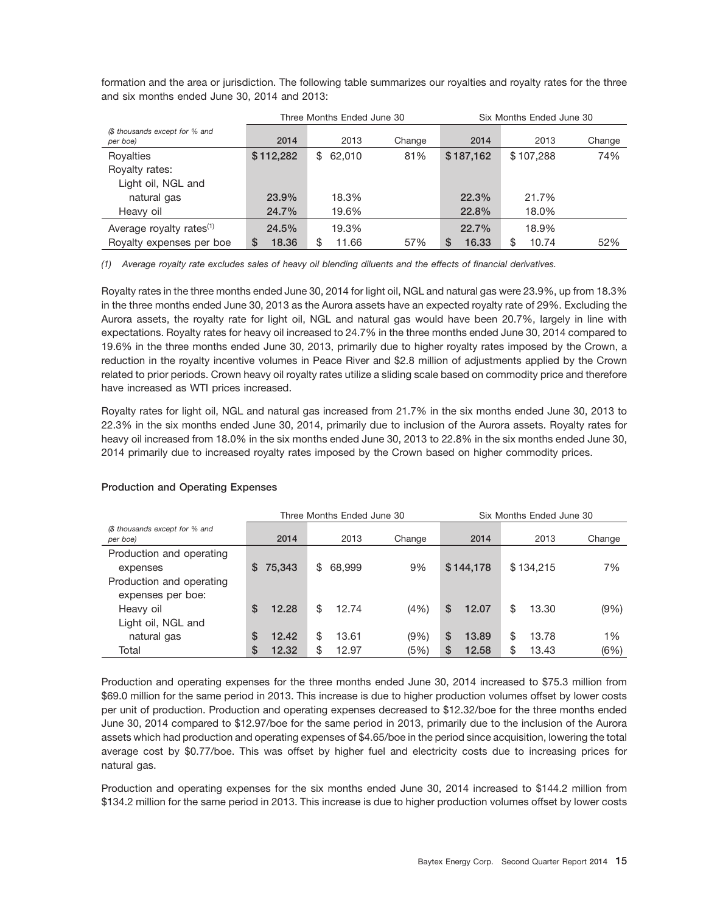formation and the area or jurisdiction. The following table summarizes our royalties and royalty rates for the three and six months ended June 30, 2014 and 2013:

| | Three Months Ended June 30 | | | Six Months Ended June 30 | | |
|---|---|---|---|---|---|---|
| *($ thousands except for % and per boe)* | **2014** | 2013 | Change | **2014** | 2013 | Change |
| Royalties | **$112,282** | $ 62,010 | 81% | **$187,162** | $107,288 | 74% |
| Royalty rates: | | | | | | |
| Light oil, NGL and natural gas | **23.9%** | 18.3% | | **22.3%** | 21.7% | |
| Heavy oil | **24.7%** | 19.6% | | **22.8%** | 18.0% | |
| Average royalty rates[(1)] | **24.5%** | 19.3% | | **22.7%** | 18.9% | |
| Royalty expenses per boe | **$ 18.36** | $ 11.66 | 57% | **$ 16.33** | $ 10.74 | 52% |

*(1) Average royalty rate excludes sales of heavy oil blending diluents and the effects of financial derivatives.*

Royalty rates in the three months ended June 30, 2014 for light oil, NGL and natural gas were 23.9%, up from 18.3% in the three months ended June 30, 2013 as the Aurora assets have an expected royalty rate of 29%. Excluding the Aurora assets, the royalty rate for light oil, NGL and natural gas would have been 20.7%, largely in line with expectations. Royalty rates for heavy oil increased to 24.7% in the three months ended June 30, 2014 compared to 19.6% in the three months ended June 30, 2013, primarily due to higher royalty rates imposed by the Crown, a reduction in the royalty incentive volumes in Peace River and $2.8 million of adjustments applied by the Crown related to prior periods. Crown heavy oil royalty rates utilize a sliding scale based on commodity price and therefore have increased as WTI prices increased.

Royalty rates for light oil, NGL and natural gas increased from 21.7% in the six months ended June 30, 2013 to 22.3% in the six months ended June 30, 2014, primarily due to inclusion of the Aurora assets. Royalty rates for heavy oil increased from 18.0% in the six months ended June 30, 2013 to 22.8% in the six months ended June 30, 2014 primarily due to increased royalty rates imposed by the Crown based on higher commodity prices.

### Production and Operating Expenses

| | Three Months Ended June 30 | | | Six Months Ended June 30 | | |
|---|---|---|---|---|---|---|
| *($ thousands except for % and per boe)* | **2014** | 2013 | Change | **2014** | 2013 | Change |
| Production and operating expenses | **$ 75,343** | $ 68,999 | 9% | **$144,178** | $134,215 | 7% |
| Production and operating expenses per boe: | | | | | | |
| Heavy oil | **$ 12.28** | $ 12.74 | (4%) | **$ 12.07** | $ 13.30 | (9%) |
| Light oil, NGL and natural gas | **$ 12.42** | $ 13.61 | (9%) | **$ 13.89** | $ 13.78 | 1% |
| Total | **$ 12.32** | $ 12.97 | (5%) | **$ 12.58** | $ 13.43 | (6%) |

Production and operating expenses for the three months ended June 30, 2014 increased to $75.3 million from $69.0 million for the same period in 2013. This increase is due to higher production volumes offset by lower costs per unit of production. Production and operating expenses decreased to $12.32/boe for the three months ended June 30, 2014 compared to $12.97/boe for the same period in 2013, primarily due to the inclusion of the Aurora assets which had production and operating expenses of $4.65/boe in the period since acquisition, lowering the total average cost by $0.77/boe. This was offset by higher fuel and electricity costs due to increasing prices for natural gas.

Production and operating expenses for the six months ended June 30, 2014 increased to $144.2 million from $134.2 million for the same period in 2013. This increase is due to higher production volumes offset by lower costs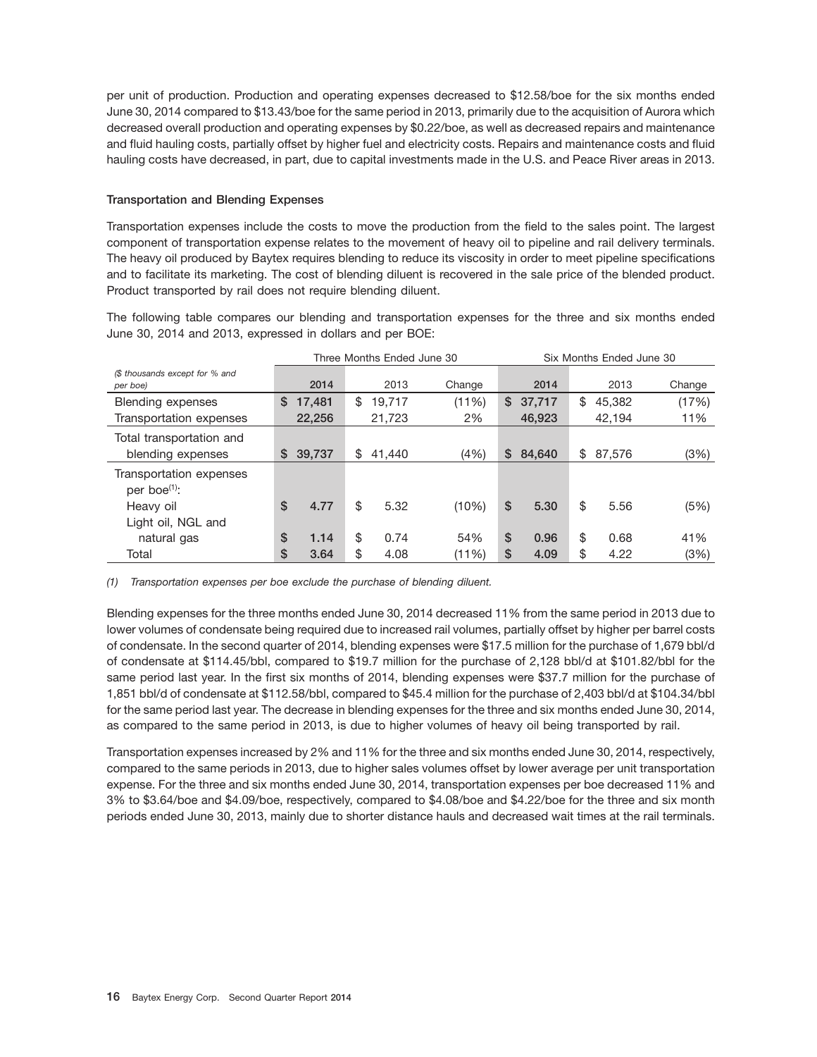per unit of production. Production and operating expenses decreased to $12.58/boe for the six months ended June 30, 2014 compared to $13.43/boe for the same period in 2013, primarily due to the acquisition of Aurora which decreased overall production and operating expenses by $0.22/boe, as well as decreased repairs and maintenance and fluid hauling costs, partially offset by higher fuel and electricity costs. Repairs and maintenance costs and fluid hauling costs have decreased, in part, due to capital investments made in the U.S. and Peace River areas in 2013.

### Transportation and Blending Expenses

Transportation expenses include the costs to move the production from the field to the sales point. The largest component of transportation expense relates to the movement of heavy oil to pipeline and rail delivery terminals. The heavy oil produced by Baytex requires blending to reduce its viscosity in order to meet pipeline specifications and to facilitate its marketing. The cost of blending diluent is recovered in the sale price of the blended product. Product transported by rail does not require blending diluent.

The following table compares our blending and transportation expenses for the three and six months ended June 30, 2014 and 2013, expressed in dollars and per BOE:

| | Three Months Ended June 30 | | | Six Months Ended June 30 | | |
|---|---|---|---|---|---|---|
| *($ thousands except for % and per boe)* | 2014 | 2013 | Change | 2014 | 2013 | Change |
| Blending expenses | $ 17,481 | $ 19,717 | (11%) | $ 37,717 | $ 45,382 | (17%) |
| Transportation expenses | 22,256 | 21,723 | 2% | 46,923 | 42,194 | 11% |
| Total transportation and blending expenses | $ 39,737 | $ 41,440 | (4%) | $ 84,640 | $ 87,576 | (3%) |
| Transportation expenses per boe[(1)]: | | | | | | |
| Heavy oil | $ 4.77 | $ 5.32 | (10%) | $ 5.30 | $ 5.56 | (5%) |
| Light oil, NGL and natural gas | $ 1.14 | $ 0.74 | 54% | $ 0.96 | $ 0.68 | 41% |
| Total | $ 3.64 | $ 4.08 | (11%) | $ 4.09 | $ 4.22 | (3%) |

*(1) Transportation expenses per boe exclude the purchase of blending diluent.*

Blending expenses for the three months ended June 30, 2014 decreased 11% from the same period in 2013 due to lower volumes of condensate being required due to increased rail volumes, partially offset by higher per barrel costs of condensate. In the second quarter of 2014, blending expenses were $17.5 million for the purchase of 1,679 bbl/d of condensate at $114.45/bbl, compared to $19.7 million for the purchase of 2,128 bbl/d at $101.82/bbl for the same period last year. In the first six months of 2014, blending expenses were $37.7 million for the purchase of 1,851 bbl/d of condensate at $112.58/bbl, compared to $45.4 million for the purchase of 2,403 bbl/d at $104.34/bbl for the same period last year. The decrease in blending expenses for the three and six months ended June 30, 2014, as compared to the same period in 2013, is due to higher volumes of heavy oil being transported by rail.

Transportation expenses increased by 2% and 11% for the three and six months ended June 30, 2014, respectively, compared to the same periods in 2013, due to higher sales volumes offset by lower average per unit transportation expense. For the three and six months ended June 30, 2014, transportation expenses per boe decreased 11% and 3% to $3.64/boe and $4.09/boe, respectively, compared to $4.08/boe and $4.22/boe for the three and six month periods ended June 30, 2013, mainly due to shorter distance hauls and decreased wait times at the rail terminals.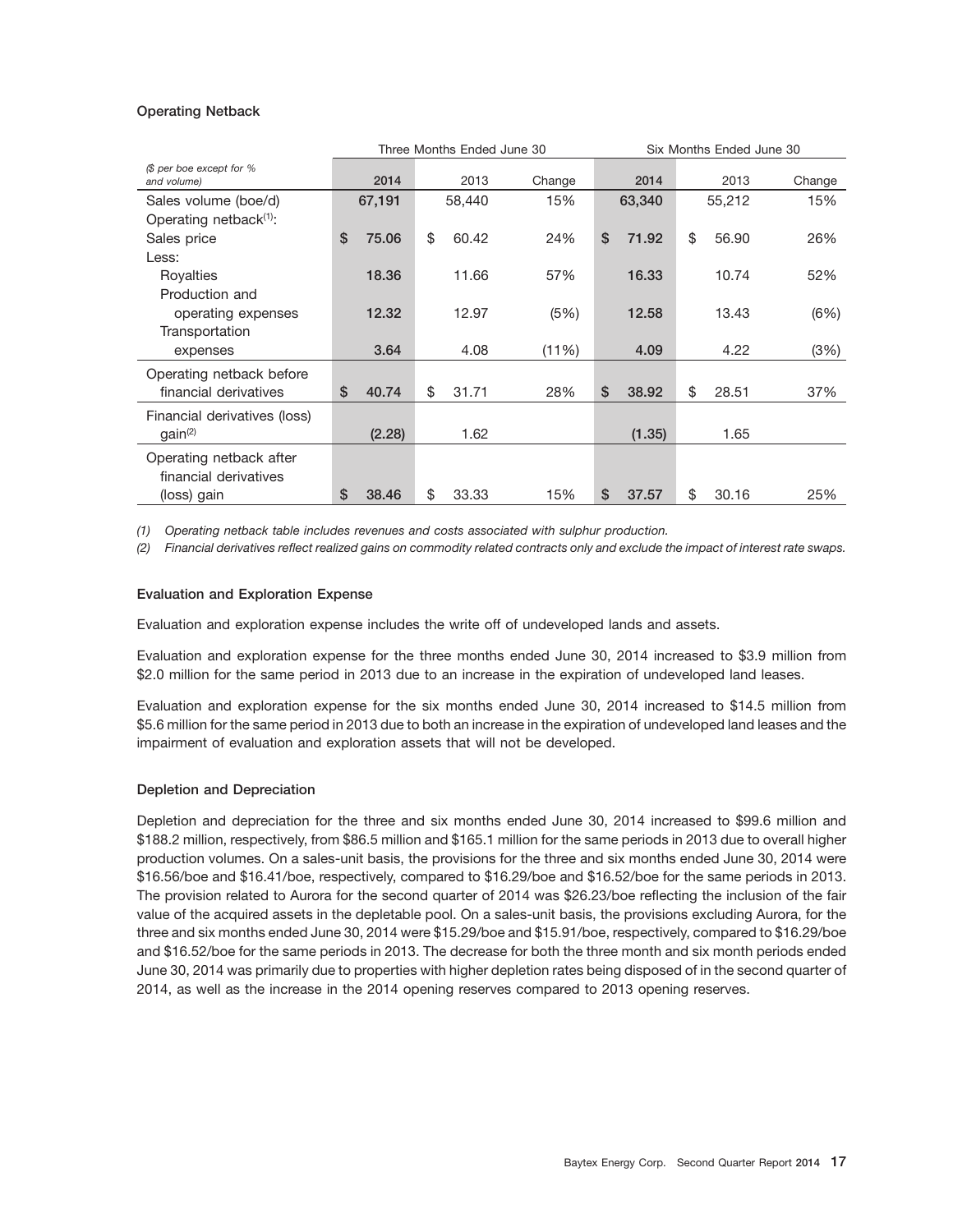### Operating Netback

| ($ per boe except for % and volume) | Three Months Ended June 30 | | | Six Months Ended June 30 | | |
|---|---|---|---|---|---|---|
| | 2014 | 2013 | Change | 2014 | 2013 | Change |
| Sales volume (boe/d) | 67,191 | 58,440 | 15% | 63,340 | 55,212 | 15% |
| Operating netback[(1)]: | | | | | | |
| Sales price | $ 75.06 | $ 60.42 | 24% | $ 71.92 | $ 56.90 | 26% |
| Less: | | | | | | |
| Royalties | 18.36 | 11.66 | 57% | 16.33 | 10.74 | 52% |
| Production and operating expenses | 12.32 | 12.97 | (5%) | 12.58 | 13.43 | (6%) |
| Transportation expenses | 3.64 | 4.08 | (11%) | 4.09 | 4.22 | (3%) |
| Operating netback before financial derivatives | $ 40.74 | $ 31.71 | 28% | $ 38.92 | $ 28.51 | 37% |
| Financial derivatives (loss) gain[(2)] | (2.28) | 1.62 | | (1.35) | 1.65 | |
| Operating netback after financial derivatives (loss) gain | $ 38.46 | $ 33.33 | 15% | $ 37.57 | $ 30.16 | 25% |

*(1) Operating netback table includes revenues and costs associated with sulphur production.*

*(2) Financial derivatives reflect realized gains on commodity related contracts only and exclude the impact of interest rate swaps.*

### Evaluation and Exploration Expense

Evaluation and exploration expense includes the write off of undeveloped lands and assets.

Evaluation and exploration expense for the three months ended June 30, 2014 increased to $3.9 million from $2.0 million for the same period in 2013 due to an increase in the expiration of undeveloped land leases.

Evaluation and exploration expense for the six months ended June 30, 2014 increased to $14.5 million from $5.6 million for the same period in 2013 due to both an increase in the expiration of undeveloped land leases and the impairment of evaluation and exploration assets that will not be developed.

### Depletion and Depreciation

Depletion and depreciation for the three and six months ended June 30, 2014 increased to $99.6 million and $188.2 million, respectively, from $86.5 million and $165.1 million for the same periods in 2013 due to overall higher production volumes. On a sales-unit basis, the provisions for the three and six months ended June 30, 2014 were $16.56/boe and $16.41/boe, respectively, compared to $16.29/boe and $16.52/boe for the same periods in 2013. The provision related to Aurora for the second quarter of 2014 was $26.23/boe reflecting the inclusion of the fair value of the acquired assets in the depletable pool. On a sales-unit basis, the provisions excluding Aurora, for the three and six months ended June 30, 2014 were $15.29/boe and $15.91/boe, respectively, compared to $16.29/boe and $16.52/boe for the same periods in 2013. The decrease for both the three month and six month periods ended June 30, 2014 was primarily due to properties with higher depletion rates being disposed of in the second quarter of 2014, as well as the increase in the 2014 opening reserves compared to 2013 opening reserves.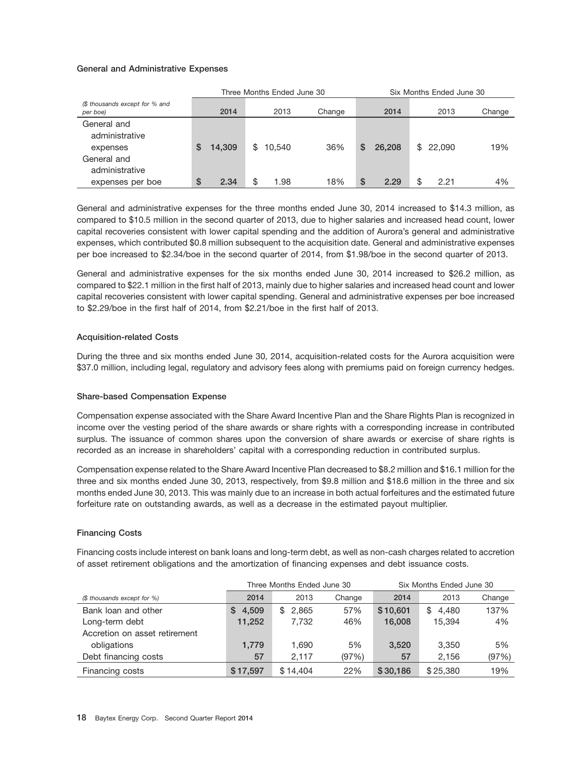### General and Administrative Expenses

| ($ thousands except for % and per boe) | Three Months Ended June 30 | | | Six Months Ended June 30 | | |
|---|---|---|---|---|---|---|
| | 2014 | 2013 | Change | 2014 | 2013 | Change |
| General and administrative expenses | $ 14,309 | $ 10,540 | 36% | $ 26,208 | $ 22,090 | 19% |
| General and administrative expenses per boe | $ 2.34 | $ 1.98 | 18% | $ 2.29 | $ 2.21 | 4% |

General and administrative expenses for the three months ended June 30, 2014 increased to $14.3 million, as compared to $10.5 million in the second quarter of 2013, due to higher salaries and increased head count, lower capital recoveries consistent with lower capital spending and the addition of Aurora's general and administrative expenses, which contributed $0.8 million subsequent to the acquisition date. General and administrative expenses per boe increased to $2.34/boe in the second quarter of 2014, from $1.98/boe in the second quarter of 2013.

General and administrative expenses for the six months ended June 30, 2014 increased to $26.2 million, as compared to $22.1 million in the first half of 2013, mainly due to higher salaries and increased head count and lower capital recoveries consistent with lower capital spending. General and administrative expenses per boe increased to $2.29/boe in the first half of 2014, from $2.21/boe in the first half of 2013.

### Acquisition-related Costs

During the three and six months ended June 30, 2014, acquisition-related costs for the Aurora acquisition were $37.0 million, including legal, regulatory and advisory fees along with premiums paid on foreign currency hedges.

### Share-based Compensation Expense

Compensation expense associated with the Share Award Incentive Plan and the Share Rights Plan is recognized in income over the vesting period of the share awards or share rights with a corresponding increase in contributed surplus. The issuance of common shares upon the conversion of share awards or exercise of share rights is recorded as an increase in shareholders' capital with a corresponding reduction in contributed surplus.

Compensation expense related to the Share Award Incentive Plan decreased to $8.2 million and $16.1 million for the three and six months ended June 30, 2013, respectively, from $9.8 million and $18.6 million in the three and six months ended June 30, 2013. This was mainly due to an increase in both actual forfeitures and the estimated future forfeiture rate on outstanding awards, as well as a decrease in the estimated payout multiplier.

### Financing Costs

Financing costs include interest on bank loans and long-term debt, as well as non-cash charges related to accretion of asset retirement obligations and the amortization of financing expenses and debt issuance costs.

| ($ thousands except for %) | Three Months Ended June 30 | | | Six Months Ended June 30 | | |
|---|---|---|---|---|---|---|
| | 2014 | 2013 | Change | 2014 | 2013 | Change |
| Bank loan and other | $ 4,509 | $ 2,865 | 57% | $ 10,601 | $ 4,480 | 137% |
| Long-term debt | 11,252 | 7,732 | 46% | 16,008 | 15,394 | 4% |
| Accretion on asset retirement obligations | 1,779 | 1,690 | 5% | 3,520 | 3,350 | 5% |
| Debt financing costs | 57 | 2,117 | (97%) | 57 | 2,156 | (97%) |
| Financing costs | $ 17,597 | $ 14,404 | 22% | $ 30,186 | $ 25,380 | 19% |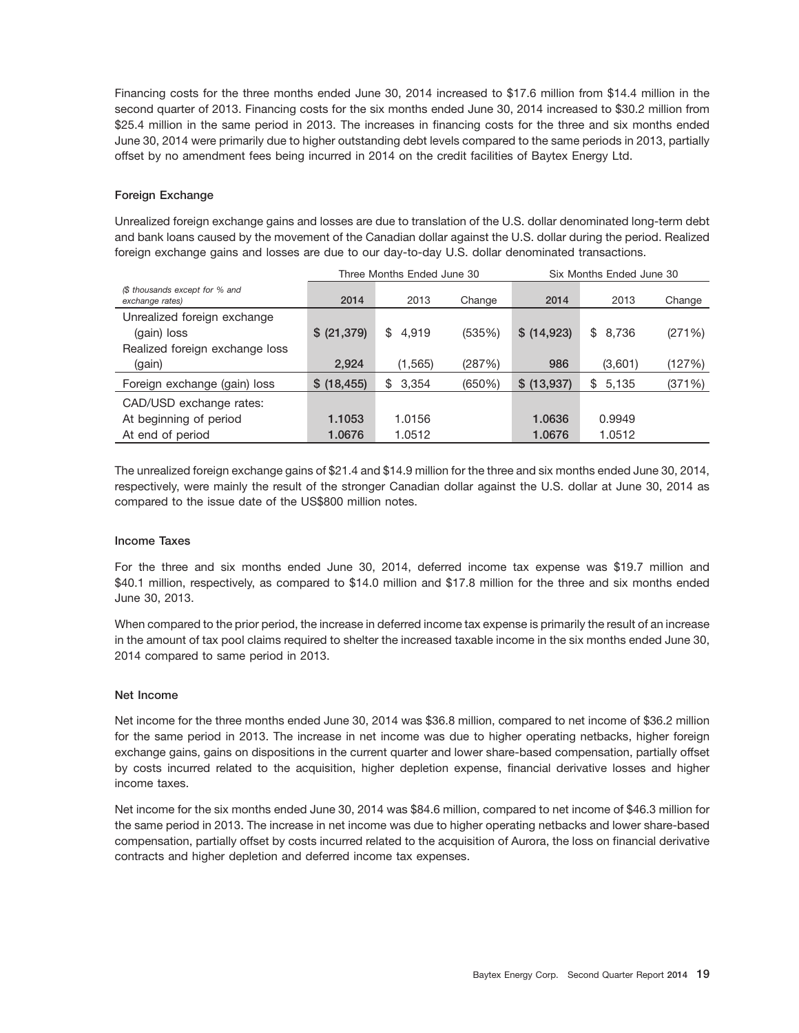Financing costs for the three months ended June 30, 2014 increased to $17.6 million from $14.4 million in the second quarter of 2013. Financing costs for the six months ended June 30, 2014 increased to $30.2 million from $25.4 million in the same period in 2013. The increases in financing costs for the three and six months ended June 30, 2014 were primarily due to higher outstanding debt levels compared to the same periods in 2013, partially offset by no amendment fees being incurred in 2014 on the credit facilities of Baytex Energy Ltd.

### Foreign Exchange

Unrealized foreign exchange gains and losses are due to translation of the U.S. dollar denominated long-term debt and bank loans caused by the movement of the Canadian dollar against the U.S. dollar during the period. Realized foreign exchange gains and losses are due to our day-to-day U.S. dollar denominated transactions.

| | Three Months Ended June 30 | | | Six Months Ended June 30 | | |
|---|---|---|---|---|---|---|
| *($ thousands except for % and exchange rates)* | 2014 | 2013 | Change | 2014 | 2013 | Change |
| Unrealized foreign exchange (gain) loss | $ (21,379) | $ 4,919 | (535%) | $ (14,923) | $ 8,736 | (271%) |
| Realized foreign exchange loss (gain) | 2,924 | (1,565) | (287%) | 986 | (3,601) | (127%) |
| Foreign exchange (gain) loss | $ (18,455) | $ 3,354 | (650%) | $ (13,937) | $ 5,135 | (371%) |
| CAD/USD exchange rates: | | | | | | |
| At beginning of period | 1.1053 | 1.0156 | | 1.0636 | 0.9949 | |
| At end of period | 1.0676 | 1.0512 | | 1.0676 | 1.0512 | |

The unrealized foreign exchange gains of $21.4 and $14.9 million for the three and six months ended June 30, 2014, respectively, were mainly the result of the stronger Canadian dollar against the U.S. dollar at June 30, 2014 as compared to the issue date of the US$800 million notes.

### Income Taxes

For the three and six months ended June 30, 2014, deferred income tax expense was $19.7 million and $40.1 million, respectively, as compared to $14.0 million and $17.8 million for the three and six months ended June 30, 2013.

When compared to the prior period, the increase in deferred income tax expense is primarily the result of an increase in the amount of tax pool claims required to shelter the increased taxable income in the six months ended June 30, 2014 compared to same period in 2013.

### Net Income

Net income for the three months ended June 30, 2014 was $36.8 million, compared to net income of $36.2 million for the same period in 2013. The increase in net income was due to higher operating netbacks, higher foreign exchange gains, gains on dispositions in the current quarter and lower share-based compensation, partially offset by costs incurred related to the acquisition, higher depletion expense, financial derivative losses and higher income taxes.

Net income for the six months ended June 30, 2014 was $84.6 million, compared to net income of $46.3 million for the same period in 2013. The increase in net income was due to higher operating netbacks and lower share-based compensation, partially offset by costs incurred related to the acquisition of Aurora, the loss on financial derivative contracts and higher depletion and deferred income tax expenses.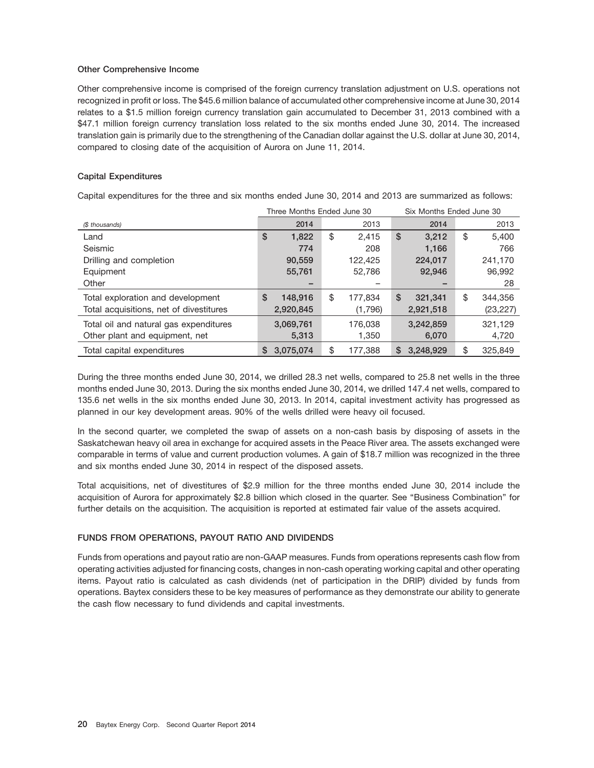### Other Comprehensive Income

Other comprehensive income is comprised of the foreign currency translation adjustment on U.S. operations not recognized in profit or loss. The $45.6 million balance of accumulated other comprehensive income at June 30, 2014 relates to a $1.5 million foreign currency translation gain accumulated to December 31, 2013 combined with a $47.1 million foreign currency translation loss related to the six months ended June 30, 2014. The increased translation gain is primarily due to the strengthening of the Canadian dollar against the U.S. dollar at June 30, 2014, compared to closing date of the acquisition of Aurora on June 11, 2014.

### Capital Expenditures

Capital expenditures for the three and six months ended June 30, 2014 and 2013 are summarized as follows:

| | Three Months Ended June 30 | | Six Months Ended June 30 | |
|---|---|---|---|---|
| *($ thousands)* | 2014 | 2013 | 2014 | 2013 |
| Land | $ 1,822 | $ 2,415 | $ 3,212 | $ 5,400 |
| Seismic | 774 | 208 | 1,166 | 766 |
| Drilling and completion | 90,559 | 122,425 | 224,017 | 241,170 |
| Equipment | 55,761 | 52,786 | 92,946 | 96,992 |
| Other | – | – | – | 28 |
| Total exploration and development | $ 148,916 | $ 177,834 | $ 321,341 | $ 344,356 |
| Total acquisitions, net of divestitures | 2,920,845 | (1,796) | 2,921,518 | (23,227) |
| Total oil and natural gas expenditures | 3,069,761 | 176,038 | 3,242,859 | 321,129 |
| Other plant and equipment, net | 5,313 | 1,350 | 6,070 | 4,720 |
| Total capital expenditures | $ 3,075,074 | $ 177,388 | $ 3,248,929 | $ 325,849 |

During the three months ended June 30, 2014, we drilled 28.3 net wells, compared to 25.8 net wells in the three months ended June 30, 2013. During the six months ended June 30, 2014, we drilled 147.4 net wells, compared to 135.6 net wells in the six months ended June 30, 2013. In 2014, capital investment activity has progressed as planned in our key development areas. 90% of the wells drilled were heavy oil focused.

In the second quarter, we completed the swap of assets on a non-cash basis by disposing of assets in the Saskatchewan heavy oil area in exchange for acquired assets in the Peace River area. The assets exchanged were comparable in terms of value and current production volumes. A gain of $18.7 million was recognized in the three and six months ended June 30, 2014 in respect of the disposed assets.

Total acquisitions, net of divestitures of $2.9 million for the three months ended June 30, 2014 include the acquisition of Aurora for approximately $2.8 billion which closed in the quarter. See "Business Combination" for further details on the acquisition. The acquisition is reported at estimated fair value of the assets acquired.

## FUNDS FROM OPERATIONS, PAYOUT RATIO AND DIVIDENDS

Funds from operations and payout ratio are non-GAAP measures. Funds from operations represents cash flow from operating activities adjusted for financing costs, changes in non-cash operating working capital and other operating items. Payout ratio is calculated as cash dividends (net of participation in the DRIP) divided by funds from operations. Baytex considers these to be key measures of performance as they demonstrate our ability to generate the cash flow necessary to fund dividends and capital investments.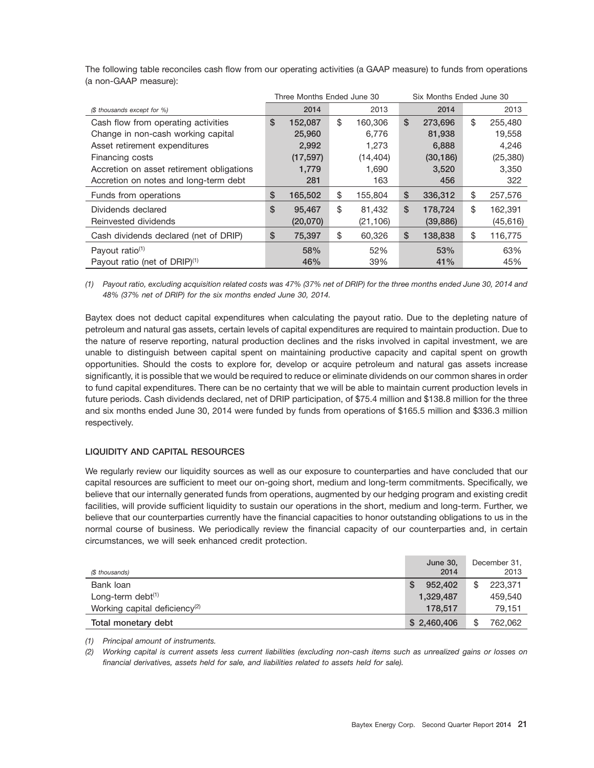The following table reconciles cash flow from our operating activities (a GAAP measure) to funds from operations (a non-GAAP measure):

| ($ thousands except for %) | Three Months Ended June 30 2014 | Three Months Ended June 30 2013 | Six Months Ended June 30 2014 | Six Months Ended June 30 2013 |
|---|---|---|---|---|
| Cash flow from operating activities | $ 152,087 | $ 160,306 | $ 273,696 | $ 255,480 |
| Change in non-cash working capital | 25,960 | 6,776 | 81,938 | 19,558 |
| Asset retirement expenditures | 2,992 | 1,273 | 6,888 | 4,246 |
| Financing costs | (17,597) | (14,404) | (30,186) | (25,380) |
| Accretion on asset retirement obligations | 1,779 | 1,690 | 3,520 | 3,350 |
| Accretion on notes and long-term debt | 281 | 163 | 456 | 322 |
| Funds from operations | $ 165,502 | $ 155,804 | $ 336,312 | $ 257,576 |
| Dividends declared | $ 95,467 | $ 81,432 | $ 178,724 | $ 162,391 |
| Reinvested dividends | (20,070) | (21,106) | (39,886) | (45,616) |
| Cash dividends declared (net of DRIP) | $ 75,397 | $ 60,326 | $ 138,838 | $ 116,775 |
| Payout ratio[(1)] | 58% | 52% | 53% | 63% |
| Payout ratio (net of DRIP)[(1)] | 46% | 39% | 41% | 45% |

*(1) Payout ratio, excluding acquisition related costs was 47% (37% net of DRIP) for the three months ended June 30, 2014 and 48% (37% net of DRIP) for the six months ended June 30, 2014.*

Baytex does not deduct capital expenditures when calculating the payout ratio. Due to the depleting nature of petroleum and natural gas assets, certain levels of capital expenditures are required to maintain production. Due to the nature of reserve reporting, natural production declines and the risks involved in capital investment, we are unable to distinguish between capital spent on maintaining productive capacity and capital spent on growth opportunities. Should the costs to explore for, develop or acquire petroleum and natural gas assets increase significantly, it is possible that we would be required to reduce or eliminate dividends on our common shares in order to fund capital expenditures. There can be no certainty that we will be able to maintain current production levels in future periods. Cash dividends declared, net of DRIP participation, of $75.4 million and $138.8 million for the three and six months ended June 30, 2014 were funded by funds from operations of $165.5 million and $336.3 million respectively.

## LIQUIDITY AND CAPITAL RESOURCES

We regularly review our liquidity sources as well as our exposure to counterparties and have concluded that our capital resources are sufficient to meet our on-going short, medium and long-term commitments. Specifically, we believe that our internally generated funds from operations, augmented by our hedging program and existing credit facilities, will provide sufficient liquidity to sustain our operations in the short, medium and long-term. Further, we believe that our counterparties currently have the financial capacities to honor outstanding obligations to us in the normal course of business. We periodically review the financial capacity of our counterparties and, in certain circumstances, we will seek enhanced credit protection.

| ($ thousands) | June 30, 2014 | December 31, 2013 |
|---|---|---|
| Bank loan | $ 952,402 | $ 223,371 |
| Long-term debt[(1)] | 1,329,487 | 459,540 |
| Working capital deficiency[(2)] | 178,517 | 79,151 |
| **Total monetary debt** | $ 2,460,406 | $ 762,062 |

*(1) Principal amount of instruments.*

*(2) Working capital is current assets less current liabilities (excluding non-cash items such as unrealized gains or losses on financial derivatives, assets held for sale, and liabilities related to assets held for sale).*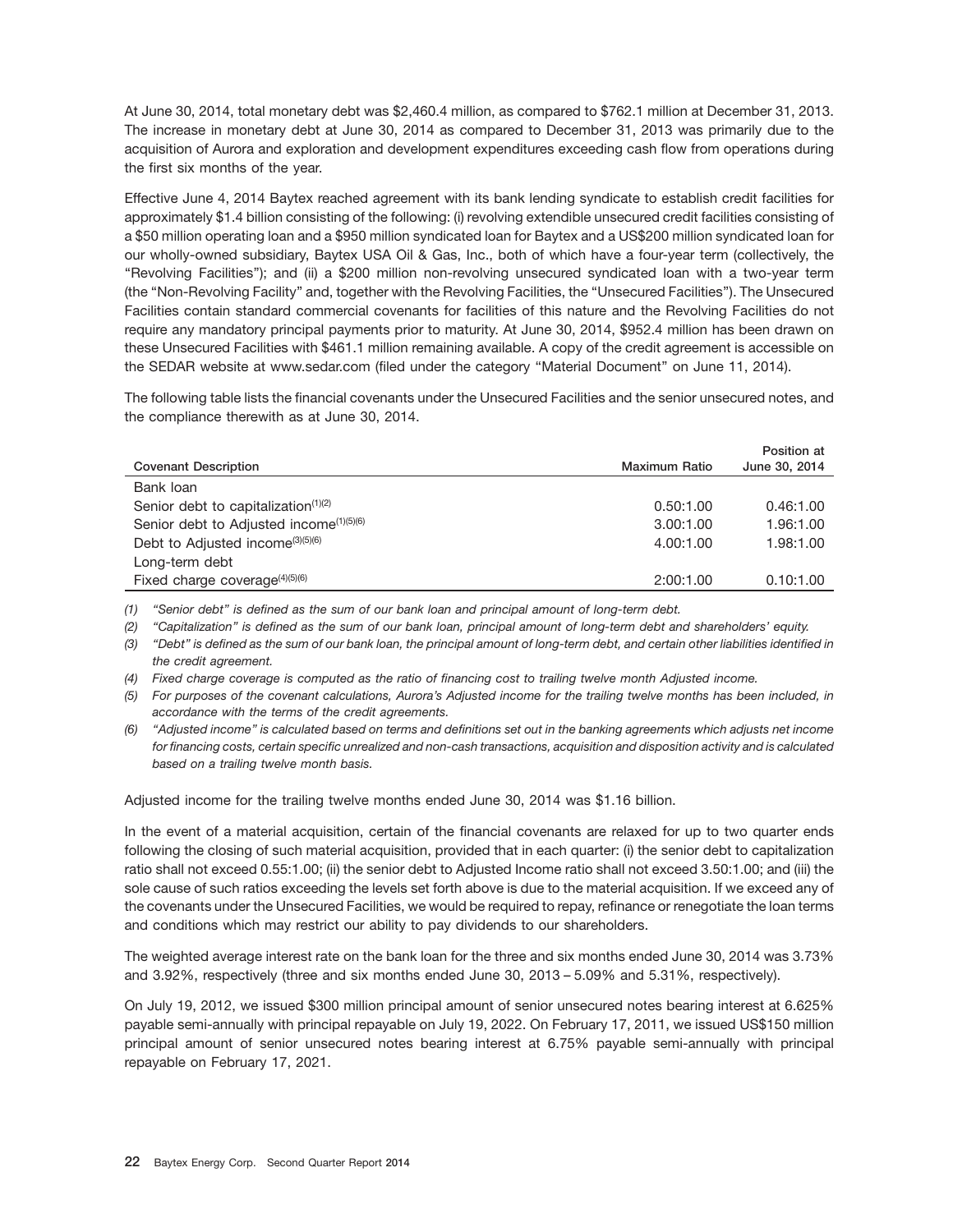At June 30, 2014, total monetary debt was $2,460.4 million, as compared to $762.1 million at December 31, 2013. The increase in monetary debt at June 30, 2014 as compared to December 31, 2013 was primarily due to the acquisition of Aurora and exploration and development expenditures exceeding cash flow from operations during the first six months of the year.

Effective June 4, 2014 Baytex reached agreement with its bank lending syndicate to establish credit facilities for approximately $1.4 billion consisting of the following: (i) revolving extendible unsecured credit facilities consisting of a $50 million operating loan and a $950 million syndicated loan for Baytex and a US$200 million syndicated loan for our wholly-owned subsidiary, Baytex USA Oil & Gas, Inc., both of which have a four-year term (collectively, the "Revolving Facilities"); and (ii) a $200 million non-revolving unsecured syndicated loan with a two-year term (the "Non-Revolving Facility" and, together with the Revolving Facilities, the "Unsecured Facilities"). The Unsecured Facilities contain standard commercial covenants for facilities of this nature and the Revolving Facilities do not require any mandatory principal payments prior to maturity. At June 30, 2014, $952.4 million has been drawn on these Unsecured Facilities with $461.1 million remaining available. A copy of the credit agreement is accessible on the SEDAR website at www.sedar.com (filed under the category "Material Document" on June 11, 2014).

The following table lists the financial covenants under the Unsecured Facilities and the senior unsecured notes, and the compliance therewith as at June 30, 2014.

| Covenant Description | Maximum Ratio | Position at June 30, 2014 |
|---|---|---|
| Bank loan | | |
| Senior debt to capitalization(1)(2) | 0.50:1.00 | 0.46:1.00 |
| Senior debt to Adjusted income(1)(5)(6) | 3.00:1.00 | 1.96:1.00 |
| Debt to Adjusted income(3)(5)(6) | 4.00:1.00 | 1.98:1.00 |
| Long-term debt | | |
| Fixed charge coverage(4)(5)(6) | 2:00:1.00 | 0.10:1.00 |

*(1) "Senior debt" is defined as the sum of our bank loan and principal amount of long-term debt.*

*(2) "Capitalization" is defined as the sum of our bank loan, principal amount of long-term debt and shareholders' equity.*

*(3) "Debt" is defined as the sum of our bank loan, the principal amount of long-term debt, and certain other liabilities identified in the credit agreement.*

*(4) Fixed charge coverage is computed as the ratio of financing cost to trailing twelve month Adjusted income.*

*(5) For purposes of the covenant calculations, Aurora's Adjusted income for the trailing twelve months has been included, in accordance with the terms of the credit agreements.*

*(6) "Adjusted income" is calculated based on terms and definitions set out in the banking agreements which adjusts net income for financing costs, certain specific unrealized and non-cash transactions, acquisition and disposition activity and is calculated based on a trailing twelve month basis.*

Adjusted income for the trailing twelve months ended June 30, 2014 was $1.16 billion.

In the event of a material acquisition, certain of the financial covenants are relaxed for up to two quarter ends following the closing of such material acquisition, provided that in each quarter: (i) the senior debt to capitalization ratio shall not exceed 0.55:1.00; (ii) the senior debt to Adjusted Income ratio shall not exceed 3.50:1.00; and (iii) the sole cause of such ratios exceeding the levels set forth above is due to the material acquisition. If we exceed any of the covenants under the Unsecured Facilities, we would be required to repay, refinance or renegotiate the loan terms and conditions which may restrict our ability to pay dividends to our shareholders.

The weighted average interest rate on the bank loan for the three and six months ended June 30, 2014 was 3.73% and 3.92%, respectively (three and six months ended June 30, 2013 – 5.09% and 5.31%, respectively).

On July 19, 2012, we issued $300 million principal amount of senior unsecured notes bearing interest at 6.625% payable semi-annually with principal repayable on July 19, 2022. On February 17, 2011, we issued US$150 million principal amount of senior unsecured notes bearing interest at 6.75% payable semi-annually with principal repayable on February 17, 2021.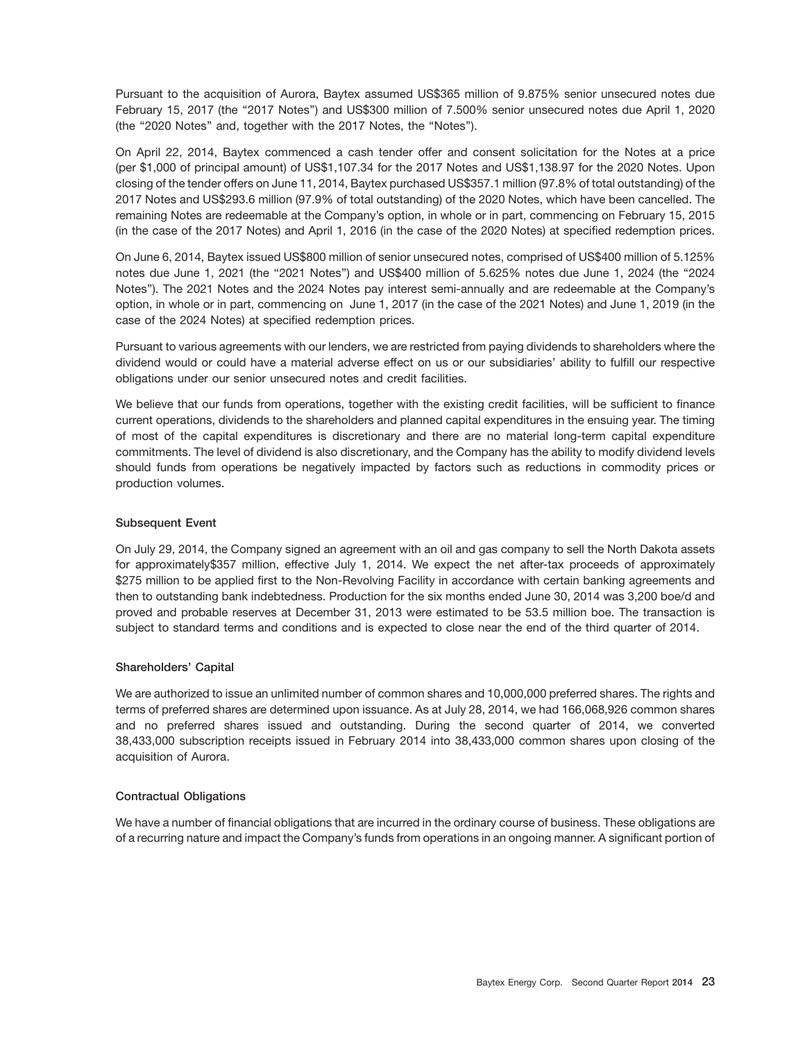Pursuant to the acquisition of Aurora, Baytex assumed US$365 million of 9.875% senior unsecured notes due February 15, 2017 (the "2017 Notes") and US$300 million of 7.500% senior unsecured notes due April 1, 2020 (the "2020 Notes" and, together with the 2017 Notes, the "Notes").

On April 22, 2014, Baytex commenced a cash tender offer and consent solicitation for the Notes at a price (per $1,000 of principal amount) of US$1,107.34 for the 2017 Notes and US$1,138.97 for the 2020 Notes. Upon closing of the tender offers on June 11, 2014, Baytex purchased US$357.1 million (97.8% of total outstanding) of the 2017 Notes and US$293.6 million (97.9% of total outstanding) of the 2020 Notes, which have been cancelled. The remaining Notes are redeemable at the Company's option, in whole or in part, commencing on February 15, 2015 (in the case of the 2017 Notes) and April 1, 2016 (in the case of the 2020 Notes) at specified redemption prices.

On June 6, 2014, Baytex issued US$800 million of senior unsecured notes, comprised of US$400 million of 5.125% notes due June 1, 2021 (the "2021 Notes") and US$400 million of 5.625% notes due June 1, 2024 (the "2024 Notes"). The 2021 Notes and the 2024 Notes pay interest semi-annually and are redeemable at the Company's option, in whole or in part, commencing on June 1, 2017 (in the case of the 2021 Notes) and June 1, 2019 (in the case of the 2024 Notes) at specified redemption prices.

Pursuant to various agreements with our lenders, we are restricted from paying dividends to shareholders where the dividend would or could have a material adverse effect on us or our subsidiaries' ability to fulfill our respective obligations under our senior unsecured notes and credit facilities.

We believe that our funds from operations, together with the existing credit facilities, will be sufficient to finance current operations, dividends to the shareholders and planned capital expenditures in the ensuing year. The timing of most of the capital expenditures is discretionary and there are no material long-term capital expenditure commitments. The level of dividend is also discretionary, and the Company has the ability to modify dividend levels should funds from operations be negatively impacted by factors such as reductions in commodity prices or production volumes.

### Subsequent Event

On July 29, 2014, the Company signed an agreement with an oil and gas company to sell the North Dakota assets for approximately$357 million, effective July 1, 2014. We expect the net after-tax proceeds of approximately $275 million to be applied first to the Non-Revolving Facility in accordance with certain banking agreements and then to outstanding bank indebtedness. Production for the six months ended June 30, 2014 was 3,200 boe/d and proved and probable reserves at December 31, 2013 were estimated to be 53.5 million boe. The transaction is subject to standard terms and conditions and is expected to close near the end of the third quarter of 2014.

### Shareholders' Capital

We are authorized to issue an unlimited number of common shares and 10,000,000 preferred shares. The rights and terms of preferred shares are determined upon issuance. As at July 28, 2014, we had 166,068,926 common shares and no preferred shares issued and outstanding. During the second quarter of 2014, we converted 38,433,000 subscription receipts issued in February 2014 into 38,433,000 common shares upon closing of the acquisition of Aurora.

### Contractual Obligations

We have a number of financial obligations that are incurred in the ordinary course of business. These obligations are of a recurring nature and impact the Company's funds from operations in an ongoing manner. A significant portion of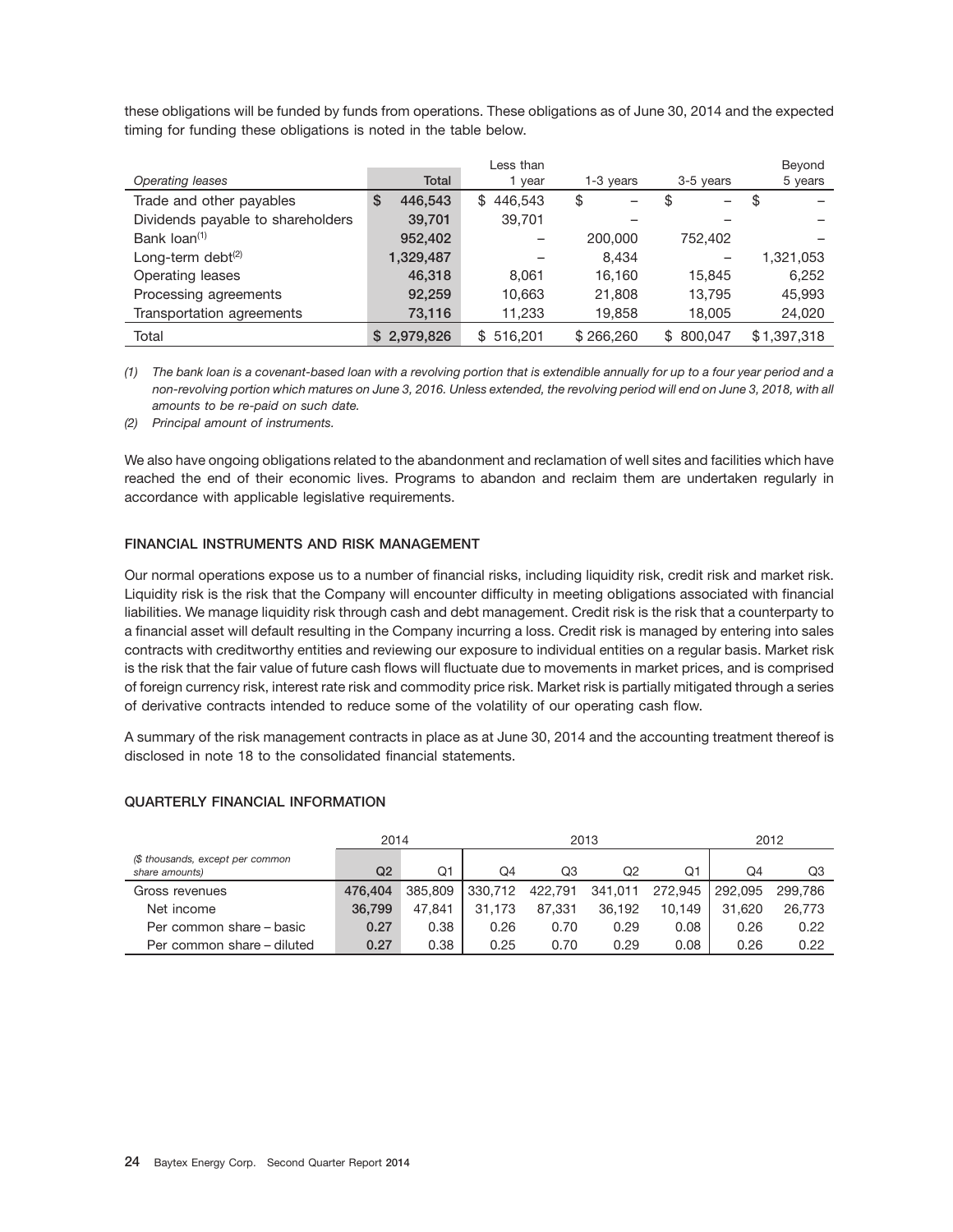these obligations will be funded by funds from operations. These obligations as of June 30, 2014 and the expected timing for funding these obligations is noted in the table below.

| *Operating leases* | Total | Less than 1 year | 1-3 years | 3-5 years | Beyond 5 years |
|---|---|---|---|---|---|
| Trade and other payables | $ 446,543 | $ 446,543 | $ – | $ – | $ – |
| Dividends payable to shareholders | 39,701 | 39,701 | – | – | – |
| Bank loan[(1)] | 952,402 | – | 200,000 | 752,402 | – |
| Long-term debt[(2)] | 1,329,487 | – | 8,434 | – | 1,321,053 |
| Operating leases | 46,318 | 8,061 | 16,160 | 15,845 | 6,252 |
| Processing agreements | 92,259 | 10,663 | 21,808 | 13,795 | 45,993 |
| Transportation agreements | 73,116 | 11,233 | 19,858 | 18,005 | 24,020 |
| Total | $ 2,979,826 | $ 516,201 | $ 266,260 | $ 800,047 | $ 1,397,318 |

*(1) The bank loan is a covenant-based loan with a revolving portion that is extendible annually for up to a four year period and a non-revolving portion which matures on June 3, 2016. Unless extended, the revolving period will end on June 3, 2018, with all amounts to be re-paid on such date.*

*(2) Principal amount of instruments.*

We also have ongoing obligations related to the abandonment and reclamation of well sites and facilities which have reached the end of their economic lives. Programs to abandon and reclaim them are undertaken regularly in accordance with applicable legislative requirements.

## FINANCIAL INSTRUMENTS AND RISK MANAGEMENT

Our normal operations expose us to a number of financial risks, including liquidity risk, credit risk and market risk. Liquidity risk is the risk that the Company will encounter difficulty in meeting obligations associated with financial liabilities. We manage liquidity risk through cash and debt management. Credit risk is the risk that a counterparty to a financial asset will default resulting in the Company incurring a loss. Credit risk is managed by entering into sales contracts with creditworthy entities and reviewing our exposure to individual entities on a regular basis. Market risk is the risk that the fair value of future cash flows will fluctuate due to movements in market prices, and is comprised of foreign currency risk, interest rate risk and commodity price risk. Market risk is partially mitigated through a series of derivative contracts intended to reduce some of the volatility of our operating cash flow.

A summary of the risk management contracts in place as at June 30, 2014 and the accounting treatment thereof is disclosed in note 18 to the consolidated financial statements.

## QUARTERLY FINANCIAL INFORMATION

| | 2014 | | 2013 | | | | 2012 | |
|---|---|---|---|---|---|---|---|---|
| *($ thousands, except per common share amounts)* | Q2 | Q1 | Q4 | Q3 | Q2 | Q1 | Q4 | Q3 |
| Gross revenues | 476,404 | 385,809 | 330,712 | 422,791 | 341,011 | 272,945 | 292,095 | 299,786 |
| Net income | 36,799 | 47,841 | 31,173 | 87,331 | 36,192 | 10,149 | 31,620 | 26,773 |
| Per common share – basic | 0.27 | 0.38 | 0.26 | 0.70 | 0.29 | 0.08 | 0.26 | 0.22 |
| Per common share – diluted | 0.27 | 0.38 | 0.25 | 0.70 | 0.29 | 0.08 | 0.26 | 0.22 |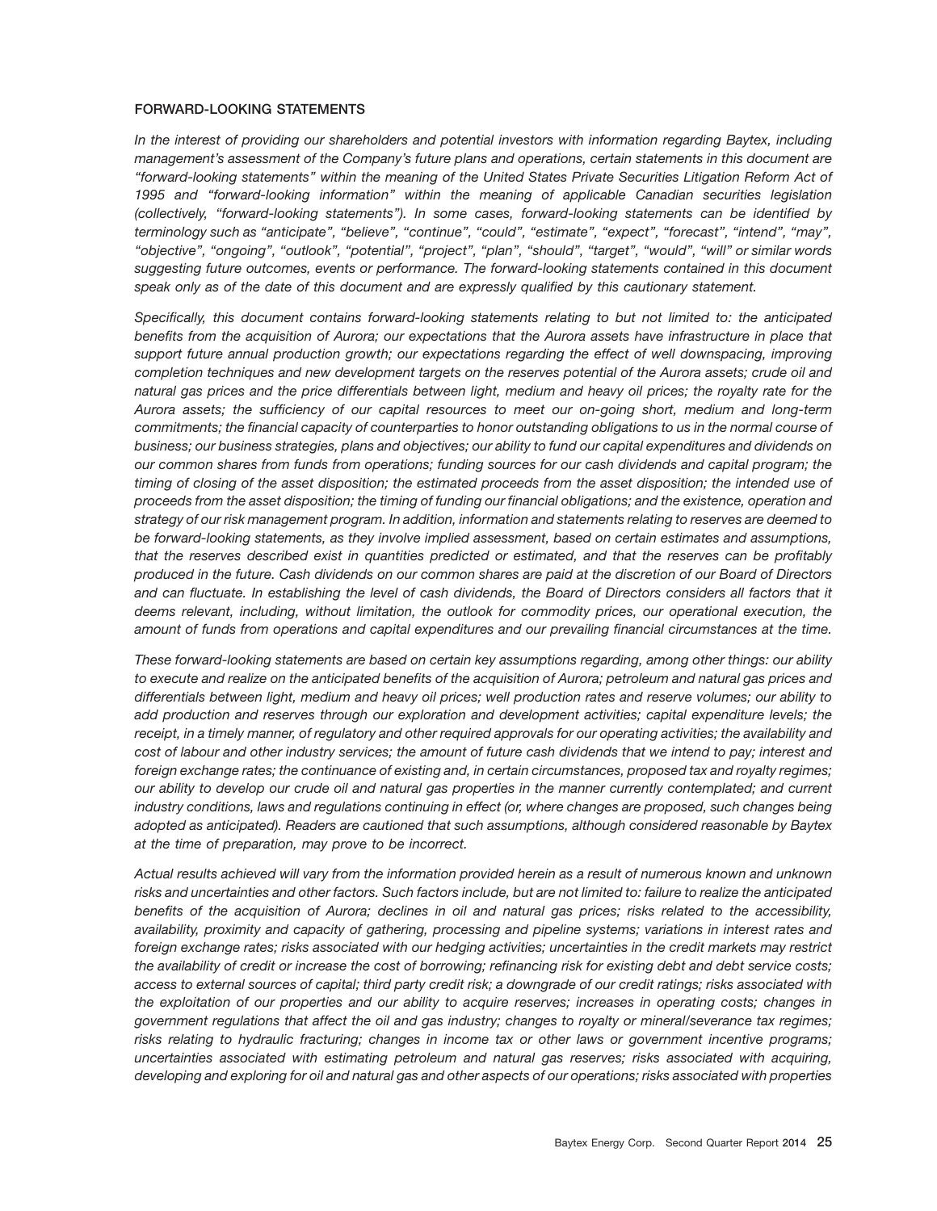## FORWARD-LOOKING STATEMENTS

*In the interest of providing our shareholders and potential investors with information regarding Baytex, including management's assessment of the Company's future plans and operations, certain statements in this document are "forward-looking statements" within the meaning of the United States Private Securities Litigation Reform Act of 1995 and "forward-looking information" within the meaning of applicable Canadian securities legislation (collectively, "forward-looking statements"). In some cases, forward-looking statements can be identified by terminology such as "anticipate", "believe", "continue", "could", "estimate", "expect", "forecast", "intend", "may", "objective", "ongoing", "outlook", "potential", "project", "plan", "should", "target", "would", "will" or similar words suggesting future outcomes, events or performance. The forward-looking statements contained in this document speak only as of the date of this document and are expressly qualified by this cautionary statement.*

*Specifically, this document contains forward-looking statements relating to but not limited to: the anticipated benefits from the acquisition of Aurora; our expectations that the Aurora assets have infrastructure in place that support future annual production growth; our expectations regarding the effect of well downspacing, improving completion techniques and new development targets on the reserves potential of the Aurora assets; crude oil and natural gas prices and the price differentials between light, medium and heavy oil prices; the royalty rate for the Aurora assets; the sufficiency of our capital resources to meet our on-going short, medium and long-term commitments; the financial capacity of counterparties to honor outstanding obligations to us in the normal course of business; our business strategies, plans and objectives; our ability to fund our capital expenditures and dividends on our common shares from funds from operations; funding sources for our cash dividends and capital program; the timing of closing of the asset disposition; the estimated proceeds from the asset disposition; the intended use of proceeds from the asset disposition; the timing of funding our financial obligations; and the existence, operation and strategy of our risk management program. In addition, information and statements relating to reserves are deemed to be forward-looking statements, as they involve implied assessment, based on certain estimates and assumptions, that the reserves described exist in quantities predicted or estimated, and that the reserves can be profitably produced in the future. Cash dividends on our common shares are paid at the discretion of our Board of Directors and can fluctuate. In establishing the level of cash dividends, the Board of Directors considers all factors that it deems relevant, including, without limitation, the outlook for commodity prices, our operational execution, the amount of funds from operations and capital expenditures and our prevailing financial circumstances at the time.*

*These forward-looking statements are based on certain key assumptions regarding, among other things: our ability to execute and realize on the anticipated benefits of the acquisition of Aurora; petroleum and natural gas prices and differentials between light, medium and heavy oil prices; well production rates and reserve volumes; our ability to add production and reserves through our exploration and development activities; capital expenditure levels; the receipt, in a timely manner, of regulatory and other required approvals for our operating activities; the availability and cost of labour and other industry services; the amount of future cash dividends that we intend to pay; interest and foreign exchange rates; the continuance of existing and, in certain circumstances, proposed tax and royalty regimes; our ability to develop our crude oil and natural gas properties in the manner currently contemplated; and current industry conditions, laws and regulations continuing in effect (or, where changes are proposed, such changes being adopted as anticipated). Readers are cautioned that such assumptions, although considered reasonable by Baytex at the time of preparation, may prove to be incorrect.*

*Actual results achieved will vary from the information provided herein as a result of numerous known and unknown risks and uncertainties and other factors. Such factors include, but are not limited to: failure to realize the anticipated benefits of the acquisition of Aurora; declines in oil and natural gas prices; risks related to the accessibility, availability, proximity and capacity of gathering, processing and pipeline systems; variations in interest rates and foreign exchange rates; risks associated with our hedging activities; uncertainties in the credit markets may restrict the availability of credit or increase the cost of borrowing; refinancing risk for existing debt and debt service costs; access to external sources of capital; third party credit risk; a downgrade of our credit ratings; risks associated with the exploitation of our properties and our ability to acquire reserves; increases in operating costs; changes in government regulations that affect the oil and gas industry; changes to royalty or mineral/severance tax regimes; risks relating to hydraulic fracturing; changes in income tax or other laws or government incentive programs; uncertainties associated with estimating petroleum and natural gas reserves; risks associated with acquiring, developing and exploring for oil and natural gas and other aspects of our operations; risks associated with properties*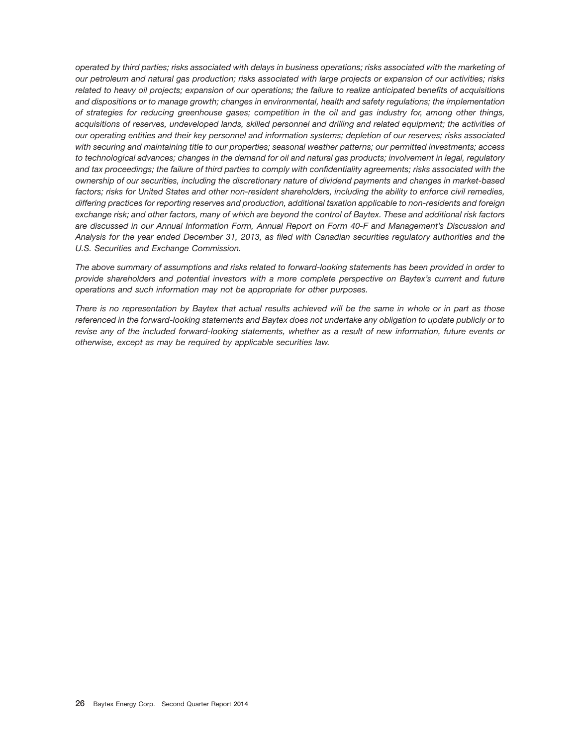*operated by third parties; risks associated with delays in business operations; risks associated with the marketing of our petroleum and natural gas production; risks associated with large projects or expansion of our activities; risks related to heavy oil projects; expansion of our operations; the failure to realize anticipated benefits of acquisitions and dispositions or to manage growth; changes in environmental, health and safety regulations; the implementation of strategies for reducing greenhouse gases; competition in the oil and gas industry for, among other things, acquisitions of reserves, undeveloped lands, skilled personnel and drilling and related equipment; the activities of our operating entities and their key personnel and information systems; depletion of our reserves; risks associated with securing and maintaining title to our properties; seasonal weather patterns; our permitted investments; access to technological advances; changes in the demand for oil and natural gas products; involvement in legal, regulatory and tax proceedings; the failure of third parties to comply with confidentiality agreements; risks associated with the ownership of our securities, including the discretionary nature of dividend payments and changes in market-based factors; risks for United States and other non-resident shareholders, including the ability to enforce civil remedies, differing practices for reporting reserves and production, additional taxation applicable to non-residents and foreign exchange risk; and other factors, many of which are beyond the control of Baytex. These and additional risk factors are discussed in our Annual Information Form, Annual Report on Form 40-F and Management's Discussion and Analysis for the year ended December 31, 2013, as filed with Canadian securities regulatory authorities and the U.S. Securities and Exchange Commission.*

*The above summary of assumptions and risks related to forward-looking statements has been provided in order to provide shareholders and potential investors with a more complete perspective on Baytex's current and future operations and such information may not be appropriate for other purposes.*

*There is no representation by Baytex that actual results achieved will be the same in whole or in part as those referenced in the forward-looking statements and Baytex does not undertake any obligation to update publicly or to revise any of the included forward-looking statements, whether as a result of new information, future events or otherwise, except as may be required by applicable securities law.*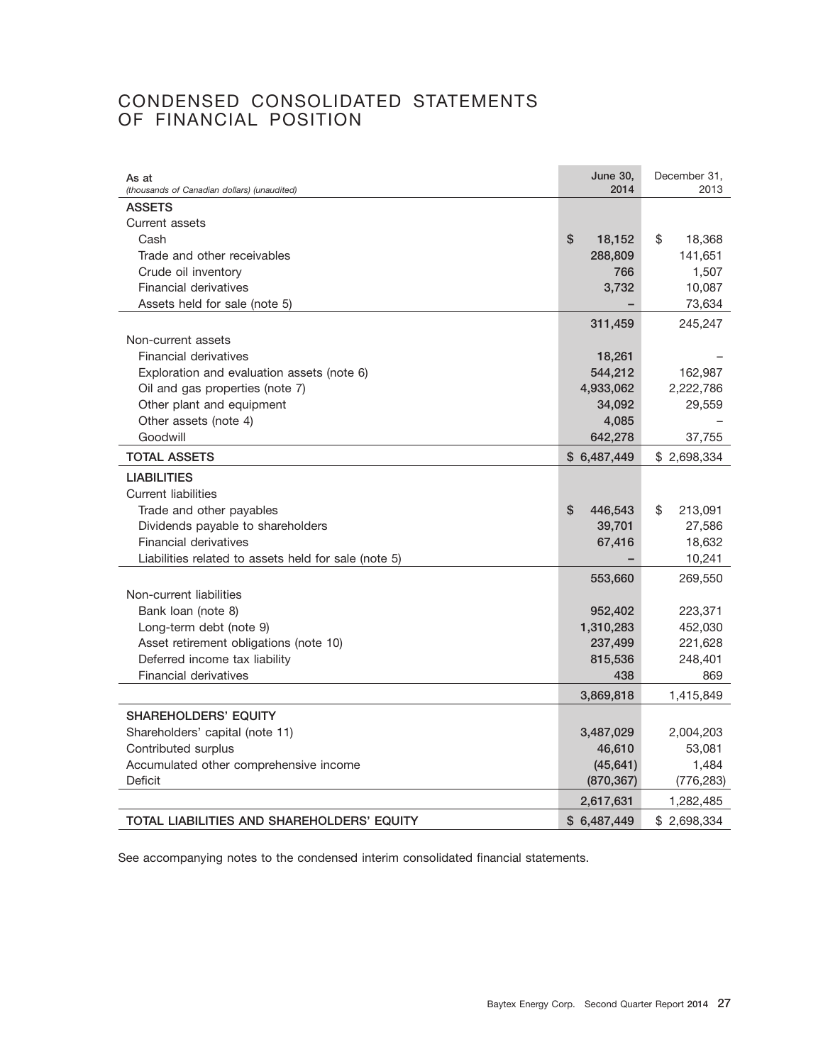# CONDENSED CONSOLIDATED STATEMENTS OF FINANCIAL POSITION

| As at *(thousands of Canadian dollars) (unaudited)* | June 30, 2014 | December 31, 2013 |
|---|---|---|
| **ASSETS** | | |
| Current assets | | |
| Cash | $ 18,152 | $ 18,368 |
| Trade and other receivables | 288,809 | 141,651 |
| Crude oil inventory | 766 | 1,507 |
| Financial derivatives | 3,732 | 10,087 |
| Assets held for sale (note 5) | – | 73,634 |
| | 311,459 | 245,247 |
| Non-current assets | | |
| Financial derivatives | 18,261 | – |
| Exploration and evaluation assets (note 6) | 544,212 | 162,987 |
| Oil and gas properties (note 7) | 4,933,062 | 2,222,786 |
| Other plant and equipment | 34,092 | 29,559 |
| Other assets (note 4) | 4,085 | – |
| Goodwill | 642,278 | 37,755 |
| **TOTAL ASSETS** | $ 6,487,449 | $ 2,698,334 |
| **LIABILITIES** | | |
| Current liabilities | | |
| Trade and other payables | $ 446,543 | $ 213,091 |
| Dividends payable to shareholders | 39,701 | 27,586 |
| Financial derivatives | 67,416 | 18,632 |
| Liabilities related to assets held for sale (note 5) | – | 10,241 |
| | 553,660 | 269,550 |
| Non-current liabilities | | |
| Bank loan (note 8) | 952,402 | 223,371 |
| Long-term debt (note 9) | 1,310,283 | 452,030 |
| Asset retirement obligations (note 10) | 237,499 | 221,628 |
| Deferred income tax liability | 815,536 | 248,401 |
| Financial derivatives | 438 | 869 |
| | 3,869,818 | 1,415,849 |
| **SHAREHOLDERS' EQUITY** | | |
| Shareholders' capital (note 11) | 3,487,029 | 2,004,203 |
| Contributed surplus | 46,610 | 53,081 |
| Accumulated other comprehensive income | (45,641) | 1,484 |
| Deficit | (870,367) | (776,283) |
| | 2,617,631 | 1,282,485 |
| **TOTAL LIABILITIES AND SHAREHOLDERS' EQUITY** | $ 6,487,449 | $ 2,698,334 |

See accompanying notes to the condensed interim consolidated financial statements.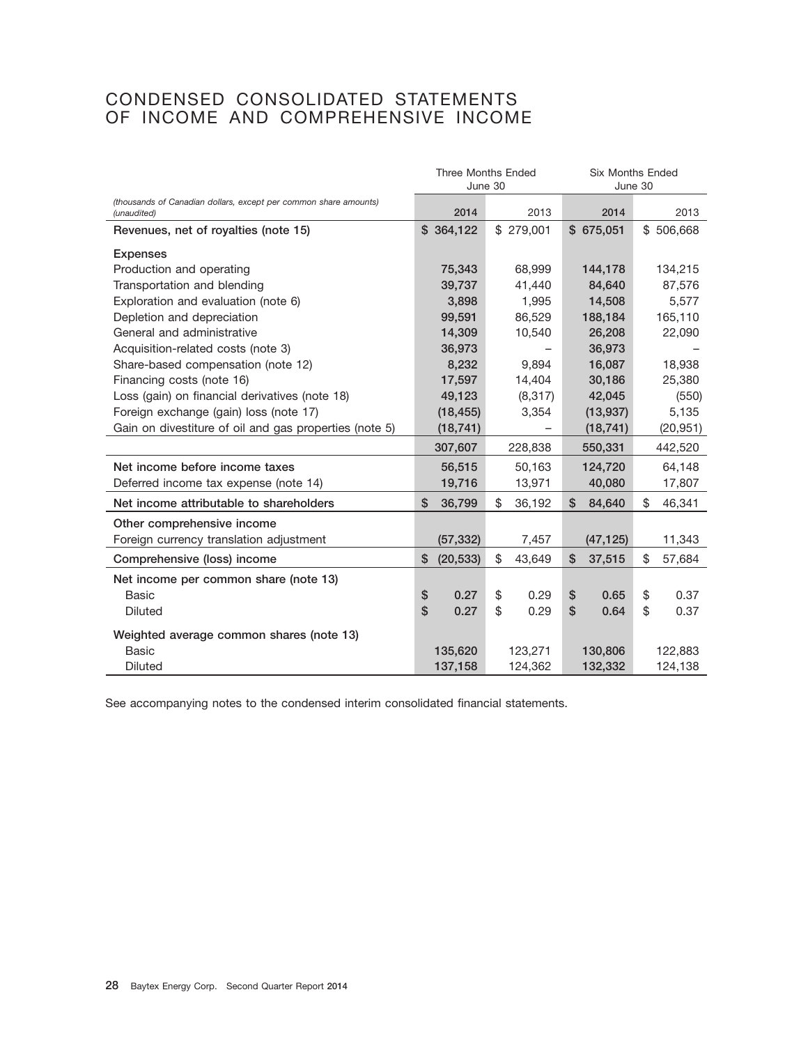# CONDENSED CONSOLIDATED STATEMENTS OF INCOME AND COMPREHENSIVE INCOME

| *(thousands of Canadian dollars, except per common share amounts) (unaudited)* | Three Months Ended June 30 2014 | Three Months Ended June 30 2013 | Six Months Ended June 30 2014 | Six Months Ended June 30 2013 |
|---|---|---|---|---|
| **Revenues, net of royalties (note 15)** | $ 364,122 | $ 279,001 | $ 675,051 | $ 506,668 |
| **Expenses** | | | | |
| Production and operating | 75,343 | 68,999 | 144,178 | 134,215 |
| Transportation and blending | 39,737 | 41,440 | 84,640 | 87,576 |
| Exploration and evaluation (note 6) | 3,898 | 1,995 | 14,508 | 5,577 |
| Depletion and depreciation | 99,591 | 86,529 | 188,184 | 165,110 |
| General and administrative | 14,309 | 10,540 | 26,208 | 22,090 |
| Acquisition-related costs (note 3) | 36,973 | – | 36,973 | – |
| Share-based compensation (note 12) | 8,232 | 9,894 | 16,087 | 18,938 |
| Financing costs (note 16) | 17,597 | 14,404 | 30,186 | 25,380 |
| Loss (gain) on financial derivatives (note 18) | 49,123 | (8,317) | 42,045 | (550) |
| Foreign exchange (gain) loss (note 17) | (18,455) | 3,354 | (13,937) | 5,135 |
| Gain on divestiture of oil and gas properties (note 5) | (18,741) | – | (18,741) | (20,951) |
| | 307,607 | 228,838 | 550,331 | 442,520 |
| **Net income before income taxes** | 56,515 | 50,163 | 124,720 | 64,148 |
| Deferred income tax expense (note 14) | 19,716 | 13,971 | 40,080 | 17,807 |
| **Net income attributable to shareholders** | $ 36,799 | $ 36,192 | $ 84,640 | $ 46,341 |
| **Other comprehensive income** | | | | |
| Foreign currency translation adjustment | (57,332) | 7,457 | (47,125) | 11,343 |
| **Comprehensive (loss) income** | $ (20,533) | $ 43,649 | $ 37,515 | $ 57,684 |
| **Net income per common share (note 13)** | | | | |
| Basic | $ 0.27 | $ 0.29 | $ 0.65 | $ 0.37 |
| Diluted | $ 0.27 | $ 0.29 | $ 0.64 | $ 0.37 |
| **Weighted average common shares (note 13)** | | | | |
| Basic | 135,620 | 123,271 | 130,806 | 122,883 |
| Diluted | 137,158 | 124,362 | 132,332 | 124,138 |

See accompanying notes to the condensed interim consolidated financial statements.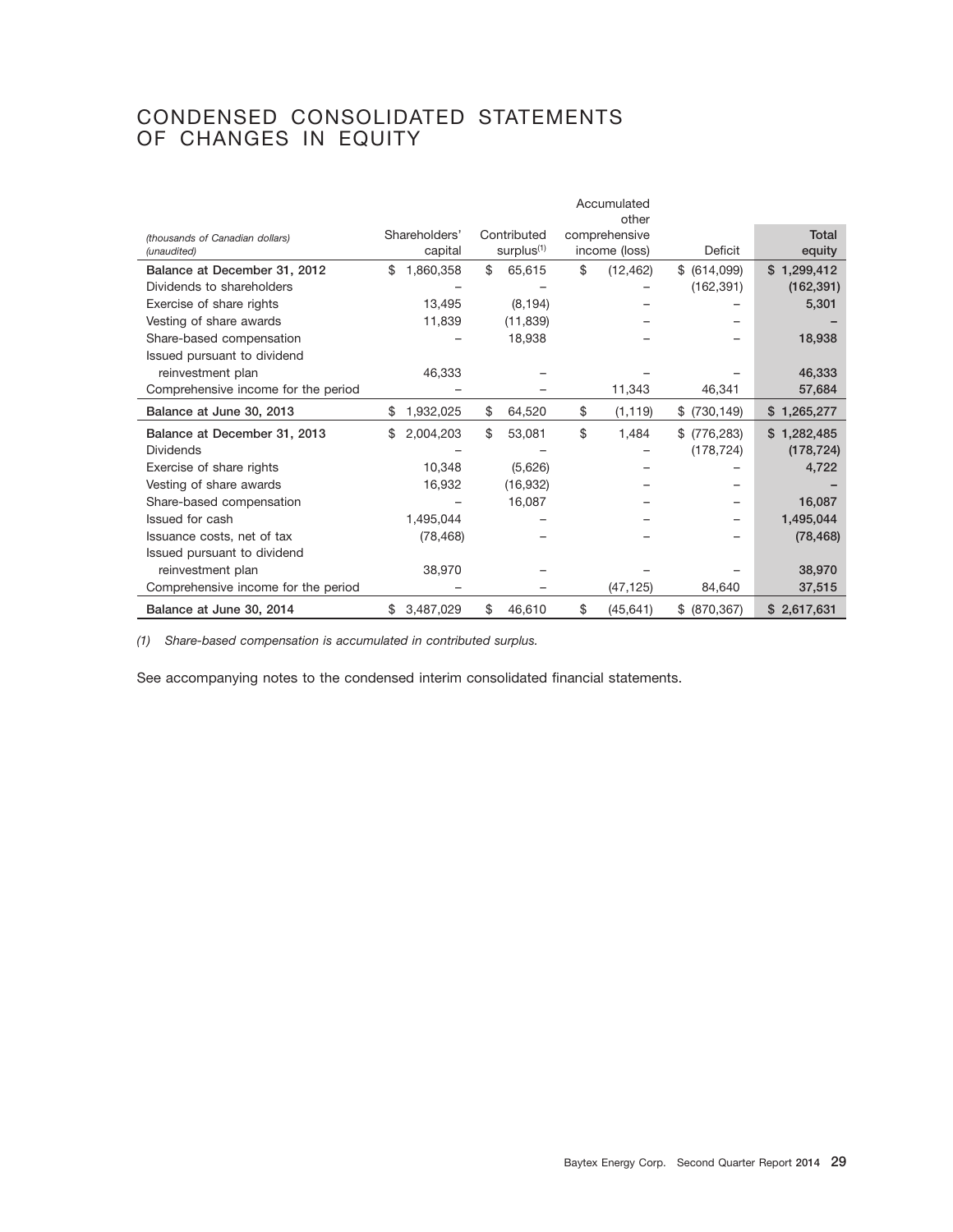# CONDENSED CONSOLIDATED STATEMENTS OF CHANGES IN EQUITY

| *(thousands of Canadian dollars) (unaudited)* | Shareholders' capital | Contributed surplus[(1)] | Accumulated other comprehensive income (loss) | Deficit | Total equity |
|---|---|---|---|---|---|
| **Balance at December 31, 2012** | $ 1,860,358 | $ 65,615 | $ (12,462) | $ (614,099) | $ 1,299,412 |
| Dividends to shareholders | – | – | – | (162,391) | (162,391) |
| Exercise of share rights | 13,495 | (8,194) | – | – | 5,301 |
| Vesting of share awards | 11,839 | (11,839) | – | – | – |
| Share-based compensation | – | 18,938 | – | – | 18,938 |
| Issued pursuant to dividend reinvestment plan | 46,333 | – | – | – | 46,333 |
| Comprehensive income for the period | – | – | 11,343 | 46,341 | 57,684 |
| **Balance at June 30, 2013** | $ 1,932,025 | $ 64,520 | $ (1,119) | $ (730,149) | $ 1,265,277 |
| **Balance at December 31, 2013** | $ 2,004,203 | $ 53,081 | $ 1,484 | $ (776,283) | $ 1,282,485 |
| Dividends | – | – | – | (178,724) | (178,724) |
| Exercise of share rights | 10,348 | (5,626) | – | – | 4,722 |
| Vesting of share awards | 16,932 | (16,932) | – | – | – |
| Share-based compensation | – | 16,087 | – | – | 16,087 |
| Issued for cash | 1,495,044 | – | – | – | 1,495,044 |
| Issuance costs, net of tax | (78,468) | – | – | – | (78,468) |
| Issued pursuant to dividend reinvestment plan | 38,970 | – | – | – | 38,970 |
| Comprehensive income for the period | – | – | (47,125) | 84,640 | 37,515 |
| **Balance at June 30, 2014** | $ 3,487,029 | $ 46,610 | $ (45,641) | $ (870,367) | $ 2,617,631 |

*(1) Share-based compensation is accumulated in contributed surplus.*

See accompanying notes to the condensed interim consolidated financial statements.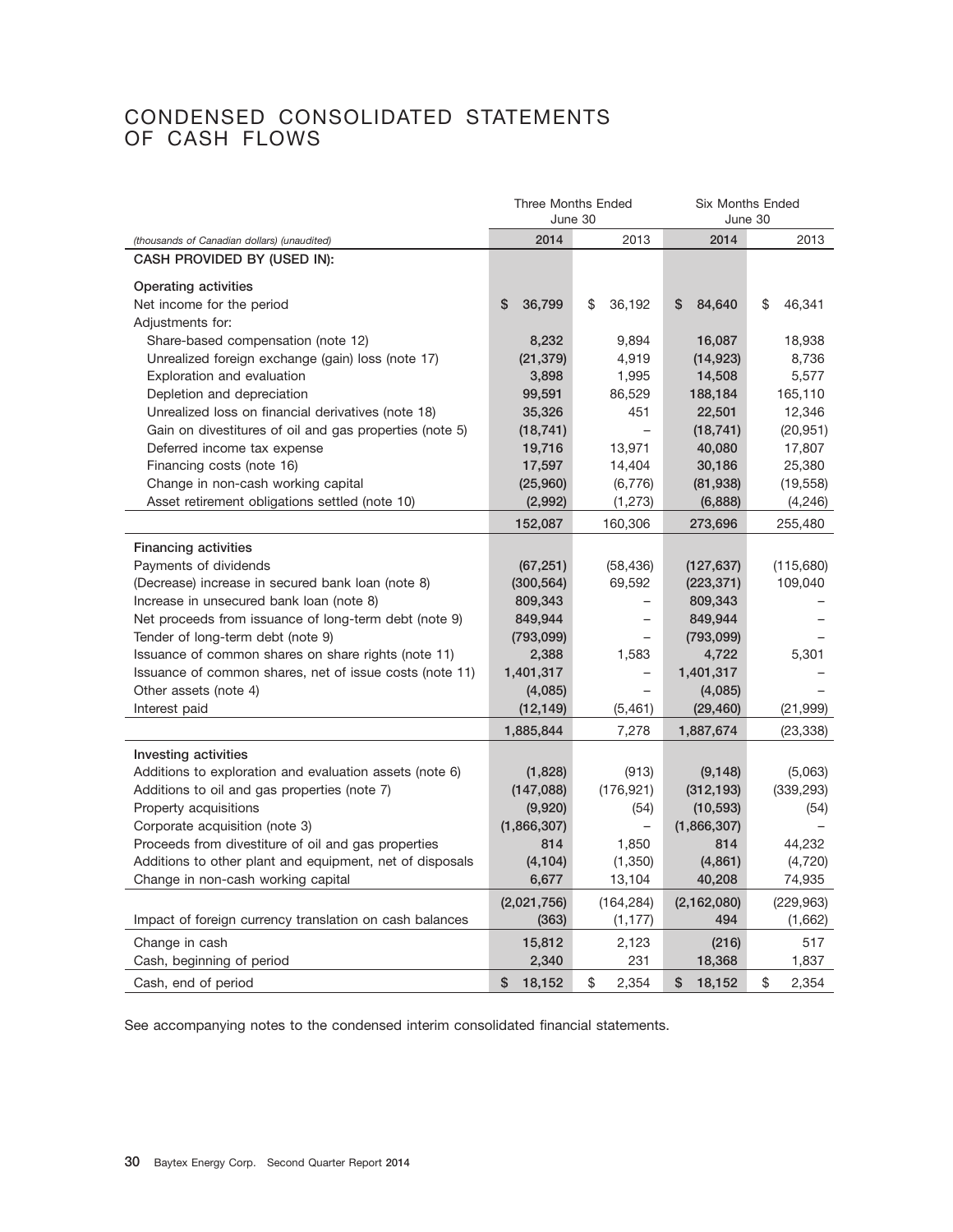# CONDENSED CONSOLIDATED STATEMENTS OF CASH FLOWS

| | Three Months Ended June 30 | | Six Months Ended June 30 | |
|---|---|---|---|---|
| *(thousands of Canadian dollars) (unaudited)* | **2014** | 2013 | **2014** | 2013 |
| **CASH PROVIDED BY (USED IN):** | | | | |
| **Operating activities** | | | | |
| Net income for the period | **$ 36,799** | $ 36,192 | **$ 84,640** | $ 46,341 |
| Adjustments for: | | | | |
| Share-based compensation (note 12) | **8,232** | 9,894 | **16,087** | 18,938 |
| Unrealized foreign exchange (gain) loss (note 17) | **(21,379)** | 4,919 | **(14,923)** | 8,736 |
| Exploration and evaluation | **3,898** | 1,995 | **14,508** | 5,577 |
| Depletion and depreciation | **99,591** | 86,529 | **188,184** | 165,110 |
| Unrealized loss on financial derivatives (note 18) | **35,326** | 451 | **22,501** | 12,346 |
| Gain on divestitures of oil and gas properties (note 5) | **(18,741)** | – | **(18,741)** | (20,951) |
| Deferred income tax expense | **19,716** | 13,971 | **40,080** | 17,807 |
| Financing costs (note 16) | **17,597** | 14,404 | **30,186** | 25,380 |
| Change in non-cash working capital | **(25,960)** | (6,776) | **(81,938)** | (19,558) |
| Asset retirement obligations settled (note 10) | **(2,992)** | (1,273) | **(6,888)** | (4,246) |
| | **152,087** | 160,306 | **273,696** | 255,480 |
| **Financing activities** | | | | |
| Payments of dividends | **(67,251)** | (58,436) | **(127,637)** | (115,680) |
| (Decrease) increase in secured bank loan (note 8) | **(300,564)** | 69,592 | **(223,371)** | 109,040 |
| Increase in unsecured bank loan (note 8) | **809,343** | – | **809,343** | – |
| Net proceeds from issuance of long-term debt (note 9) | **849,944** | – | **849,944** | – |
| Tender of long-term debt (note 9) | **(793,099)** | – | **(793,099)** | – |
| Issuance of common shares on share rights (note 11) | **2,388** | 1,583 | **4,722** | 5,301 |
| Issuance of common shares, net of issue costs (note 11) | **1,401,317** | – | **1,401,317** | – |
| Other assets (note 4) | **(4,085)** | – | **(4,085)** | – |
| Interest paid | **(12,149)** | (5,461) | **(29,460)** | (21,999) |
| | **1,885,844** | 7,278 | **1,887,674** | (23,338) |
| **Investing activities** | | | | |
| Additions to exploration and evaluation assets (note 6) | **(1,828)** | (913) | **(9,148)** | (5,063) |
| Additions to oil and gas properties (note 7) | **(147,088)** | (176,921) | **(312,193)** | (339,293) |
| Property acquisitions | **(9,920)** | (54) | **(10,593)** | (54) |
| Corporate acquisition (note 3) | **(1,866,307)** | – | **(1,866,307)** | – |
| Proceeds from divestiture of oil and gas properties | **814** | 1,850 | **814** | 44,232 |
| Additions to other plant and equipment, net of disposals | **(4,104)** | (1,350) | **(4,861)** | (4,720) |
| Change in non-cash working capital | **6,677** | 13,104 | **40,208** | 74,935 |
| | **(2,021,756)** | (164,284) | **(2,162,080)** | (229,963) |
| Impact of foreign currency translation on cash balances | **(363)** | (1,177) | **494** | (1,662) |
| Change in cash | **15,812** | 2,123 | **(216)** | 517 |
| Cash, beginning of period | **2,340** | 231 | **18,368** | 1,837 |
| Cash, end of period | **$ 18,152** | $ 2,354 | **$ 18,152** | $ 2,354 |

See accompanying notes to the condensed interim consolidated financial statements.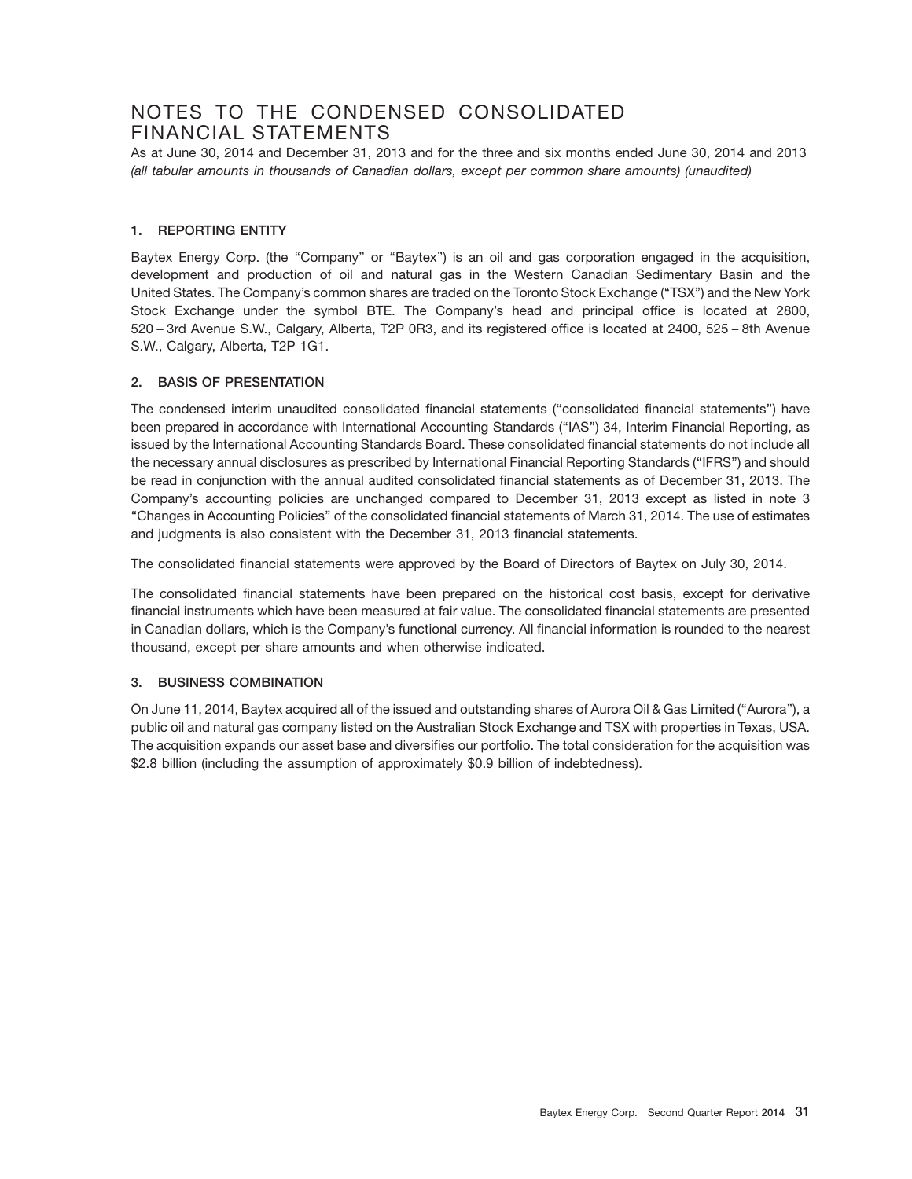# NOTES TO THE CONDENSED CONSOLIDATED FINANCIAL STATEMENTS

As at June 30, 2014 and December 31, 2013 and for the three and six months ended June 30, 2014 and 2013
*(all tabular amounts in thousands of Canadian dollars, except per common share amounts) (unaudited)*

### 1. REPORTING ENTITY

Baytex Energy Corp. (the "Company" or "Baytex") is an oil and gas corporation engaged in the acquisition, development and production of oil and natural gas in the Western Canadian Sedimentary Basin and the United States. The Company's common shares are traded on the Toronto Stock Exchange ("TSX") and the New York Stock Exchange under the symbol BTE. The Company's head and principal office is located at 2800, 520 – 3rd Avenue S.W., Calgary, Alberta, T2P 0R3, and its registered office is located at 2400, 525 – 8th Avenue S.W., Calgary, Alberta, T2P 1G1.

### 2. BASIS OF PRESENTATION

The condensed interim unaudited consolidated financial statements ("consolidated financial statements") have been prepared in accordance with International Accounting Standards ("IAS") 34, Interim Financial Reporting, as issued by the International Accounting Standards Board. These consolidated financial statements do not include all the necessary annual disclosures as prescribed by International Financial Reporting Standards ("IFRS") and should be read in conjunction with the annual audited consolidated financial statements as of December 31, 2013. The Company's accounting policies are unchanged compared to December 31, 2013 except as listed in note 3 "Changes in Accounting Policies" of the consolidated financial statements of March 31, 2014. The use of estimates and judgments is also consistent with the December 31, 2013 financial statements.

The consolidated financial statements were approved by the Board of Directors of Baytex on July 30, 2014.

The consolidated financial statements have been prepared on the historical cost basis, except for derivative financial instruments which have been measured at fair value. The consolidated financial statements are presented in Canadian dollars, which is the Company's functional currency. All financial information is rounded to the nearest thousand, except per share amounts and when otherwise indicated.

### 3. BUSINESS COMBINATION

On June 11, 2014, Baytex acquired all of the issued and outstanding shares of Aurora Oil & Gas Limited ("Aurora"), a public oil and natural gas company listed on the Australian Stock Exchange and TSX with properties in Texas, USA. The acquisition expands our asset base and diversifies our portfolio. The total consideration for the acquisition was $2.8 billion (including the assumption of approximately $0.9 billion of indebtedness).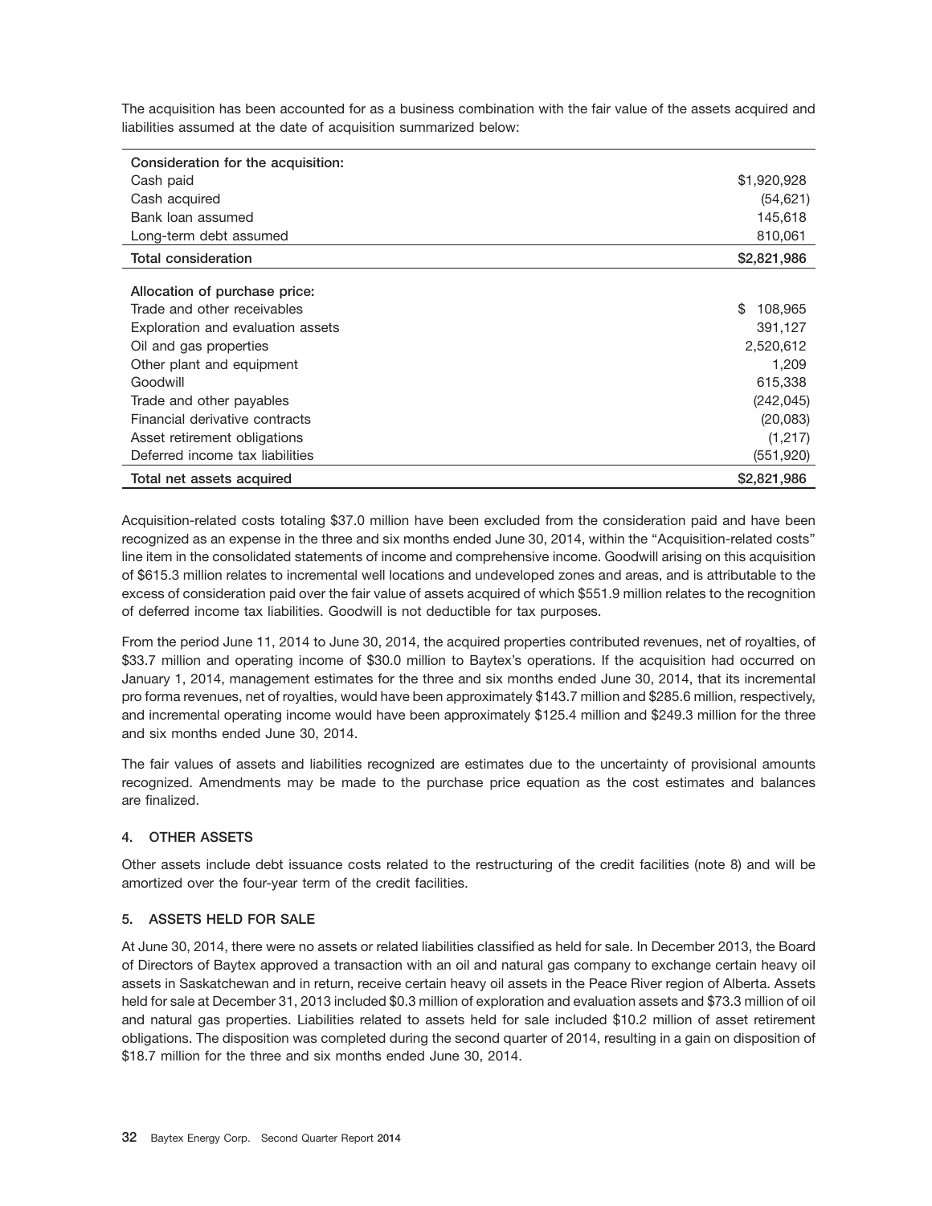The acquisition has been accounted for as a business combination with the fair value of the assets acquired and liabilities assumed at the date of acquisition summarized below:

| | |
|---|---|
| **Consideration for the acquisition:** | |
| Cash paid | $1,920,928 |
| Cash acquired | (54,621) |
| Bank loan assumed | 145,618 |
| Long-term debt assumed | 810,061 |
| **Total consideration** | **$2,821,986** |
| **Allocation of purchase price:** | |
| Trade and other receivables | $ 108,965 |
| Exploration and evaluation assets | 391,127 |
| Oil and gas properties | 2,520,612 |
| Other plant and equipment | 1,209 |
| Goodwill | 615,338 |
| Trade and other payables | (242,045) |
| Financial derivative contracts | (20,083) |
| Asset retirement obligations | (1,217) |
| Deferred income tax liabilities | (551,920) |
| **Total net assets acquired** | **$2,821,986** |

Acquisition-related costs totaling $37.0 million have been excluded from the consideration paid and have been recognized as an expense in the three and six months ended June 30, 2014, within the "Acquisition-related costs" line item in the consolidated statements of income and comprehensive income. Goodwill arising on this acquisition of $615.3 million relates to incremental well locations and undeveloped zones and areas, and is attributable to the excess of consideration paid over the fair value of assets acquired of which $551.9 million relates to the recognition of deferred income tax liabilities. Goodwill is not deductible for tax purposes.

From the period June 11, 2014 to June 30, 2014, the acquired properties contributed revenues, net of royalties, of $33.7 million and operating income of $30.0 million to Baytex's operations. If the acquisition had occurred on January 1, 2014, management estimates for the three and six months ended June 30, 2014, that its incremental pro forma revenues, net of royalties, would have been approximately $143.7 million and $285.6 million, respectively, and incremental operating income would have been approximately $125.4 million and $249.3 million for the three and six months ended June 30, 2014.

The fair values of assets and liabilities recognized are estimates due to the uncertainty of provisional amounts recognized. Amendments may be made to the purchase price equation as the cost estimates and balances are finalized.

## 4. OTHER ASSETS

Other assets include debt issuance costs related to the restructuring of the credit facilities (note 8) and will be amortized over the four-year term of the credit facilities.

## 5. ASSETS HELD FOR SALE

At June 30, 2014, there were no assets or related liabilities classified as held for sale. In December 2013, the Board of Directors of Baytex approved a transaction with an oil and natural gas company to exchange certain heavy oil assets in Saskatchewan and in return, receive certain heavy oil assets in the Peace River region of Alberta. Assets held for sale at December 31, 2013 included $0.3 million of exploration and evaluation assets and $73.3 million of oil and natural gas properties. Liabilities related to assets held for sale included $10.2 million of asset retirement obligations. The disposition was completed during the second quarter of 2014, resulting in a gain on disposition of $18.7 million for the three and six months ended June 30, 2014.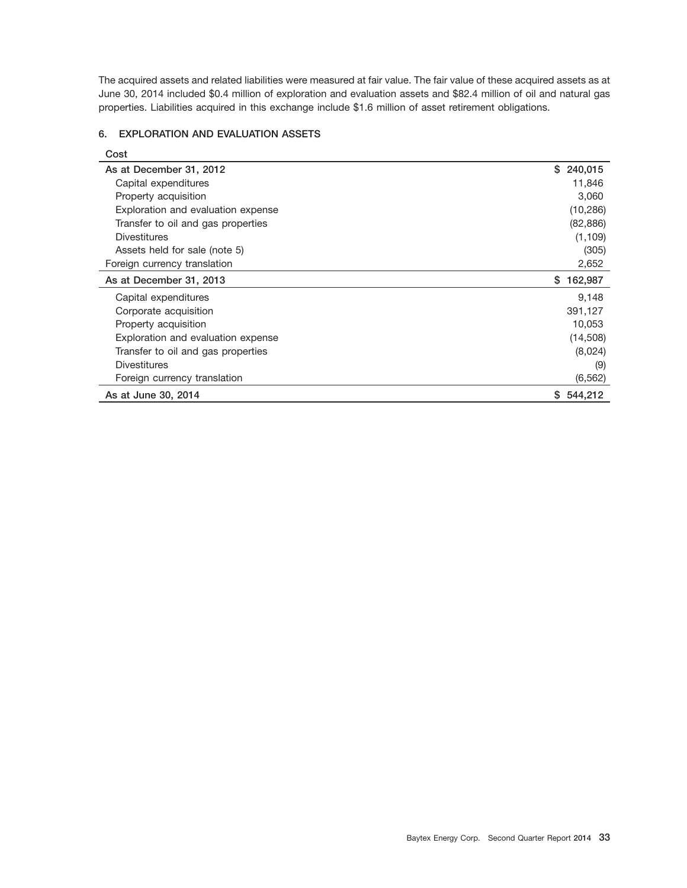The acquired assets and related liabilities were measured at fair value. The fair value of these acquired assets as at June 30, 2014 included $0.4 million of exploration and evaluation assets and $82.4 million of oil and natural gas properties. Liabilities acquired in this exchange include $1.6 million of asset retirement obligations.

## 6. EXPLORATION AND EVALUATION ASSETS

| Cost | |
|---|---|
| As at December 31, 2012 | $ 240,015 |
| Capital expenditures | 11,846 |
| Property acquisition | 3,060 |
| Exploration and evaluation expense | (10,286) |
| Transfer to oil and gas properties | (82,886) |
| Divestitures | (1,109) |
| Assets held for sale (note 5) | (305) |
| Foreign currency translation | 2,652 |
| As at December 31, 2013 | $ 162,987 |
| Capital expenditures | 9,148 |
| Corporate acquisition | 391,127 |
| Property acquisition | 10,053 |
| Exploration and evaluation expense | (14,508) |
| Transfer to oil and gas properties | (8,024) |
| Divestitures | (9) |
| Foreign currency translation | (6,562) |
| As at June 30, 2014 | $ 544,212 |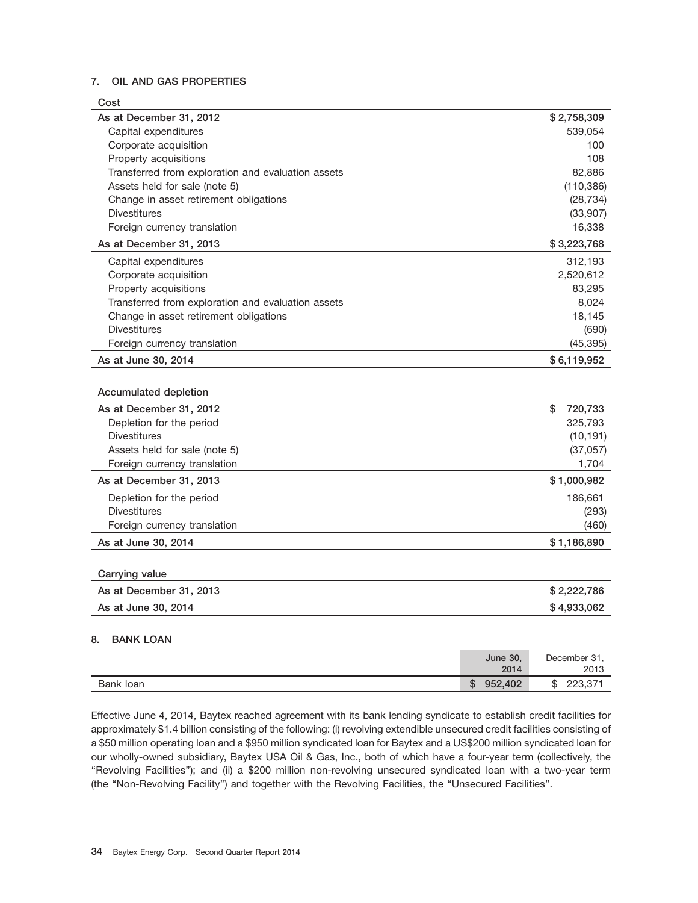## 7. OIL AND GAS PROPERTIES

| Cost | |
|---|---|
| As at December 31, 2012 | $ 2,758,309 |
| Capital expenditures | 539,054 |
| Corporate acquisition | 100 |
| Property acquisitions | 108 |
| Transferred from exploration and evaluation assets | 82,886 |
| Assets held for sale (note 5) | (110,386) |
| Change in asset retirement obligations | (28,734) |
| Divestitures | (33,907) |
| Foreign currency translation | 16,338 |
| As at December 31, 2013 | $ 3,223,768 |
| Capital expenditures | 312,193 |
| Corporate acquisition | 2,520,612 |
| Property acquisitions | 83,295 |
| Transferred from exploration and evaluation assets | 8,024 |
| Change in asset retirement obligations | 18,145 |
| Divestitures | (690) |
| Foreign currency translation | (45,395) |
| As at June 30, 2014 | $ 6,119,952 |

| Accumulated depletion | |
|---|---|
| As at December 31, 2012 | $ 720,733 |
| Depletion for the period | 325,793 |
| Divestitures | (10,191) |
| Assets held for sale (note 5) | (37,057) |
| Foreign currency translation | 1,704 |
| As at December 31, 2013 | $ 1,000,982 |
| Depletion for the period | 186,661 |
| Divestitures | (293) |
| Foreign currency translation | (460) |
| As at June 30, 2014 | $ 1,186,890 |

| Carrying value | |
|---|---|
| As at December 31, 2013 | $ 2,222,786 |
| As at June 30, 2014 | $ 4,933,062 |

## 8. BANK LOAN

| | June 30, 2014 | December 31, 2013 |
|---|---|---|
| Bank loan | $ 952,402 | $ 223,371 |

Effective June 4, 2014, Baytex reached agreement with its bank lending syndicate to establish credit facilities for approximately $1.4 billion consisting of the following: (i) revolving extendible unsecured credit facilities consisting of a $50 million operating loan and a $950 million syndicated loan for Baytex and a US$200 million syndicated loan for our wholly-owned subsidiary, Baytex USA Oil & Gas, Inc., both of which have a four-year term (collectively, the "Revolving Facilities"); and (ii) a $200 million non-revolving unsecured syndicated loan with a two-year term (the "Non-Revolving Facility") and together with the Revolving Facilities, the "Unsecured Facilities".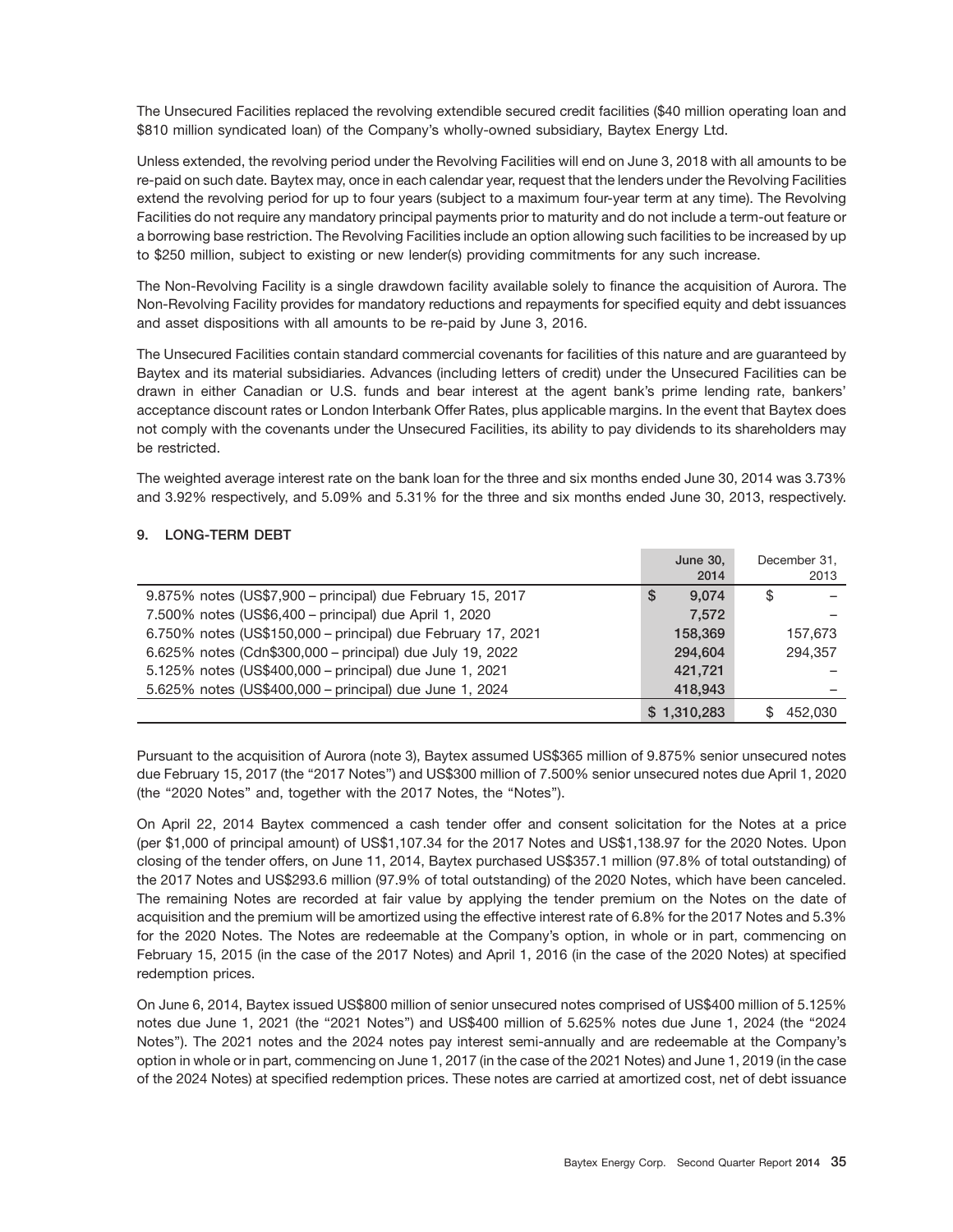The Unsecured Facilities replaced the revolving extendible secured credit facilities ($40 million operating loan and $810 million syndicated loan) of the Company's wholly-owned subsidiary, Baytex Energy Ltd.

Unless extended, the revolving period under the Revolving Facilities will end on June 3, 2018 with all amounts to be re-paid on such date. Baytex may, once in each calendar year, request that the lenders under the Revolving Facilities extend the revolving period for up to four years (subject to a maximum four-year term at any time). The Revolving Facilities do not require any mandatory principal payments prior to maturity and do not include a term-out feature or a borrowing base restriction. The Revolving Facilities include an option allowing such facilities to be increased by up to $250 million, subject to existing or new lender(s) providing commitments for any such increase.

The Non-Revolving Facility is a single drawdown facility available solely to finance the acquisition of Aurora. The Non-Revolving Facility provides for mandatory reductions and repayments for specified equity and debt issuances and asset dispositions with all amounts to be re-paid by June 3, 2016.

The Unsecured Facilities contain standard commercial covenants for facilities of this nature and are guaranteed by Baytex and its material subsidiaries. Advances (including letters of credit) under the Unsecured Facilities can be drawn in either Canadian or U.S. funds and bear interest at the agent bank's prime lending rate, bankers' acceptance discount rates or London Interbank Offer Rates, plus applicable margins. In the event that Baytex does not comply with the covenants under the Unsecured Facilities, its ability to pay dividends to its shareholders may be restricted.

The weighted average interest rate on the bank loan for the three and six months ended June 30, 2014 was 3.73% and 3.92% respectively, and 5.09% and 5.31% for the three and six months ended June 30, 2013, respectively.

## 9. LONG-TERM DEBT

| | June 30, 2014 | December 31, 2013 |
|---|---|---|
| 9.875% notes (US$7,900 – principal) due February 15, 2017 | $ 9,074 | $ – |
| 7.500% notes (US$6,400 – principal) due April 1, 2020 | 7,572 | – |
| 6.750% notes (US$150,000 – principal) due February 17, 2021 | 158,369 | 157,673 |
| 6.625% notes (Cdn$300,000 – principal) due July 19, 2022 | 294,604 | 294,357 |
| 5.125% notes (US$400,000 – principal) due June 1, 2021 | 421,721 | – |
| 5.625% notes (US$400,000 – principal) due June 1, 2024 | 418,943 | – |
| | $ 1,310,283 | $ 452,030 |

Pursuant to the acquisition of Aurora (note 3), Baytex assumed US$365 million of 9.875% senior unsecured notes due February 15, 2017 (the "2017 Notes") and US$300 million of 7.500% senior unsecured notes due April 1, 2020 (the "2020 Notes" and, together with the 2017 Notes, the "Notes").

On April 22, 2014 Baytex commenced a cash tender offer and consent solicitation for the Notes at a price (per $1,000 of principal amount) of US$1,107.34 for the 2017 Notes and US$1,138.97 for the 2020 Notes. Upon closing of the tender offers, on June 11, 2014, Baytex purchased US$357.1 million (97.8% of total outstanding) of the 2017 Notes and US$293.6 million (97.9% of total outstanding) of the 2020 Notes, which have been canceled. The remaining Notes are recorded at fair value by applying the tender premium on the Notes on the date of acquisition and the premium will be amortized using the effective interest rate of 6.8% for the 2017 Notes and 5.3% for the 2020 Notes. The Notes are redeemable at the Company's option, in whole or in part, commencing on February 15, 2015 (in the case of the 2017 Notes) and April 1, 2016 (in the case of the 2020 Notes) at specified redemption prices.

On June 6, 2014, Baytex issued US$800 million of senior unsecured notes comprised of US$400 million of 5.125% notes due June 1, 2021 (the "2021 Notes") and US$400 million of 5.625% notes due June 1, 2024 (the "2024 Notes"). The 2021 notes and the 2024 notes pay interest semi-annually and are redeemable at the Company's option in whole or in part, commencing on June 1, 2017 (in the case of the 2021 Notes) and June 1, 2019 (in the case of the 2024 Notes) at specified redemption prices. These notes are carried at amortized cost, net of debt issuance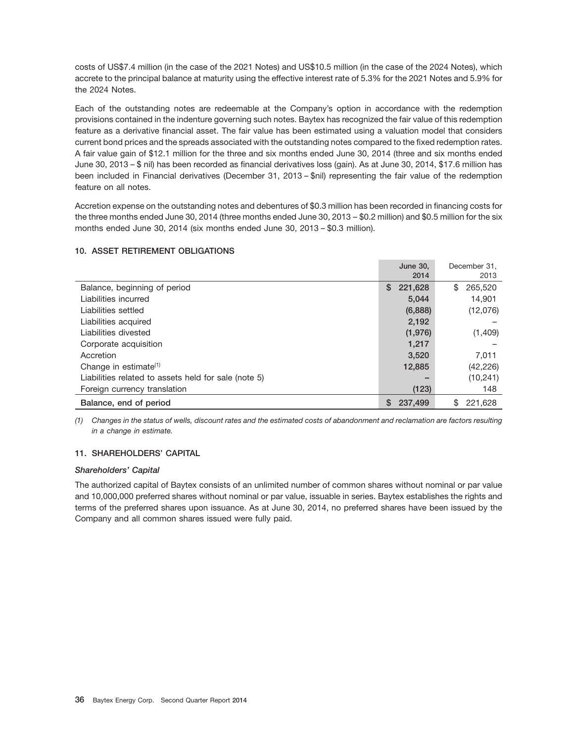costs of US$7.4 million (in the case of the 2021 Notes) and US$10.5 million (in the case of the 2024 Notes), which accrete to the principal balance at maturity using the effective interest rate of 5.3% for the 2021 Notes and 5.9% for the 2024 Notes.

Each of the outstanding notes are redeemable at the Company's option in accordance with the redemption provisions contained in the indenture governing such notes. Baytex has recognized the fair value of this redemption feature as a derivative financial asset. The fair value has been estimated using a valuation model that considers current bond prices and the spreads associated with the outstanding notes compared to the fixed redemption rates. A fair value gain of $12.1 million for the three and six months ended June 30, 2014 (three and six months ended June 30, 2013 – $ nil) has been recorded as financial derivatives loss (gain). As at June 30, 2014, $17.6 million has been included in Financial derivatives (December 31, 2013 – $nil) representing the fair value of the redemption feature on all notes.

Accretion expense on the outstanding notes and debentures of $0.3 million has been recorded in financing costs for the three months ended June 30, 2014 (three months ended June 30, 2013 – $0.2 million) and $0.5 million for the six months ended June 30, 2014 (six months ended June 30, 2013 – $0.3 million).

### 10. ASSET RETIREMENT OBLIGATIONS

| | June 30, 2014 | December 31, 2013 |
|---|---|---|
| Balance, beginning of period | $ 221,628 | $ 265,520 |
| Liabilities incurred | 5,044 | 14,901 |
| Liabilities settled | (6,888) | (12,076) |
| Liabilities acquired | 2,192 | – |
| Liabilities divested | (1,976) | (1,409) |
| Corporate acquisition | 1,217 | – |
| Accretion | 3,520 | 7,011 |
| Change in estimate[(1)] | 12,885 | (42,226) |
| Liabilities related to assets held for sale (note 5) | – | (10,241) |
| Foreign currency translation | (123) | 148 |
| **Balance, end of period** | $ 237,499 | $ 221,628 |

*(1) Changes in the status of wells, discount rates and the estimated costs of abandonment and reclamation are factors resulting in a change in estimate.*

### 11. SHAREHOLDERS' CAPITAL

***Shareholders' Capital***

The authorized capital of Baytex consists of an unlimited number of common shares without nominal or par value and 10,000,000 preferred shares without nominal or par value, issuable in series. Baytex establishes the rights and terms of the preferred shares upon issuance. As at June 30, 2014, no preferred shares have been issued by the Company and all common shares issued were fully paid.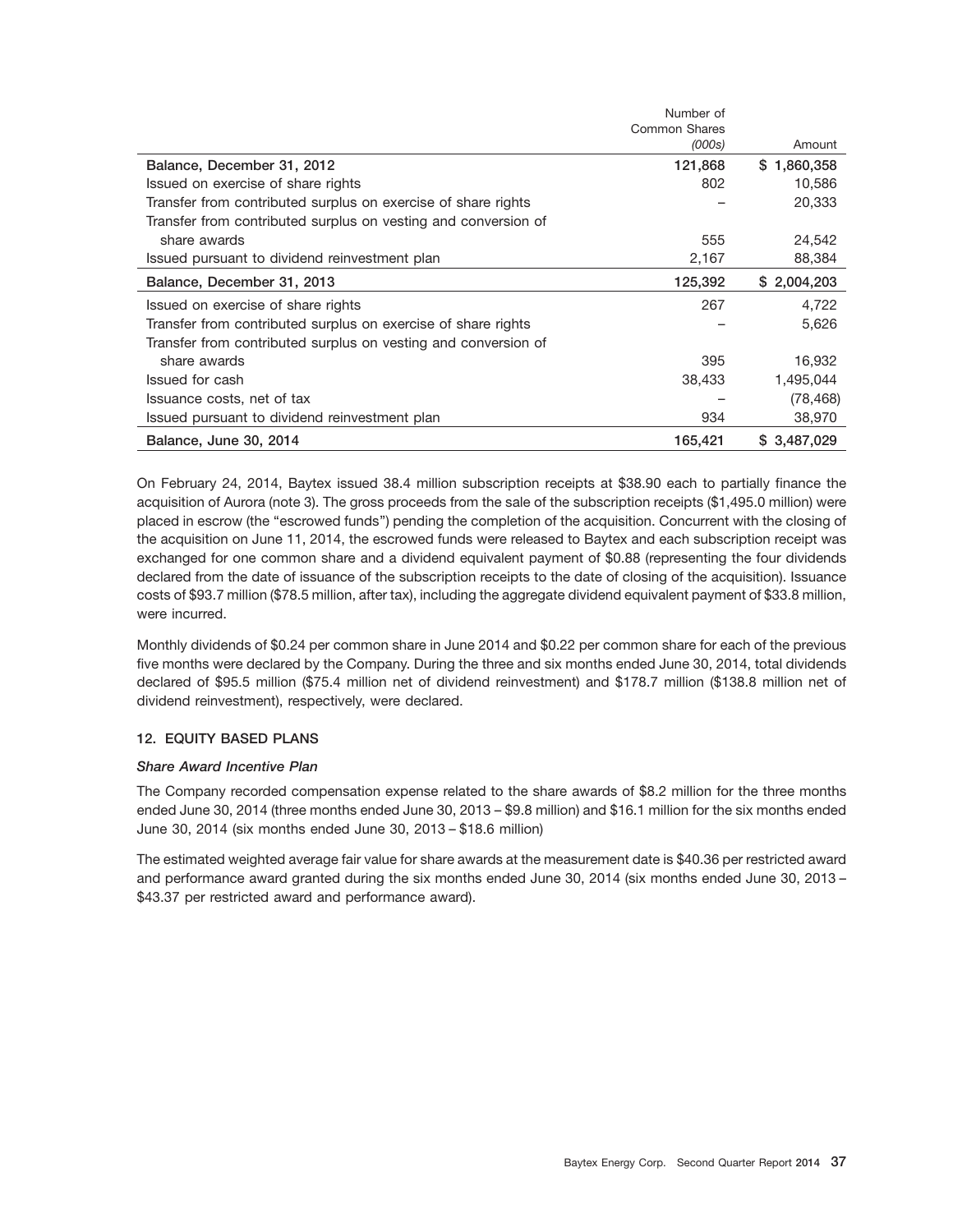| | Number of Common Shares *(000s)* | Amount |
|---|---|---|
| **Balance, December 31, 2012** | **121,868** | **$ 1,860,358** |
| Issued on exercise of share rights | 802 | 10,586 |
| Transfer from contributed surplus on exercise of share rights | – | 20,333 |
| Transfer from contributed surplus on vesting and conversion of share awards | 555 | 24,542 |
| Issued pursuant to dividend reinvestment plan | 2,167 | 88,384 |
| **Balance, December 31, 2013** | **125,392** | **$ 2,004,203** |
| Issued on exercise of share rights | 267 | 4,722 |
| Transfer from contributed surplus on exercise of share rights | – | 5,626 |
| Transfer from contributed surplus on vesting and conversion of share awards | 395 | 16,932 |
| Issued for cash | 38,433 | 1,495,044 |
| Issuance costs, net of tax | – | (78,468) |
| Issued pursuant to dividend reinvestment plan | 934 | 38,970 |
| **Balance, June 30, 2014** | **165,421** | **$ 3,487,029** |

On February 24, 2014, Baytex issued 38.4 million subscription receipts at $38.90 each to partially finance the acquisition of Aurora (note 3). The gross proceeds from the sale of the subscription receipts ($1,495.0 million) were placed in escrow (the "escrowed funds") pending the completion of the acquisition. Concurrent with the closing of the acquisition on June 11, 2014, the escrowed funds were released to Baytex and each subscription receipt was exchanged for one common share and a dividend equivalent payment of $0.88 (representing the four dividends declared from the date of issuance of the subscription receipts to the date of closing of the acquisition). Issuance costs of $93.7 million ($78.5 million, after tax), including the aggregate dividend equivalent payment of $33.8 million, were incurred.

Monthly dividends of $0.24 per common share in June 2014 and $0.22 per common share for each of the previous five months were declared by the Company. During the three and six months ended June 30, 2014, total dividends declared of $95.5 million ($75.4 million net of dividend reinvestment) and $178.7 million ($138.8 million net of dividend reinvestment), respectively, were declared.

## 12. EQUITY BASED PLANS

### *Share Award Incentive Plan*

The Company recorded compensation expense related to the share awards of $8.2 million for the three months ended June 30, 2014 (three months ended June 30, 2013 – $9.8 million) and $16.1 million for the six months ended June 30, 2014 (six months ended June 30, 2013 – $18.6 million)

The estimated weighted average fair value for share awards at the measurement date is $40.36 per restricted award and performance award granted during the six months ended June 30, 2014 (six months ended June 30, 2013 – $43.37 per restricted award and performance award).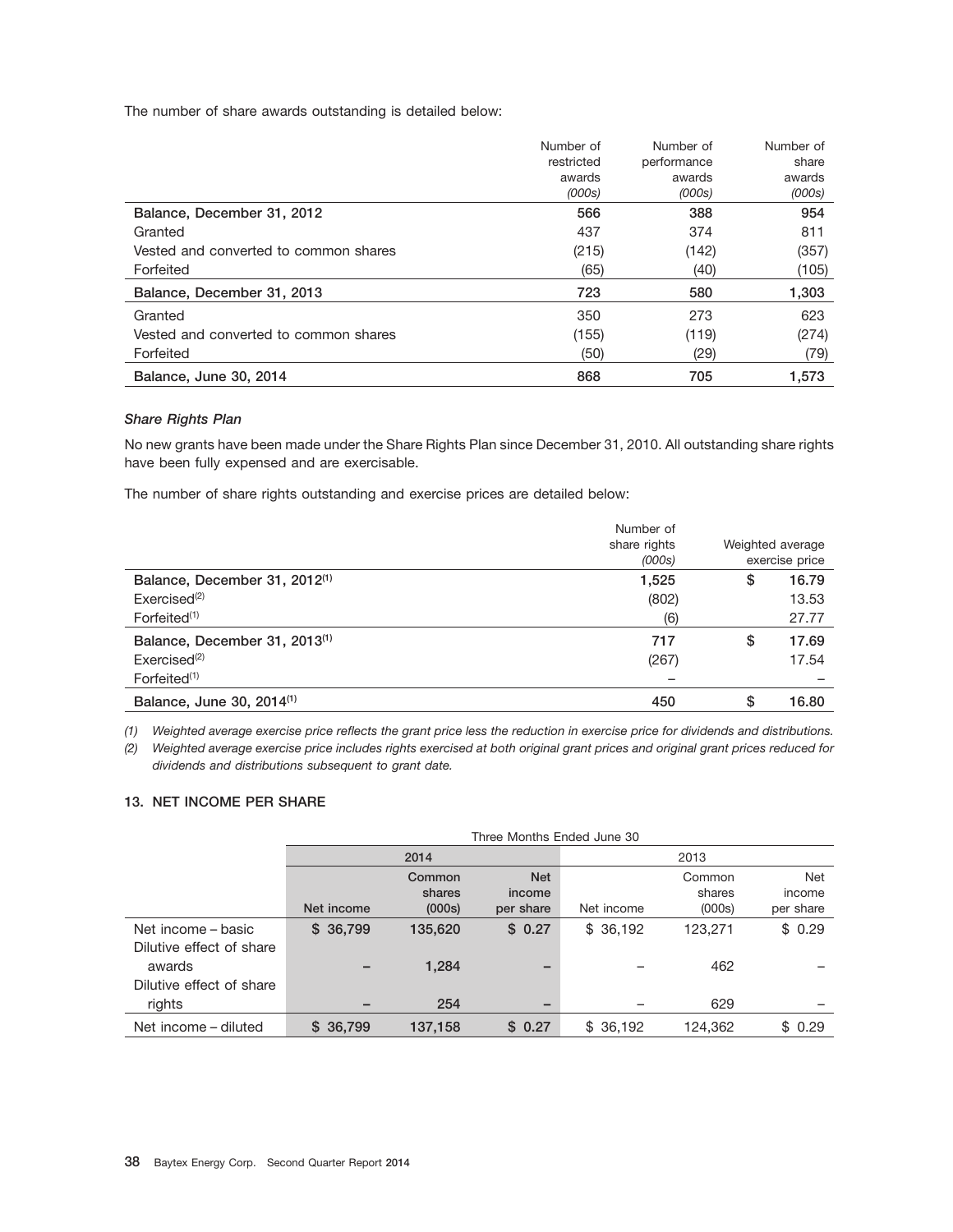The number of share awards outstanding is detailed below:

| | Number of restricted awards *(000s)* | Number of performance awards *(000s)* | Number of share awards *(000s)* |
|---|---|---|---|
| **Balance, December 31, 2012** | **566** | **388** | **954** |
| Granted | 437 | 374 | 811 |
| Vested and converted to common shares | (215) | (142) | (357) |
| Forfeited | (65) | (40) | (105) |
| **Balance, December 31, 2013** | **723** | **580** | **1,303** |
| Granted | 350 | 273 | 623 |
| Vested and converted to common shares | (155) | (119) | (274) |
| Forfeited | (50) | (29) | (79) |
| **Balance, June 30, 2014** | **868** | **705** | **1,573** |

***Share Rights Plan***

No new grants have been made under the Share Rights Plan since December 31, 2010. All outstanding share rights have been fully expensed and are exercisable.

The number of share rights outstanding and exercise prices are detailed below:

| | Number of share rights *(000s)* | Weighted average exercise price |
|---|---|---|
| **Balance, December 31, 2012[1]** | **1,525** | **$ 16.79** |
| Exercised[2] | (802) | 13.53 |
| Forfeited[1] | (6) | 27.77 |
| **Balance, December 31, 2013[1]** | **717** | **$ 17.69** |
| Exercised[2] | (267) | 17.54 |
| Forfeited[1] | – | – |
| **Balance, June 30, 2014[1]** | **450** | **$ 16.80** |

*(1) Weighted average exercise price reflects the grant price less the reduction in exercise price for dividends and distributions.*

*(2) Weighted average exercise price includes rights exercised at both original grant prices and original grant prices reduced for dividends and distributions subsequent to grant date.*

## 13. NET INCOME PER SHARE

| | Three Months Ended June 30 | | | | | |
|---|---|---|---|---|---|---|
| | 2014 | | | 2013 | | |
| | Net income | Common shares (000s) | Net income per share | Net income | Common shares (000s) | Net income per share |
| Net income – basic | $ 36,799 | 135,620 | $ 0.27 | $ 36,192 | 123,271 | $ 0.29 |
| Dilutive effect of share awards | – | 1,284 | – | – | 462 | – |
| Dilutive effect of share rights | – | 254 | – | – | 629 | – |
| Net income – diluted | $ 36,799 | 137,158 | $ 0.27 | $ 36,192 | 124,362 | $ 0.29 |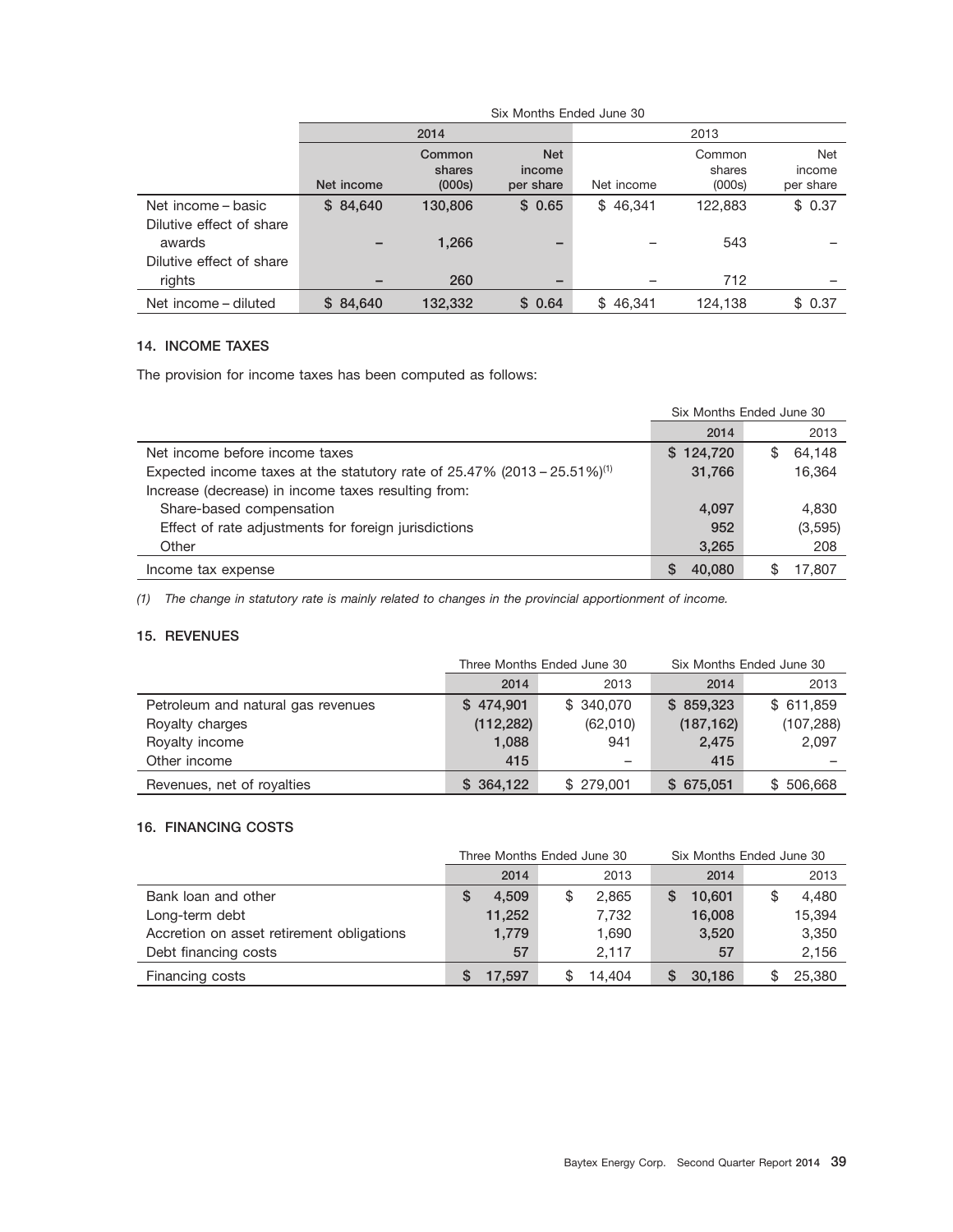| | Six Months Ended June 30 | | | | | |
|---|---|---|---|---|---|---|
| | 2014 | | | 2013 | | |
| | Net income | Common shares (000s) | Net income per share | Net income | Common shares (000s) | Net income per share |
| Net income – basic | $ 84,640 | 130,806 | $ 0.65 | $ 46,341 | 122,883 | $ 0.37 |
| Dilutive effect of share awards | – | 1,266 | – | – | 543 | – |
| Dilutive effect of share rights | – | 260 | – | – | 712 | – |
| Net income – diluted | $ 84,640 | 132,332 | $ 0.64 | $ 46,341 | 124,138 | $ 0.37 |

## 14. INCOME TAXES

The provision for income taxes has been computed as follows:

| | Six Months Ended June 30 | |
|---|---|---|
| | 2014 | 2013 |
| Net income before income taxes | $ 124,720 | $ 64,148 |
| Expected income taxes at the statutory rate of 25.47% (2013 – 25.51%)[1] | 31,766 | 16,364 |
| Increase (decrease) in income taxes resulting from: | | |
| Share-based compensation | 4,097 | 4,830 |
| Effect of rate adjustments for foreign jurisdictions | 952 | (3,595) |
| Other | 3,265 | 208 |
| Income tax expense | $ 40,080 | $ 17,807 |

*(1) The change in statutory rate is mainly related to changes in the provincial apportionment of income.*

## 15. REVENUES

| | Three Months Ended June 30 | | Six Months Ended June 30 | |
|---|---|---|---|---|
| | 2014 | 2013 | 2014 | 2013 |
| Petroleum and natural gas revenues | $ 474,901 | $ 340,070 | $ 859,323 | $ 611,859 |
| Royalty charges | (112,282) | (62,010) | (187,162) | (107,288) |
| Royalty income | 1,088 | 941 | 2,475 | 2,097 |
| Other income | 415 | – | 415 | – |
| Revenues, net of royalties | $ 364,122 | $ 279,001 | $ 675,051 | $ 506,668 |

## 16. FINANCING COSTS

| | Three Months Ended June 30 | | Six Months Ended June 30 | |
|---|---|---|---|---|
| | 2014 | 2013 | 2014 | 2013 |
| Bank loan and other | $ 4,509 | $ 2,865 | $ 10,601 | $ 4,480 |
| Long-term debt | 11,252 | 7,732 | 16,008 | 15,394 |
| Accretion on asset retirement obligations | 1,779 | 1,690 | 3,520 | 3,350 |
| Debt financing costs | 57 | 2,117 | 57 | 2,156 |
| Financing costs | $ 17,597 | $ 14,404 | $ 30,186 | $ 25,380 |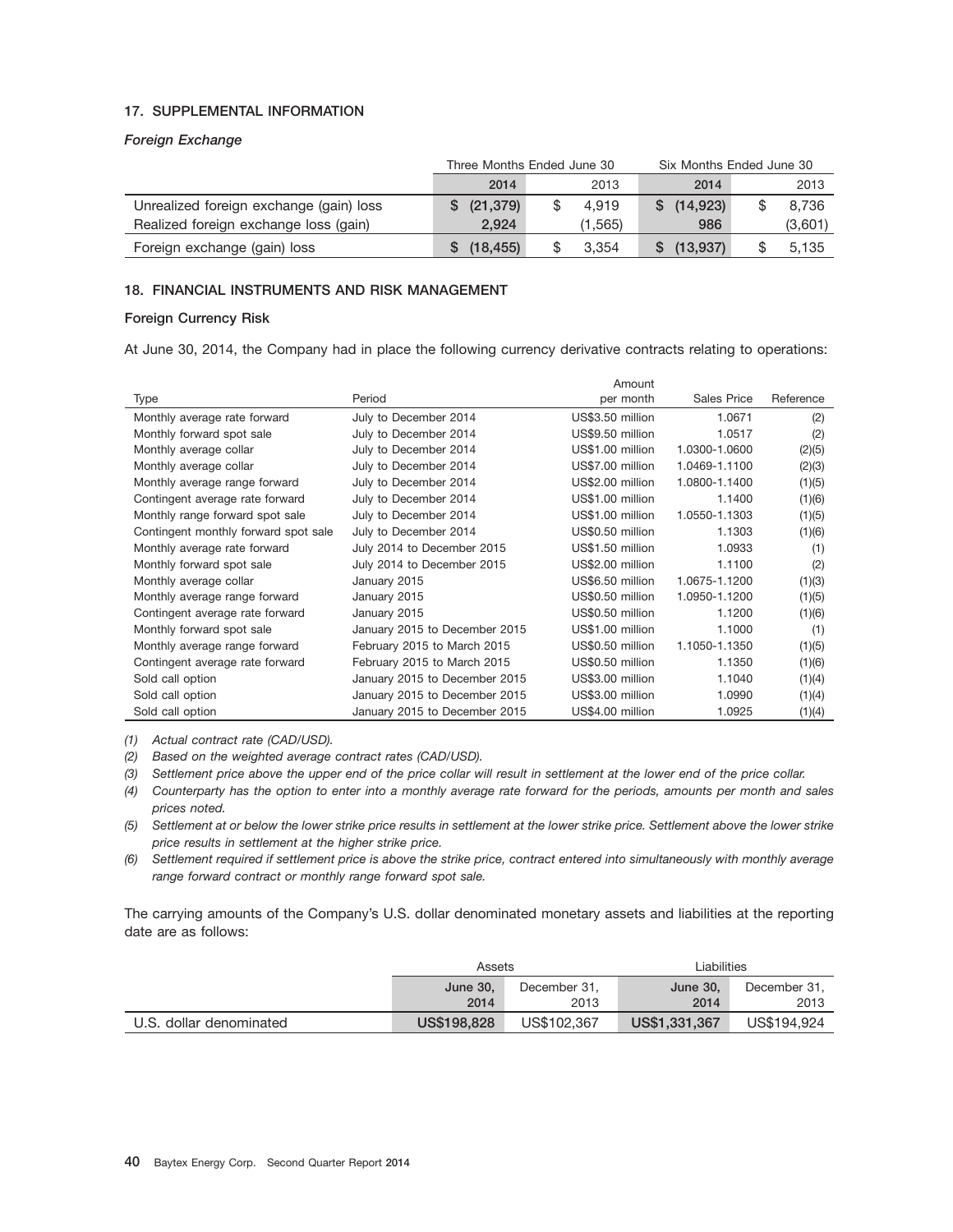### 17. SUPPLEMENTAL INFORMATION

#### *Foreign Exchange*

| | Three Months Ended June 30 | | Six Months Ended June 30 | |
|---|---|---|---|---|
| | **2014** | 2013 | **2014** | 2013 |
| Unrealized foreign exchange (gain) loss | **$ (21,379)** | $ 4,919 | **$ (14,923)** | $ 8,736 |
| Realized foreign exchange loss (gain) | **2,924** | (1,565) | **986** | (3,601) |
| Foreign exchange (gain) loss | **$ (18,455)** | $ 3,354 | **$ (13,937)** | $ 5,135 |

### 18. FINANCIAL INSTRUMENTS AND RISK MANAGEMENT

#### Foreign Currency Risk

At June 30, 2014, the Company had in place the following currency derivative contracts relating to operations:

| Type | Period | Amount per month | Sales Price | Reference |
|---|---|---|---|---|
| Monthly average rate forward | July to December 2014 | US$3.50 million | 1.0671 | (2) |
| Monthly forward spot sale | July to December 2014 | US$9.50 million | 1.0517 | (2) |
| Monthly average collar | July to December 2014 | US$1.00 million | 1.0300-1.0600 | (2)(5) |
| Monthly average collar | July to December 2014 | US$7.00 million | 1.0469-1.1100 | (2)(3) |
| Monthly average range forward | July to December 2014 | US$2.00 million | 1.0800-1.1400 | (1)(5) |
| Contingent average rate forward | July to December 2014 | US$1.00 million | 1.1400 | (1)(6) |
| Monthly range forward spot sale | July to December 2014 | US$1.00 million | 1.0550-1.1303 | (1)(5) |
| Contingent monthly forward spot sale | July to December 2014 | US$0.50 million | 1.1303 | (1)(6) |
| Monthly average rate forward | July 2014 to December 2015 | US$1.50 million | 1.0933 | (1) |
| Monthly forward spot sale | July 2014 to December 2015 | US$2.00 million | 1.1100 | (2) |
| Monthly average collar | January 2015 | US$6.50 million | 1.0675-1.1200 | (1)(3) |
| Monthly average range forward | January 2015 | US$0.50 million | 1.0950-1.1200 | (1)(5) |
| Contingent average rate forward | January 2015 | US$0.50 million | 1.1200 | (1)(6) |
| Monthly forward spot sale | January 2015 to December 2015 | US$1.00 million | 1.1000 | (1) |
| Monthly average range forward | February 2015 to March 2015 | US$0.50 million | 1.1050-1.1350 | (1)(5) |
| Contingent average rate forward | February 2015 to March 2015 | US$0.50 million | 1.1350 | (1)(6) |
| Sold call option | January 2015 to December 2015 | US$3.00 million | 1.1040 | (1)(4) |
| Sold call option | January 2015 to December 2015 | US$3.00 million | 1.0990 | (1)(4) |
| Sold call option | January 2015 to December 2015 | US$4.00 million | 1.0925 | (1)(4) |

*(1) Actual contract rate (CAD/USD).*

*(2) Based on the weighted average contract rates (CAD/USD).*

*(3) Settlement price above the upper end of the price collar will result in settlement at the lower end of the price collar.*

*(4) Counterparty has the option to enter into a monthly average rate forward for the periods, amounts per month and sales prices noted.*

*(5) Settlement at or below the lower strike price results in settlement at the lower strike price. Settlement above the lower strike price results in settlement at the higher strike price.*

*(6) Settlement required if settlement price is above the strike price, contract entered into simultaneously with monthly average range forward contract or monthly range forward spot sale.*

The carrying amounts of the Company's U.S. dollar denominated monetary assets and liabilities at the reporting date are as follows:

| | Assets | | Liabilities | |
|---|---|---|---|---|
| | **June 30, 2014** | December 31, 2013 | **June 30, 2014** | December 31, 2013 |
| U.S. dollar denominated | **US$198,828** | US$102,367 | **US$1,331,367** | US$194,924 |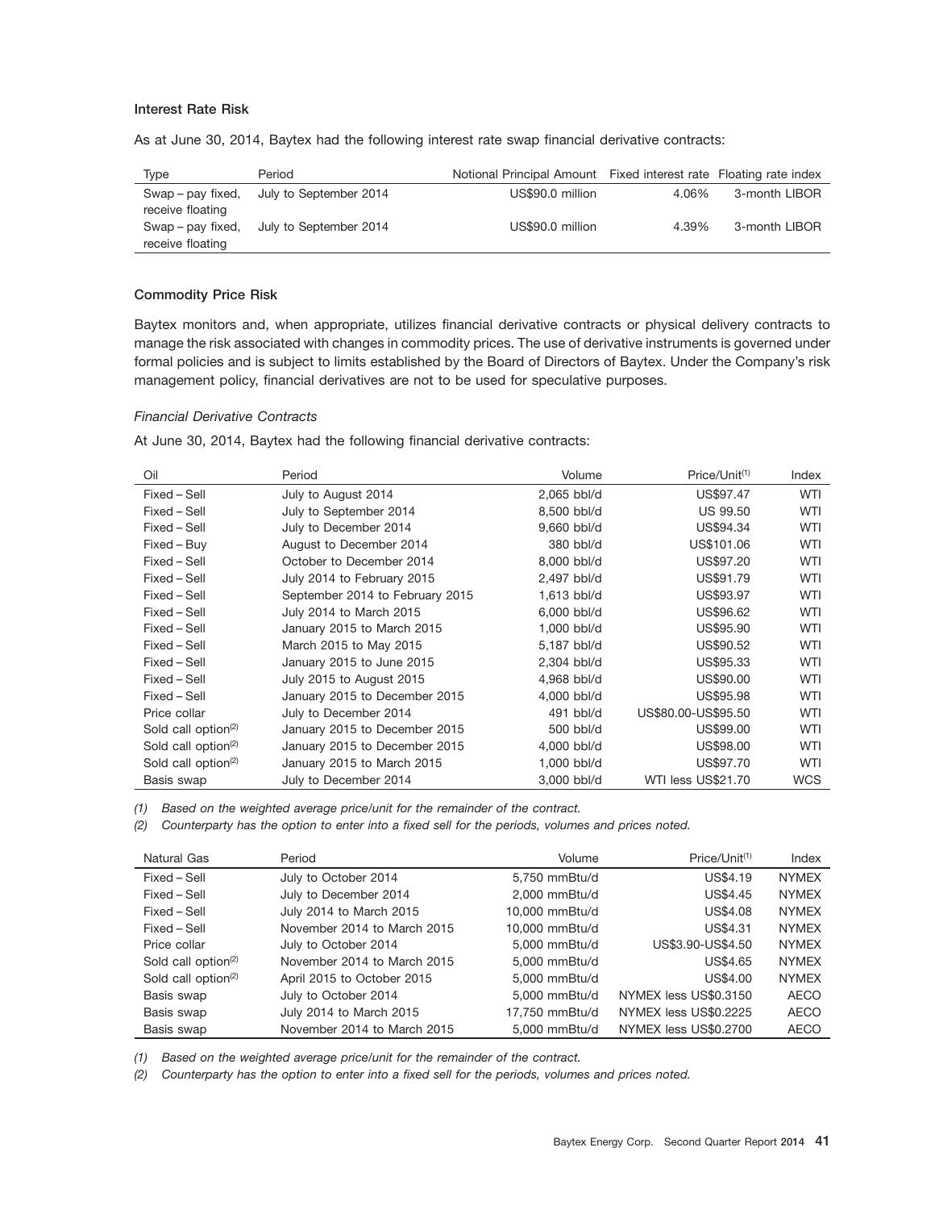**Interest Rate Risk**

As at June 30, 2014, Baytex had the following interest rate swap financial derivative contracts:

| Type | Period | Notional Principal Amount | Fixed interest rate | Floating rate index |
|---|---|---|---|---|
| Swap – pay fixed, receive floating | July to September 2014 | US$90.0 million | 4.06% | 3-month LIBOR |
| Swap – pay fixed, receive floating | July to September 2014 | US$90.0 million | 4.39% | 3-month LIBOR |

**Commodity Price Risk**

Baytex monitors and, when appropriate, utilizes financial derivative contracts or physical delivery contracts to manage the risk associated with changes in commodity prices. The use of derivative instruments is governed under formal policies and is subject to limits established by the Board of Directors of Baytex. Under the Company's risk management policy, financial derivatives are not to be used for speculative purposes.

*Financial Derivative Contracts*

At June 30, 2014, Baytex had the following financial derivative contracts:

| Oil | Period | Volume | Price/Unit[1] | Index |
|---|---|---|---|---|
| Fixed – Sell | July to August 2014 | 2,065 bbl/d | US$97.47 | WTI |
| Fixed – Sell | July to September 2014 | 8,500 bbl/d | US 99.50 | WTI |
| Fixed – Sell | July to December 2014 | 9,660 bbl/d | US$94.34 | WTI |
| Fixed – Buy | August to December 2014 | 380 bbl/d | US$101.06 | WTI |
| Fixed – Sell | October to December 2014 | 8,000 bbl/d | US$97.20 | WTI |
| Fixed – Sell | July 2014 to February 2015 | 2,497 bbl/d | US$91.79 | WTI |
| Fixed – Sell | September 2014 to February 2015 | 1,613 bbl/d | US$93.97 | WTI |
| Fixed – Sell | July 2014 to March 2015 | 6,000 bbl/d | US$96.62 | WTI |
| Fixed – Sell | January 2015 to March 2015 | 1,000 bbl/d | US$95.90 | WTI |
| Fixed – Sell | March 2015 to May 2015 | 5,187 bbl/d | US$90.52 | WTI |
| Fixed – Sell | January 2015 to June 2015 | 2,304 bbl/d | US$95.33 | WTI |
| Fixed – Sell | July 2015 to August 2015 | 4,968 bbl/d | US$90.00 | WTI |
| Fixed – Sell | January 2015 to December 2015 | 4,000 bbl/d | US$95.98 | WTI |
| Price collar | July to December 2014 | 491 bbl/d | US$80.00-US$95.50 | WTI |
| Sold call option[2] | January 2015 to December 2015 | 500 bbl/d | US$99.00 | WTI |
| Sold call option[2] | January 2015 to December 2015 | 4,000 bbl/d | US$98.00 | WTI |
| Sold call option[2] | January 2015 to March 2015 | 1,000 bbl/d | US$97.70 | WTI |
| Basis swap | July to December 2014 | 3,000 bbl/d | WTI less US$21.70 | WCS |

*(1) Based on the weighted average price/unit for the remainder of the contract.*

*(2) Counterparty has the option to enter into a fixed sell for the periods, volumes and prices noted.*

| Natural Gas | Period | Volume | Price/Unit[1] | Index |
|---|---|---|---|---|
| Fixed – Sell | July to October 2014 | 5,750 mmBtu/d | US$4.19 | NYMEX |
| Fixed – Sell | July to December 2014 | 2,000 mmBtu/d | US$4.45 | NYMEX |
| Fixed – Sell | July 2014 to March 2015 | 10,000 mmBtu/d | US$4.08 | NYMEX |
| Fixed – Sell | November 2014 to March 2015 | 10,000 mmBtu/d | US$4.31 | NYMEX |
| Price collar | July to October 2014 | 5,000 mmBtu/d | US$3.90-US$4.50 | NYMEX |
| Sold call option[2] | November 2014 to March 2015 | 5,000 mmBtu/d | US$4.65 | NYMEX |
| Sold call option[2] | April 2015 to October 2015 | 5,000 mmBtu/d | US$4.00 | NYMEX |
| Basis swap | July to October 2014 | 5,000 mmBtu/d | NYMEX less US$0.3150 | AECO |
| Basis swap | July 2014 to March 2015 | 17,750 mmBtu/d | NYMEX less US$0.2225 | AECO |
| Basis swap | November 2014 to March 2015 | 5,000 mmBtu/d | NYMEX less US$0.2700 | AECO |

*(1) Based on the weighted average price/unit for the remainder of the contract.*

*(2) Counterparty has the option to enter into a fixed sell for the periods, volumes and prices noted.*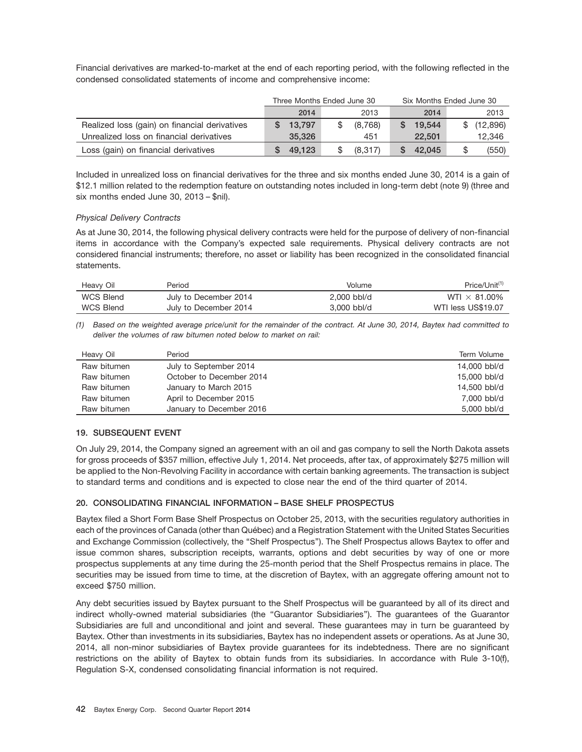Financial derivatives are marked-to-market at the end of each reporting period, with the following reflected in the condensed consolidated statements of income and comprehensive income:

| | Three Months Ended June 30 | | Six Months Ended June 30 | |
|---|---|---|---|---|
| | 2014 | 2013 | 2014 | 2013 |
| Realized loss (gain) on financial derivatives | $ 13,797 | $ (8,768) | $ 19,544 | $ (12,896) |
| Unrealized loss on financial derivatives | 35,326 | 451 | 22,501 | 12,346 |
| Loss (gain) on financial derivatives | $ 49,123 | $ (8,317) | $ 42,045 | $ (550) |

Included in unrealized loss on financial derivatives for the three and six months ended June 30, 2014 is a gain of $12.1 million related to the redemption feature on outstanding notes included in long-term debt (note 9) (three and six months ended June 30, 2013 – $nil).

*Physical Delivery Contracts*

As at June 30, 2014, the following physical delivery contracts were held for the purpose of delivery of non-financial items in accordance with the Company's expected sale requirements. Physical delivery contracts are not considered financial instruments; therefore, no asset or liability has been recognized in the consolidated financial statements.

| Heavy Oil | Period | Volume | Price/Unit[(1)] |
|---|---|---|---|
| WCS Blend | July to December 2014 | 2,000 bbl/d | WTI × 81.00% |
| WCS Blend | July to December 2014 | 3,000 bbl/d | WTI less US$19.07 |

*(1) Based on the weighted average price/unit for the remainder of the contract. At June 30, 2014, Baytex had committed to deliver the volumes of raw bitumen noted below to market on rail:*

| Heavy Oil | Period | Term Volume |
|---|---|---|
| Raw bitumen | July to September 2014 | 14,000 bbl/d |
| Raw bitumen | October to December 2014 | 15,000 bbl/d |
| Raw bitumen | January to March 2015 | 14,500 bbl/d |
| Raw bitumen | April to December 2015 | 7,000 bbl/d |
| Raw bitumen | January to December 2016 | 5,000 bbl/d |

## 19. SUBSEQUENT EVENT

On July 29, 2014, the Company signed an agreement with an oil and gas company to sell the North Dakota assets for gross proceeds of $357 million, effective July 1, 2014. Net proceeds, after tax, of approximately $275 million will be applied to the Non-Revolving Facility in accordance with certain banking agreements. The transaction is subject to standard terms and conditions and is expected to close near the end of the third quarter of 2014.

## 20. CONSOLIDATING FINANCIAL INFORMATION – BASE SHELF PROSPECTUS

Baytex filed a Short Form Base Shelf Prospectus on October 25, 2013, with the securities regulatory authorities in each of the provinces of Canada (other than Québec) and a Registration Statement with the United States Securities and Exchange Commission (collectively, the "Shelf Prospectus"). The Shelf Prospectus allows Baytex to offer and issue common shares, subscription receipts, warrants, options and debt securities by way of one or more prospectus supplements at any time during the 25-month period that the Shelf Prospectus remains in place. The securities may be issued from time to time, at the discretion of Baytex, with an aggregate offering amount not to exceed $750 million.

Any debt securities issued by Baytex pursuant to the Shelf Prospectus will be guaranteed by all of its direct and indirect wholly-owned material subsidiaries (the "Guarantor Subsidiaries"). The guarantees of the Guarantor Subsidiaries are full and unconditional and joint and several. These guarantees may in turn be guaranteed by Baytex. Other than investments in its subsidiaries, Baytex has no independent assets or operations. As at June 30, 2014, all non-minor subsidiaries of Baytex provide guarantees for its indebtedness. There are no significant restrictions on the ability of Baytex to obtain funds from its subsidiaries. In accordance with Rule 3-10(f), Regulation S-X, condensed consolidating financial information is not required.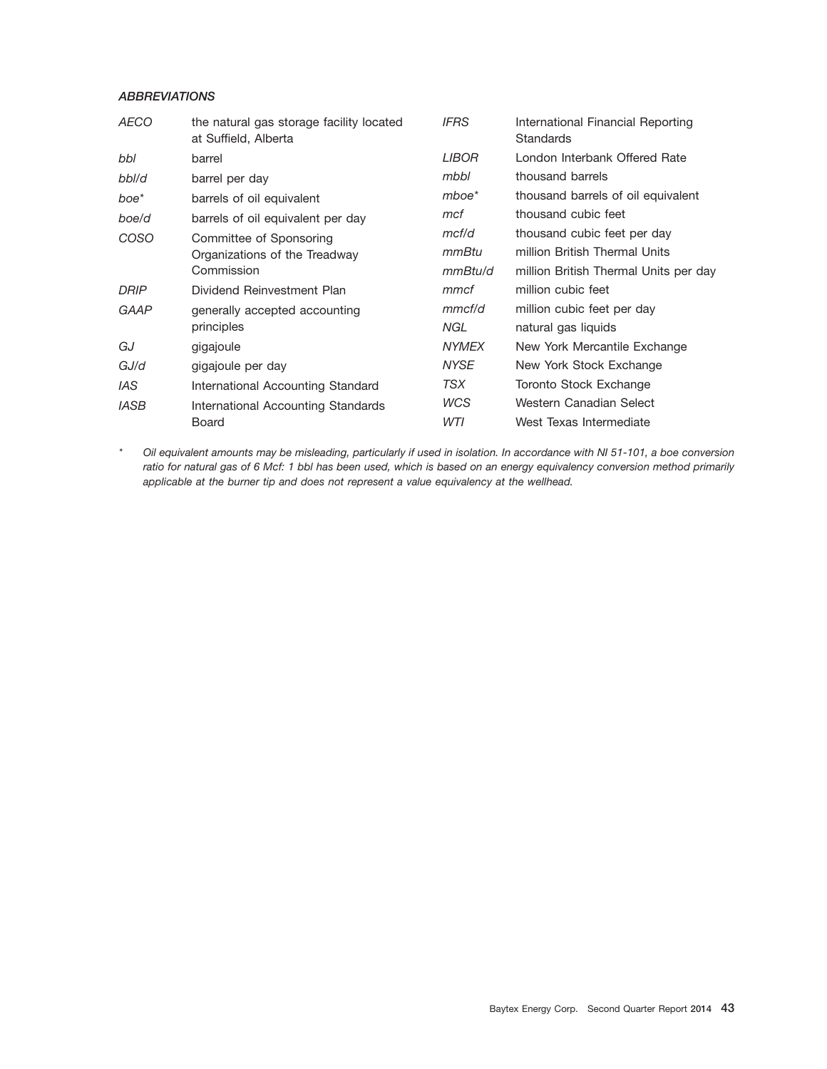### *ABBREVIATIONS*

| | |
|---|---|
| *AECO* | the natural gas storage facility located at Suffield, Alberta |
| *bbl* | barrel |
| *bbl/d* | barrel per day |
| *boe** | barrels of oil equivalent |
| *boe/d* | barrels of oil equivalent per day |
| *COSO* | Committee of Sponsoring Organizations of the Treadway Commission |
| *DRIP* | Dividend Reinvestment Plan |
| *GAAP* | generally accepted accounting principles |
| *GJ* | gigajoule |
| *GJ/d* | gigajoule per day |
| *IAS* | International Accounting Standard |
| *IASB* | International Accounting Standards Board |
| *IFRS* | International Financial Reporting Standards |
| *LIBOR* | London Interbank Offered Rate |
| *mbbl* | thousand barrels |
| *mboe** | thousand barrels of oil equivalent |
| *mcf* | thousand cubic feet |
| *mcf/d* | thousand cubic feet per day |
| *mmBtu* | million British Thermal Units |
| *mmBtu/d* | million British Thermal Units per day |
| *mmcf* | million cubic feet |
| *mmcf/d* | million cubic feet per day |
| *NGL* | natural gas liquids |
| *NYMEX* | New York Mercantile Exchange |
| *NYSE* | New York Stock Exchange |
| *TSX* | Toronto Stock Exchange |
| *WCS* | Western Canadian Select |
| *WTI* | West Texas Intermediate |

\* *Oil equivalent amounts may be misleading, particularly if used in isolation. In accordance with NI 51-101, a boe conversion ratio for natural gas of 6 Mcf: 1 bbl has been used, which is based on an energy equivalency conversion method primarily applicable at the burner tip and does not represent a value equivalency at the wellhead.*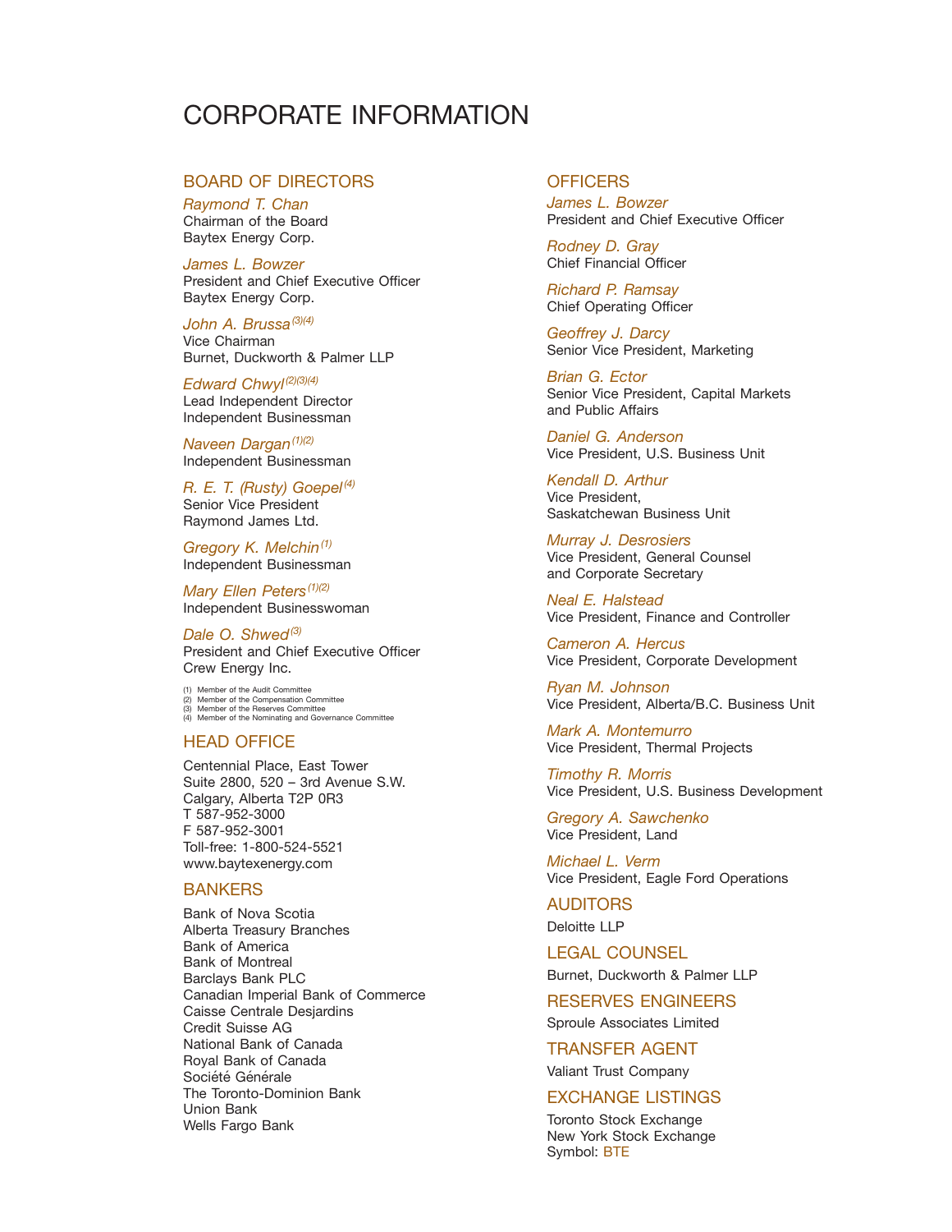# CORPORATE INFORMATION

## BOARD OF DIRECTORS

*Raymond T. Chan*
Chairman of the Board
Baytex Energy Corp.

*James L. Bowzer*
President and Chief Executive Officer
Baytex Energy Corp.

*John A. Brussa*[(3)(4)]
Vice Chairman
Burnet, Duckworth & Palmer LLP

*Edward Chwyl*[(2)(3)(4)]
Lead Independent Director
Independent Businessman

*Naveen Dargan*[(1)(2)]
Independent Businessman

*R. E. T. (Rusty) Goepel*[(4)]
Senior Vice President
Raymond James Ltd.

*Gregory K. Melchin*[(1)]
Independent Businessman

*Mary Ellen Peters*[(1)(2)]
Independent Businesswoman

*Dale O. Shwed*[(3)]
President and Chief Executive Officer
Crew Energy Inc.

(1) Member of the Audit Committee
(2) Member of the Compensation Committee
(3) Member of the Reserves Committee
(4) Member of the Nominating and Governance Committee

## HEAD OFFICE

Centennial Place, East Tower
Suite 2800, 520 – 3rd Avenue S.W.
Calgary, Alberta T2P 0R3
T 587-952-3000
F 587-952-3001
Toll-free: 1-800-524-5521
www.baytexenergy.com

## BANKERS

Bank of Nova Scotia
Alberta Treasury Branches
Bank of America
Bank of Montreal
Barclays Bank PLC
Canadian Imperial Bank of Commerce
Caisse Centrale Desjardins
Credit Suisse AG
National Bank of Canada
Royal Bank of Canada
Société Générale
The Toronto-Dominion Bank
Union Bank
Wells Fargo Bank

## OFFICERS

*James L. Bowzer*
President and Chief Executive Officer

*Rodney D. Gray*
Chief Financial Officer

*Richard P. Ramsay*
Chief Operating Officer

*Geoffrey J. Darcy*
Senior Vice President, Marketing

*Brian G. Ector*
Senior Vice President, Capital Markets and Public Affairs

*Daniel G. Anderson*
Vice President, U.S. Business Unit

*Kendall D. Arthur*
Vice President,
Saskatchewan Business Unit

*Murray J. Desrosiers*
Vice President, General Counsel and Corporate Secretary

*Neal E. Halstead*
Vice President, Finance and Controller

*Cameron A. Hercus*
Vice President, Corporate Development

*Ryan M. Johnson*
Vice President, Alberta/B.C. Business Unit

*Mark A. Montemurro*
Vice President, Thermal Projects

*Timothy R. Morris*
Vice President, U.S. Business Development

*Gregory A. Sawchenko*
Vice President, Land

*Michael L. Verm*
Vice President, Eagle Ford Operations

## AUDITORS

Deloitte LLP

## LEGAL COUNSEL

Burnet, Duckworth & Palmer LLP

## RESERVES ENGINEERS

Sproule Associates Limited

## TRANSFER AGENT

Valiant Trust Company

## EXCHANGE LISTINGS

Toronto Stock Exchange
New York Stock Exchange
Symbol: BTE